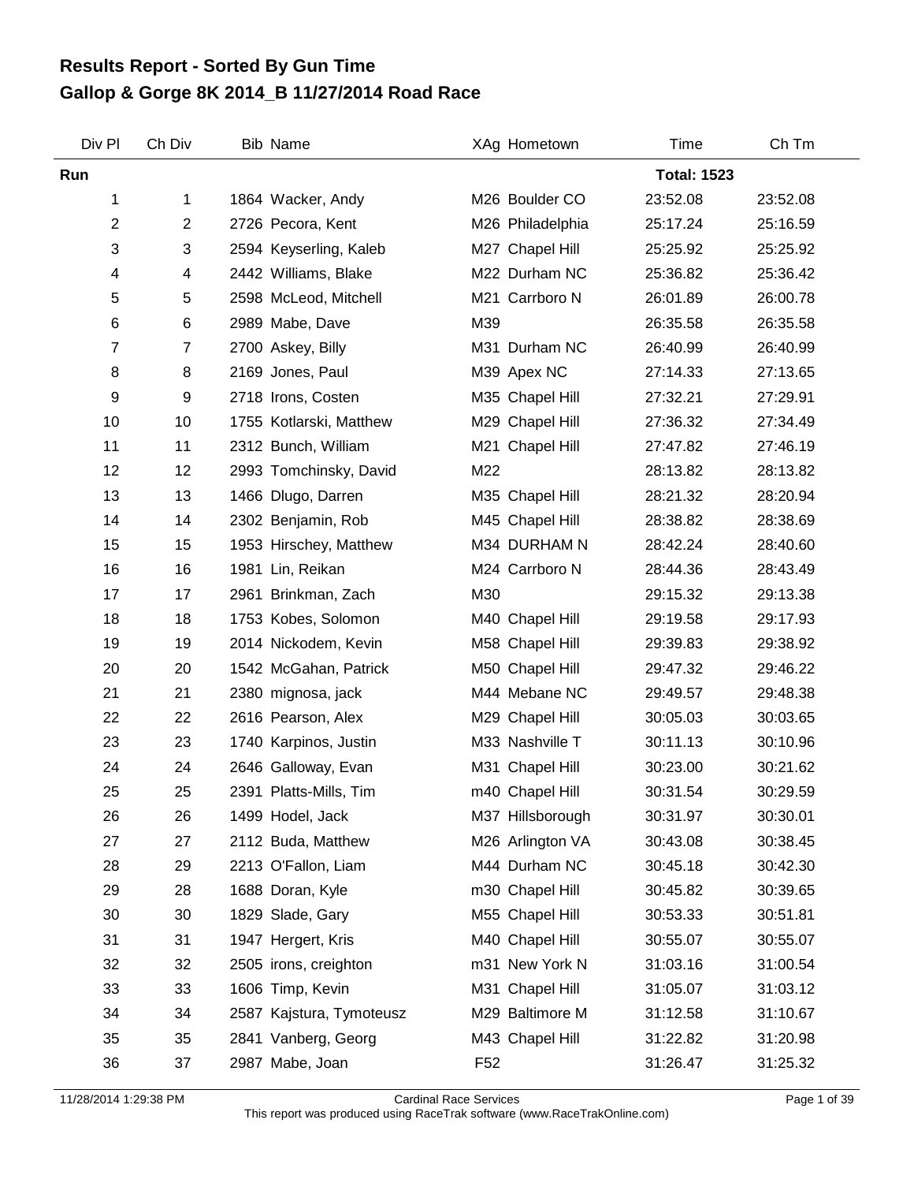# Results Report - Sorted By Gun Time
# Gallop & Gorge 8K 2014_B 11/27/2014 Road Race

| Div Pl | Ch Div | Bib | Name | XAg | Hometown | Time | Ch Tm |
|---|---|---|---|---|---|---|---|
| **Run** | | | | | | **Total: 1523** | |
| 1 | 1 | 1864 | Wacker, Andy | M26 | Boulder CO | 23:52.08 | 23:52.08 |
| 2 | 2 | 2726 | Pecora, Kent | M26 | Philadelphia | 25:17.24 | 25:16.59 |
| 3 | 3 | 2594 | Keyserling, Kaleb | M27 | Chapel Hill | 25:25.92 | 25:25.92 |
| 4 | 4 | 2442 | Williams, Blake | M22 | Durham NC | 25:36.82 | 25:36.42 |
| 5 | 5 | 2598 | McLeod, Mitchell | M21 | Carrboro N | 26:01.89 | 26:00.78 |
| 6 | 6 | 2989 | Mabe, Dave | M39 | | 26:35.58 | 26:35.58 |
| 7 | 7 | 2700 | Askey, Billy | M31 | Durham NC | 26:40.99 | 26:40.99 |
| 8 | 8 | 2169 | Jones, Paul | M39 | Apex NC | 27:14.33 | 27:13.65 |
| 9 | 9 | 2718 | Irons, Costen | M35 | Chapel Hill | 27:32.21 | 27:29.91 |
| 10 | 10 | 1755 | Kotlarski, Matthew | M29 | Chapel Hill | 27:36.32 | 27:34.49 |
| 11 | 11 | 2312 | Bunch, William | M21 | Chapel Hill | 27:47.82 | 27:46.19 |
| 12 | 12 | 2993 | Tomchinsky, David | M22 | | 28:13.82 | 28:13.82 |
| 13 | 13 | 1466 | Dlugo, Darren | M35 | Chapel Hill | 28:21.32 | 28:20.94 |
| 14 | 14 | 2302 | Benjamin, Rob | M45 | Chapel Hill | 28:38.82 | 28:38.69 |
| 15 | 15 | 1953 | Hirschey, Matthew | M34 | DURHAM N | 28:42.24 | 28:40.60 |
| 16 | 16 | 1981 | Lin, Reikan | M24 | Carrboro N | 28:44.36 | 28:43.49 |
| 17 | 17 | 2961 | Brinkman, Zach | M30 | | 29:15.32 | 29:13.38 |
| 18 | 18 | 1753 | Kobes, Solomon | M40 | Chapel Hill | 29:19.58 | 29:17.93 |
| 19 | 19 | 2014 | Nickodem, Kevin | M58 | Chapel Hill | 29:39.83 | 29:38.92 |
| 20 | 20 | 1542 | McGahan, Patrick | M50 | Chapel Hill | 29:47.32 | 29:46.22 |
| 21 | 21 | 2380 | mignosa, jack | M44 | Mebane NC | 29:49.57 | 29:48.38 |
| 22 | 22 | 2616 | Pearson, Alex | M29 | Chapel Hill | 30:05.03 | 30:03.65 |
| 23 | 23 | 1740 | Karpinos, Justin | M33 | Nashville T | 30:11.13 | 30:10.96 |
| 24 | 24 | 2646 | Galloway, Evan | M31 | Chapel Hill | 30:23.00 | 30:21.62 |
| 25 | 25 | 2391 | Platts-Mills, Tim | m40 | Chapel Hill | 30:31.54 | 30:29.59 |
| 26 | 26 | 1499 | Hodel, Jack | M37 | Hillsborough | 30:31.97 | 30:30.01 |
| 27 | 27 | 2112 | Buda, Matthew | M26 | Arlington VA | 30:43.08 | 30:38.45 |
| 28 | 29 | 2213 | O'Fallon, Liam | M44 | Durham NC | 30:45.18 | 30:42.30 |
| 29 | 28 | 1688 | Doran, Kyle | m30 | Chapel Hill | 30:45.82 | 30:39.65 |
| 30 | 30 | 1829 | Slade, Gary | M55 | Chapel Hill | 30:53.33 | 30:51.81 |
| 31 | 31 | 1947 | Hergert, Kris | M40 | Chapel Hill | 30:55.07 | 30:55.07 |
| 32 | 32 | 2505 | irons, creighton | m31 | New York N | 31:03.16 | 31:00.54 |
| 33 | 33 | 1606 | Timp, Kevin | M31 | Chapel Hill | 31:05.07 | 31:03.12 |
| 34 | 34 | 2587 | Kajstura, Tymoteusz | M29 | Baltimore M | 31:12.58 | 31:10.67 |
| 35 | 35 | 2841 | Vanberg, Georg | M43 | Chapel Hill | 31:22.82 | 31:20.98 |
| 36 | 37 | 2987 | Mabe, Joan | F52 | | 31:26.47 | 31:25.32 |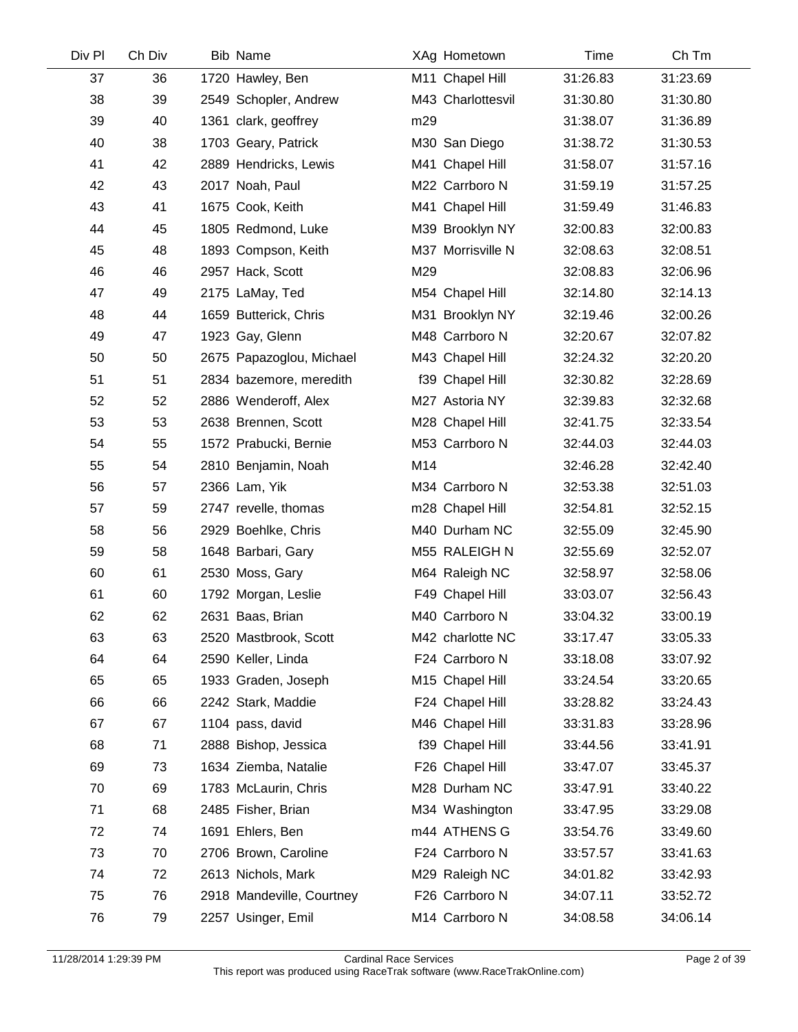| Div Pl | Ch Div | Bib | Name | XAg | Hometown | Time | Ch Tm |
|---|---|---|---|---|---|---|---|
| 37 | 36 | 1720 | Hawley, Ben | M11 | Chapel Hill | 31:26.83 | 31:23.69 |
| 38 | 39 | 2549 | Schopler, Andrew | M43 | Charlottesvil | 31:30.80 | 31:30.80 |
| 39 | 40 | 1361 | clark, geoffrey | m29 | | 31:38.07 | 31:36.89 |
| 40 | 38 | 1703 | Geary, Patrick | M30 | San Diego | 31:38.72 | 31:30.53 |
| 41 | 42 | 2889 | Hendricks, Lewis | M41 | Chapel Hill | 31:58.07 | 31:57.16 |
| 42 | 43 | 2017 | Noah, Paul | M22 | Carrboro N | 31:59.19 | 31:57.25 |
| 43 | 41 | 1675 | Cook, Keith | M41 | Chapel Hill | 31:59.49 | 31:46.83 |
| 44 | 45 | 1805 | Redmond, Luke | M39 | Brooklyn NY | 32:00.83 | 32:00.83 |
| 45 | 48 | 1893 | Compson, Keith | M37 | Morrisville N | 32:08.63 | 32:08.51 |
| 46 | 46 | 2957 | Hack, Scott | M29 | | 32:08.83 | 32:06.96 |
| 47 | 49 | 2175 | LaMay, Ted | M54 | Chapel Hill | 32:14.80 | 32:14.13 |
| 48 | 44 | 1659 | Butterick, Chris | M31 | Brooklyn NY | 32:19.46 | 32:00.26 |
| 49 | 47 | 1923 | Gay, Glenn | M48 | Carrboro N | 32:20.67 | 32:07.82 |
| 50 | 50 | 2675 | Papazoglou, Michael | M43 | Chapel Hill | 32:24.32 | 32:20.20 |
| 51 | 51 | 2834 | bazemore, meredith | f39 | Chapel Hill | 32:30.82 | 32:28.69 |
| 52 | 52 | 2886 | Wenderoff, Alex | M27 | Astoria NY | 32:39.83 | 32:32.68 |
| 53 | 53 | 2638 | Brennen, Scott | M28 | Chapel Hill | 32:41.75 | 32:33.54 |
| 54 | 55 | 1572 | Prabucki, Bernie | M53 | Carrboro N | 32:44.03 | 32:44.03 |
| 55 | 54 | 2810 | Benjamin, Noah | M14 | | 32:46.28 | 32:42.40 |
| 56 | 57 | 2366 | Lam, Yik | M34 | Carrboro N | 32:53.38 | 32:51.03 |
| 57 | 59 | 2747 | revelle, thomas | m28 | Chapel Hill | 32:54.81 | 32:52.15 |
| 58 | 56 | 2929 | Boehlke, Chris | M40 | Durham NC | 32:55.09 | 32:45.90 |
| 59 | 58 | 1648 | Barbari, Gary | M55 | RALEIGH N | 32:55.69 | 32:52.07 |
| 60 | 61 | 2530 | Moss, Gary | M64 | Raleigh NC | 32:58.97 | 32:58.06 |
| 61 | 60 | 1792 | Morgan, Leslie | F49 | Chapel Hill | 33:03.07 | 32:56.43 |
| 62 | 62 | 2631 | Baas, Brian | M40 | Carrboro N | 33:04.32 | 33:00.19 |
| 63 | 63 | 2520 | Mastbrook, Scott | M42 | charlotte NC | 33:17.47 | 33:05.33 |
| 64 | 64 | 2590 | Keller, Linda | F24 | Carrboro N | 33:18.08 | 33:07.92 |
| 65 | 65 | 1933 | Graden, Joseph | M15 | Chapel Hill | 33:24.54 | 33:20.65 |
| 66 | 66 | 2242 | Stark, Maddie | F24 | Chapel Hill | 33:28.82 | 33:24.43 |
| 67 | 67 | 1104 | pass, david | M46 | Chapel Hill | 33:31.83 | 33:28.96 |
| 68 | 71 | 2888 | Bishop, Jessica | f39 | Chapel Hill | 33:44.56 | 33:41.91 |
| 69 | 73 | 1634 | Ziemba, Natalie | F26 | Chapel Hill | 33:47.07 | 33:45.37 |
| 70 | 69 | 1783 | McLaurin, Chris | M28 | Durham NC | 33:47.91 | 33:40.22 |
| 71 | 68 | 2485 | Fisher, Brian | M34 | Washington | 33:47.95 | 33:29.08 |
| 72 | 74 | 1691 | Ehlers, Ben | m44 | ATHENS G | 33:54.76 | 33:49.60 |
| 73 | 70 | 2706 | Brown, Caroline | F24 | Carrboro N | 33:57.57 | 33:41.63 |
| 74 | 72 | 2613 | Nichols, Mark | M29 | Raleigh NC | 34:01.82 | 33:42.93 |
| 75 | 76 | 2918 | Mandeville, Courtney | F26 | Carrboro N | 34:07.11 | 33:52.72 |
| 76 | 79 | 2257 | Usinger, Emil | M14 | Carrboro N | 34:08.58 | 34:06.14 |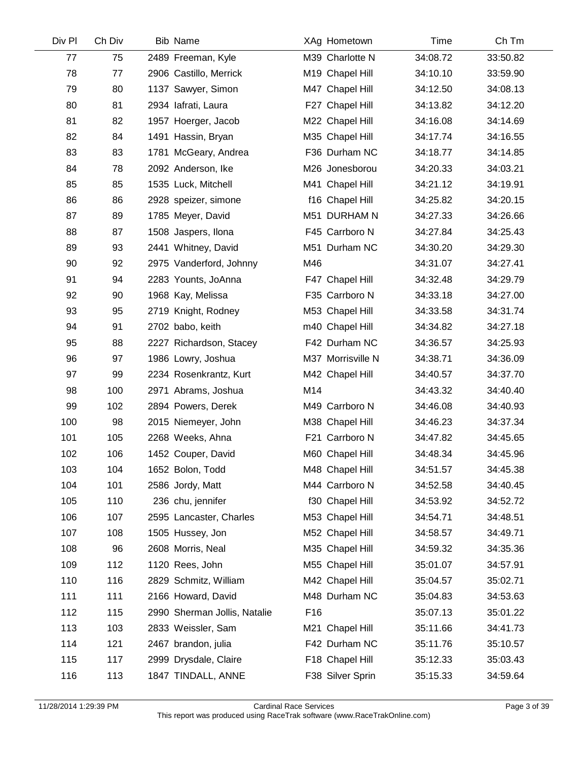| Div Pl | Ch Div | Bib | Name | XAg | Hometown | Time | Ch Tm |
|---|---|---|---|---|---|---|---|
| 77 | 75 | 2489 | Freeman, Kyle | M39 | Charlotte N | 34:08.72 | 33:50.82 |
| 78 | 77 | 2906 | Castillo, Merrick | M19 | Chapel Hill | 34:10.10 | 33:59.90 |
| 79 | 80 | 1137 | Sawyer, Simon | M47 | Chapel Hill | 34:12.50 | 34:08.13 |
| 80 | 81 | 2934 | Iafrati, Laura | F27 | Chapel Hill | 34:13.82 | 34:12.20 |
| 81 | 82 | 1957 | Hoerger, Jacob | M22 | Chapel Hill | 34:16.08 | 34:14.69 |
| 82 | 84 | 1491 | Hassin, Bryan | M35 | Chapel Hill | 34:17.74 | 34:16.55 |
| 83 | 83 | 1781 | McGeary, Andrea | F36 | Durham NC | 34:18.77 | 34:14.85 |
| 84 | 78 | 2092 | Anderson, Ike | M26 | Jonesborou | 34:20.33 | 34:03.21 |
| 85 | 85 | 1535 | Luck, Mitchell | M41 | Chapel Hill | 34:21.12 | 34:19.91 |
| 86 | 86 | 2928 | speizer, simone | f16 | Chapel Hill | 34:25.82 | 34:20.15 |
| 87 | 89 | 1785 | Meyer, David | M51 | DURHAM N | 34:27.33 | 34:26.66 |
| 88 | 87 | 1508 | Jaspers, Ilona | F45 | Carrboro N | 34:27.84 | 34:25.43 |
| 89 | 93 | 2441 | Whitney, David | M51 | Durham NC | 34:30.20 | 34:29.30 |
| 90 | 92 | 2975 | Vanderford, Johnny | M46 | | 34:31.07 | 34:27.41 |
| 91 | 94 | 2283 | Younts, JoAnna | F47 | Chapel Hill | 34:32.48 | 34:29.79 |
| 92 | 90 | 1968 | Kay, Melissa | F35 | Carrboro N | 34:33.18 | 34:27.00 |
| 93 | 95 | 2719 | Knight, Rodney | M53 | Chapel Hill | 34:33.58 | 34:31.74 |
| 94 | 91 | 2702 | babo, keith | m40 | Chapel Hill | 34:34.82 | 34:27.18 |
| 95 | 88 | 2227 | Richardson, Stacey | F42 | Durham NC | 34:36.57 | 34:25.93 |
| 96 | 97 | 1986 | Lowry, Joshua | M37 | Morrisville N | 34:38.71 | 34:36.09 |
| 97 | 99 | 2234 | Rosenkrantz, Kurt | M42 | Chapel Hill | 34:40.57 | 34:37.70 |
| 98 | 100 | 2971 | Abrams, Joshua | M14 | | 34:43.32 | 34:40.40 |
| 99 | 102 | 2894 | Powers, Derek | M49 | Carrboro N | 34:46.08 | 34:40.93 |
| 100 | 98 | 2015 | Niemeyer, John | M38 | Chapel Hill | 34:46.23 | 34:37.34 |
| 101 | 105 | 2268 | Weeks, Ahna | F21 | Carrboro N | 34:47.82 | 34:45.65 |
| 102 | 106 | 1452 | Couper, David | M60 | Chapel Hill | 34:48.34 | 34:45.96 |
| 103 | 104 | 1652 | Bolon, Todd | M48 | Chapel Hill | 34:51.57 | 34:45.38 |
| 104 | 101 | 2586 | Jordy, Matt | M44 | Carrboro N | 34:52.58 | 34:40.45 |
| 105 | 110 | 236 | chu, jennifer | f30 | Chapel Hill | 34:53.92 | 34:52.72 |
| 106 | 107 | 2595 | Lancaster, Charles | M53 | Chapel Hill | 34:54.71 | 34:48.51 |
| 107 | 108 | 1505 | Hussey, Jon | M52 | Chapel Hill | 34:58.57 | 34:49.71 |
| 108 | 96 | 2608 | Morris, Neal | M35 | Chapel Hill | 34:59.32 | 34:35.36 |
| 109 | 112 | 1120 | Rees, John | M55 | Chapel Hill | 35:01.07 | 34:57.91 |
| 110 | 116 | 2829 | Schmitz, William | M42 | Chapel Hill | 35:04.57 | 35:02.71 |
| 111 | 111 | 2166 | Howard, David | M48 | Durham NC | 35:04.83 | 34:53.63 |
| 112 | 115 | 2990 | Sherman Jollis, Natalie | F16 | | 35:07.13 | 35:01.22 |
| 113 | 103 | 2833 | Weissler, Sam | M21 | Chapel Hill | 35:11.66 | 34:41.73 |
| 114 | 121 | 2467 | brandon, julia | F42 | Durham NC | 35:11.76 | 35:10.57 |
| 115 | 117 | 2999 | Drysdale, Claire | F18 | Chapel Hill | 35:12.33 | 35:03.43 |
| 116 | 113 | 1847 | TINDALL, ANNE | F38 | Silver Sprin | 35:15.33 | 34:59.64 |

11/28/2014 1:29:39 PM — Cardinal Race Services — This report was produced using RaceTrak software (www.RaceTrakOnline.com)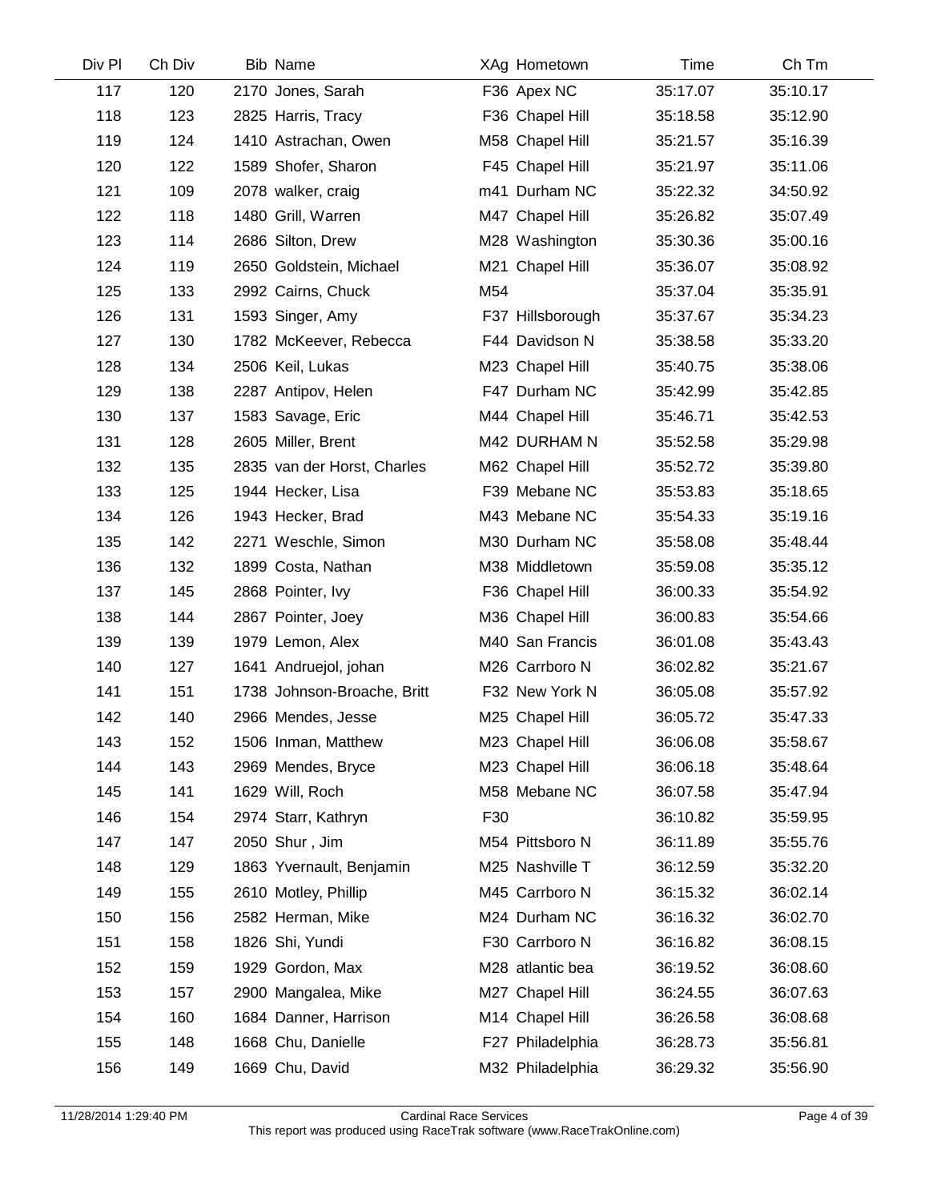| Div Pl | Ch Div | Bib | Name | XAg | Hometown | Time | Ch Tm |
|---|---|---|---|---|---|---|---|
| 117 | 120 | 2170 | Jones, Sarah | F36 | Apex NC | 35:17.07 | 35:10.17 |
| 118 | 123 | 2825 | Harris, Tracy | F36 | Chapel Hill | 35:18.58 | 35:12.90 |
| 119 | 124 | 1410 | Astrachan, Owen | M58 | Chapel Hill | 35:21.57 | 35:16.39 |
| 120 | 122 | 1589 | Shofer, Sharon | F45 | Chapel Hill | 35:21.97 | 35:11.06 |
| 121 | 109 | 2078 | walker, craig | m41 | Durham NC | 35:22.32 | 34:50.92 |
| 122 | 118 | 1480 | Grill, Warren | M47 | Chapel Hill | 35:26.82 | 35:07.49 |
| 123 | 114 | 2686 | Silton, Drew | M28 | Washington | 35:30.36 | 35:00.16 |
| 124 | 119 | 2650 | Goldstein, Michael | M21 | Chapel Hill | 35:36.07 | 35:08.92 |
| 125 | 133 | 2992 | Cairns, Chuck | M54 | | 35:37.04 | 35:35.91 |
| 126 | 131 | 1593 | Singer, Amy | F37 | Hillsborough | 35:37.67 | 35:34.23 |
| 127 | 130 | 1782 | McKeever, Rebecca | F44 | Davidson N | 35:38.58 | 35:33.20 |
| 128 | 134 | 2506 | Keil, Lukas | M23 | Chapel Hill | 35:40.75 | 35:38.06 |
| 129 | 138 | 2287 | Antipov, Helen | F47 | Durham NC | 35:42.99 | 35:42.85 |
| 130 | 137 | 1583 | Savage, Eric | M44 | Chapel Hill | 35:46.71 | 35:42.53 |
| 131 | 128 | 2605 | Miller, Brent | M42 | DURHAM N | 35:52.58 | 35:29.98 |
| 132 | 135 | 2835 | van der Horst, Charles | M62 | Chapel Hill | 35:52.72 | 35:39.80 |
| 133 | 125 | 1944 | Hecker, Lisa | F39 | Mebane NC | 35:53.83 | 35:18.65 |
| 134 | 126 | 1943 | Hecker, Brad | M43 | Mebane NC | 35:54.33 | 35:19.16 |
| 135 | 142 | 2271 | Weschle, Simon | M30 | Durham NC | 35:58.08 | 35:48.44 |
| 136 | 132 | 1899 | Costa, Nathan | M38 | Middletown | 35:59.08 | 35:35.12 |
| 137 | 145 | 2868 | Pointer, Ivy | F36 | Chapel Hill | 36:00.33 | 35:54.92 |
| 138 | 144 | 2867 | Pointer, Joey | M36 | Chapel Hill | 36:00.83 | 35:54.66 |
| 139 | 139 | 1979 | Lemon, Alex | M40 | San Francis | 36:01.08 | 35:43.43 |
| 140 | 127 | 1641 | Andruejol, johan | M26 | Carrboro N | 36:02.82 | 35:21.67 |
| 141 | 151 | 1738 | Johnson-Broache, Britt | F32 | New York N | 36:05.08 | 35:57.92 |
| 142 | 140 | 2966 | Mendes, Jesse | M25 | Chapel Hill | 36:05.72 | 35:47.33 |
| 143 | 152 | 1506 | Inman, Matthew | M23 | Chapel Hill | 36:06.08 | 35:58.67 |
| 144 | 143 | 2969 | Mendes, Bryce | M23 | Chapel Hill | 36:06.18 | 35:48.64 |
| 145 | 141 | 1629 | Will, Roch | M58 | Mebane NC | 36:07.58 | 35:47.94 |
| 146 | 154 | 2974 | Starr, Kathryn | F30 | | 36:10.82 | 35:59.95 |
| 147 | 147 | 2050 | Shur , Jim | M54 | Pittsboro N | 36:11.89 | 35:55.76 |
| 148 | 129 | 1863 | Yvernault, Benjamin | M25 | Nashville T | 36:12.59 | 35:32.20 |
| 149 | 155 | 2610 | Motley, Phillip | M45 | Carrboro N | 36:15.32 | 36:02.14 |
| 150 | 156 | 2582 | Herman, Mike | M24 | Durham NC | 36:16.32 | 36:02.70 |
| 151 | 158 | 1826 | Shi, Yundi | F30 | Carrboro N | 36:16.82 | 36:08.15 |
| 152 | 159 | 1929 | Gordon, Max | M28 | atlantic bea | 36:19.52 | 36:08.60 |
| 153 | 157 | 2900 | Mangalea, Mike | M27 | Chapel Hill | 36:24.55 | 36:07.63 |
| 154 | 160 | 1684 | Danner, Harrison | M14 | Chapel Hill | 36:26.58 | 36:08.68 |
| 155 | 148 | 1668 | Chu, Danielle | F27 | Philadelphia | 36:28.73 | 35:56.81 |
| 156 | 149 | 1669 | Chu, David | M32 | Philadelphia | 36:29.32 | 35:56.90 |

11/28/2014 1:29:40 PM — Cardinal Race Services — This report was produced using RaceTrak software (www.RaceTrakOnline.com)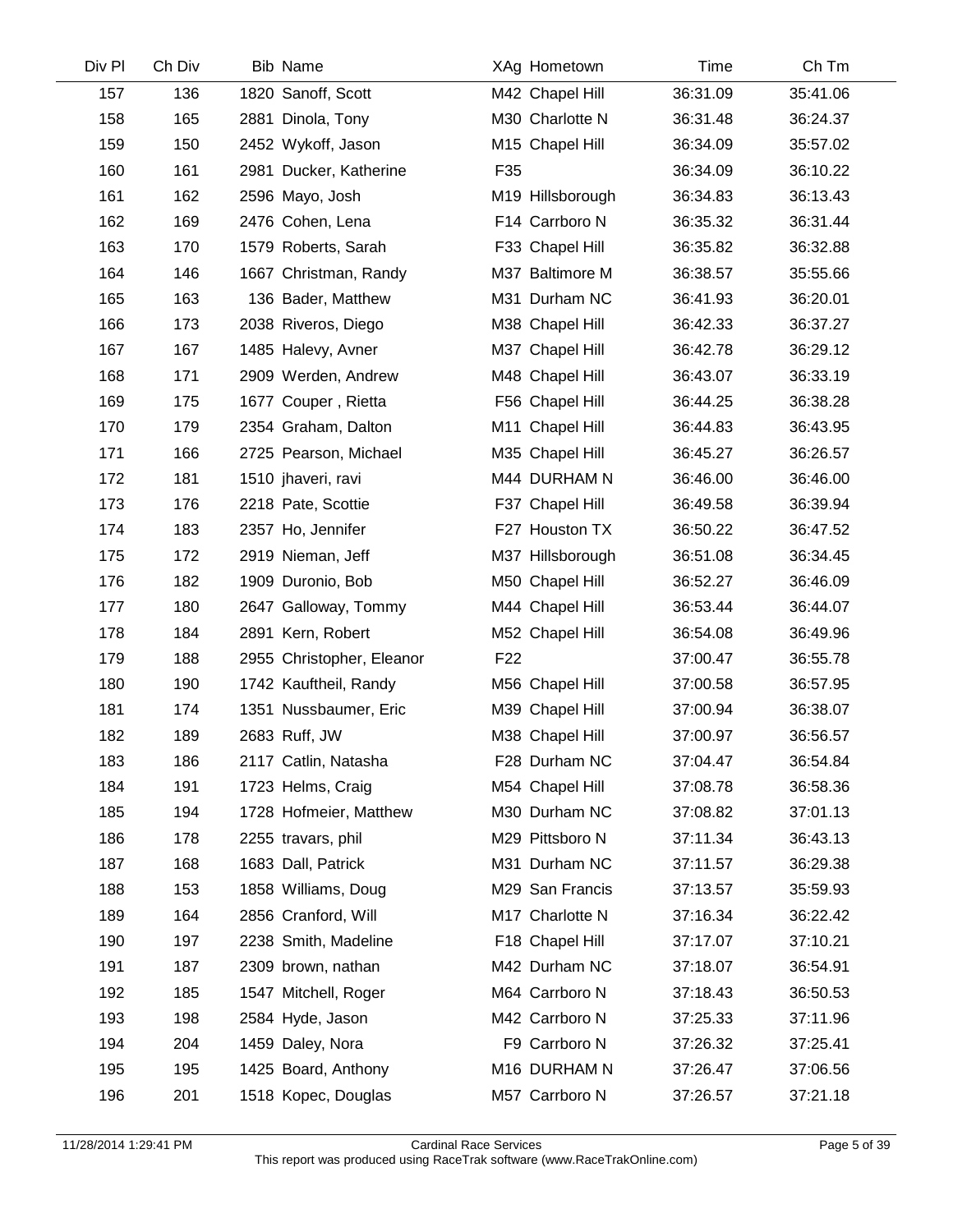| Div Pl | Ch Div | Bib | Name | XAg | Hometown | Time | Ch Tm |
|---|---|---|---|---|---|---|---|
| 157 | 136 | 1820 | Sanoff, Scott | M42 | Chapel Hill | 36:31.09 | 35:41.06 |
| 158 | 165 | 2881 | Dinola, Tony | M30 | Charlotte N | 36:31.48 | 36:24.37 |
| 159 | 150 | 2452 | Wykoff, Jason | M15 | Chapel Hill | 36:34.09 | 35:57.02 |
| 160 | 161 | 2981 | Ducker, Katherine | F35 | | 36:34.09 | 36:10.22 |
| 161 | 162 | 2596 | Mayo, Josh | M19 | Hillsborough | 36:34.83 | 36:13.43 |
| 162 | 169 | 2476 | Cohen, Lena | F14 | Carrboro N | 36:35.32 | 36:31.44 |
| 163 | 170 | 1579 | Roberts, Sarah | F33 | Chapel Hill | 36:35.82 | 36:32.88 |
| 164 | 146 | 1667 | Christman, Randy | M37 | Baltimore M | 36:38.57 | 35:55.66 |
| 165 | 163 | 136 | Bader, Matthew | M31 | Durham NC | 36:41.93 | 36:20.01 |
| 166 | 173 | 2038 | Riveros, Diego | M38 | Chapel Hill | 36:42.33 | 36:37.27 |
| 167 | 167 | 1485 | Halevy, Avner | M37 | Chapel Hill | 36:42.78 | 36:29.12 |
| 168 | 171 | 2909 | Werden, Andrew | M48 | Chapel Hill | 36:43.07 | 36:33.19 |
| 169 | 175 | 1677 | Couper , Rietta | F56 | Chapel Hill | 36:44.25 | 36:38.28 |
| 170 | 179 | 2354 | Graham, Dalton | M11 | Chapel Hill | 36:44.83 | 36:43.95 |
| 171 | 166 | 2725 | Pearson, Michael | M35 | Chapel Hill | 36:45.27 | 36:26.57 |
| 172 | 181 | 1510 | jhaveri, ravi | M44 | DURHAM N | 36:46.00 | 36:46.00 |
| 173 | 176 | 2218 | Pate, Scottie | F37 | Chapel Hill | 36:49.58 | 36:39.94 |
| 174 | 183 | 2357 | Ho, Jennifer | F27 | Houston TX | 36:50.22 | 36:47.52 |
| 175 | 172 | 2919 | Nieman, Jeff | M37 | Hillsborough | 36:51.08 | 36:34.45 |
| 176 | 182 | 1909 | Duronio, Bob | M50 | Chapel Hill | 36:52.27 | 36:46.09 |
| 177 | 180 | 2647 | Galloway, Tommy | M44 | Chapel Hill | 36:53.44 | 36:44.07 |
| 178 | 184 | 2891 | Kern, Robert | M52 | Chapel Hill | 36:54.08 | 36:49.96 |
| 179 | 188 | 2955 | Christopher, Eleanor | F22 | | 37:00.47 | 36:55.78 |
| 180 | 190 | 1742 | Kauftheil, Randy | M56 | Chapel Hill | 37:00.58 | 36:57.95 |
| 181 | 174 | 1351 | Nussbaumer, Eric | M39 | Chapel Hill | 37:00.94 | 36:38.07 |
| 182 | 189 | 2683 | Ruff, JW | M38 | Chapel Hill | 37:00.97 | 36:56.57 |
| 183 | 186 | 2117 | Catlin, Natasha | F28 | Durham NC | 37:04.47 | 36:54.84 |
| 184 | 191 | 1723 | Helms, Craig | M54 | Chapel Hill | 37:08.78 | 36:58.36 |
| 185 | 194 | 1728 | Hofmeier, Matthew | M30 | Durham NC | 37:08.82 | 37:01.13 |
| 186 | 178 | 2255 | travars, phil | M29 | Pittsboro N | 37:11.34 | 36:43.13 |
| 187 | 168 | 1683 | Dall, Patrick | M31 | Durham NC | 37:11.57 | 36:29.38 |
| 188 | 153 | 1858 | Williams, Doug | M29 | San Francis | 37:13.57 | 35:59.93 |
| 189 | 164 | 2856 | Cranford, Will | M17 | Charlotte N | 37:16.34 | 36:22.42 |
| 190 | 197 | 2238 | Smith, Madeline | F18 | Chapel Hill | 37:17.07 | 37:10.21 |
| 191 | 187 | 2309 | brown, nathan | M42 | Durham NC | 37:18.07 | 36:54.91 |
| 192 | 185 | 1547 | Mitchell, Roger | M64 | Carrboro N | 37:18.43 | 36:50.53 |
| 193 | 198 | 2584 | Hyde, Jason | M42 | Carrboro N | 37:25.33 | 37:11.96 |
| 194 | 204 | 1459 | Daley, Nora | F9 | Carrboro N | 37:26.32 | 37:25.41 |
| 195 | 195 | 1425 | Board, Anthony | M16 | DURHAM N | 37:26.47 | 37:06.56 |
| 196 | 201 | 1518 | Kopec, Douglas | M57 | Carrboro N | 37:26.57 | 37:21.18 |

11/28/2014 1:29:41 PM — Cardinal Race Services — This report was produced using RaceTrak software (www.RaceTrakOnline.com)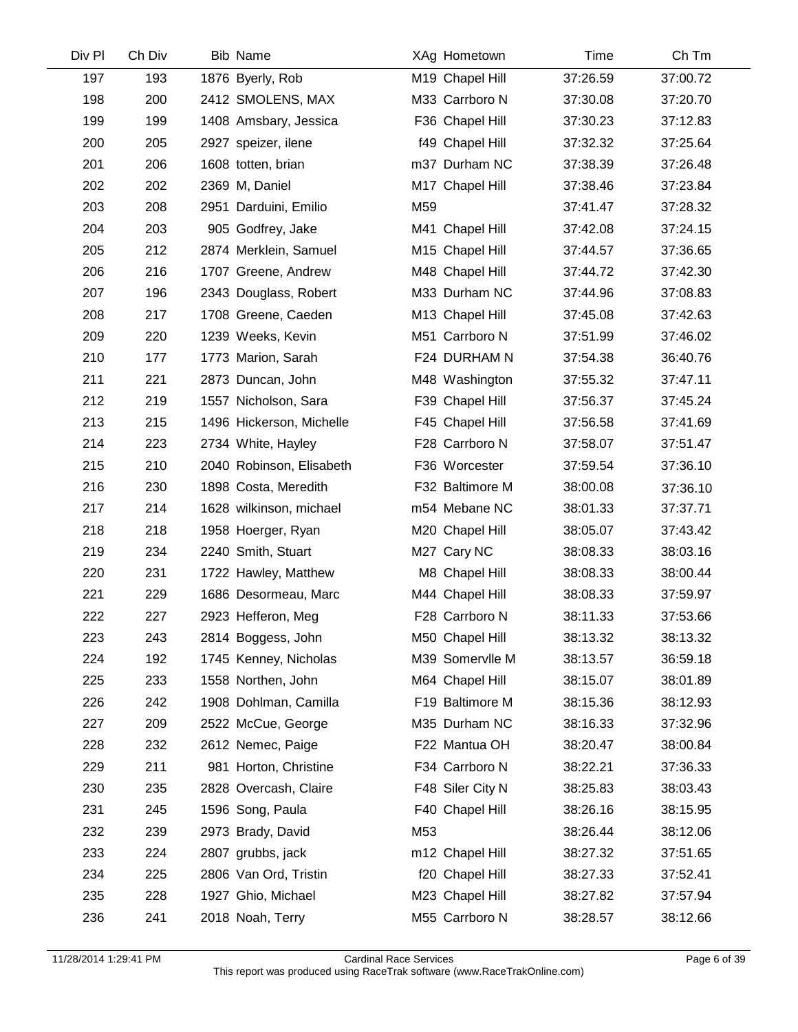| Div Pl | Ch Div | Bib | Name | XAg | Hometown | Time | Ch Tm |
|---|---|---|---|---|---|---|---|
| 197 | 193 | 1876 | Byerly, Rob | M19 | Chapel Hill | 37:26.59 | 37:00.72 |
| 198 | 200 | 2412 | SMOLENS, MAX | M33 | Carrboro N | 37:30.08 | 37:20.70 |
| 199 | 199 | 1408 | Amsbary, Jessica | F36 | Chapel Hill | 37:30.23 | 37:12.83 |
| 200 | 205 | 2927 | speizer, ilene | f49 | Chapel Hill | 37:32.32 | 37:25.64 |
| 201 | 206 | 1608 | totten, brian | m37 | Durham NC | 37:38.39 | 37:26.48 |
| 202 | 202 | 2369 | M, Daniel | M17 | Chapel Hill | 37:38.46 | 37:23.84 |
| 203 | 208 | 2951 | Darduini, Emilio | M59 | | 37:41.47 | 37:28.32 |
| 204 | 203 | 905 | Godfrey, Jake | M41 | Chapel Hill | 37:42.08 | 37:24.15 |
| 205 | 212 | 2874 | Merklein, Samuel | M15 | Chapel Hill | 37:44.57 | 37:36.65 |
| 206 | 216 | 1707 | Greene, Andrew | M48 | Chapel Hill | 37:44.72 | 37:42.30 |
| 207 | 196 | 2343 | Douglass, Robert | M33 | Durham NC | 37:44.96 | 37:08.83 |
| 208 | 217 | 1708 | Greene, Caeden | M13 | Chapel Hill | 37:45.08 | 37:42.63 |
| 209 | 220 | 1239 | Weeks, Kevin | M51 | Carrboro N | 37:51.99 | 37:46.02 |
| 210 | 177 | 1773 | Marion, Sarah | F24 | DURHAM N | 37:54.38 | 36:40.76 |
| 211 | 221 | 2873 | Duncan, John | M48 | Washington | 37:55.32 | 37:47.11 |
| 212 | 219 | 1557 | Nicholson, Sara | F39 | Chapel Hill | 37:56.37 | 37:45.24 |
| 213 | 215 | 1496 | Hickerson, Michelle | F45 | Chapel Hill | 37:56.58 | 37:41.69 |
| 214 | 223 | 2734 | White, Hayley | F28 | Carrboro N | 37:58.07 | 37:51.47 |
| 215 | 210 | 2040 | Robinson, Elisabeth | F36 | Worcester | 37:59.54 | 37:36.10 |
| 216 | 230 | 1898 | Costa, Meredith | F32 | Baltimore M | 38:00.08 | 37:36.10 |
| 217 | 214 | 1628 | wilkinson, michael | m54 | Mebane NC | 38:01.33 | 37:37.71 |
| 218 | 218 | 1958 | Hoerger, Ryan | M20 | Chapel Hill | 38:05.07 | 37:43.42 |
| 219 | 234 | 2240 | Smith, Stuart | M27 | Cary NC | 38:08.33 | 38:03.16 |
| 220 | 231 | 1722 | Hawley, Matthew | M8 | Chapel Hill | 38:08.33 | 38:00.44 |
| 221 | 229 | 1686 | Desormeau, Marc | M44 | Chapel Hill | 38:08.33 | 37:59.97 |
| 222 | 227 | 2923 | Hefferon, Meg | F28 | Carrboro N | 38:11.33 | 37:53.66 |
| 223 | 243 | 2814 | Boggess, John | M50 | Chapel Hill | 38:13.32 | 38:13.32 |
| 224 | 192 | 1745 | Kenney, Nicholas | M39 | Somervlle M | 38:13.57 | 36:59.18 |
| 225 | 233 | 1558 | Northen, John | M64 | Chapel Hill | 38:15.07 | 38:01.89 |
| 226 | 242 | 1908 | Dohlman, Camilla | F19 | Baltimore M | 38:15.36 | 38:12.93 |
| 227 | 209 | 2522 | McCue, George | M35 | Durham NC | 38:16.33 | 37:32.96 |
| 228 | 232 | 2612 | Nemec, Paige | F22 | Mantua OH | 38:20.47 | 38:00.84 |
| 229 | 211 | 981 | Horton, Christine | F34 | Carrboro N | 38:22.21 | 37:36.33 |
| 230 | 235 | 2828 | Overcash, Claire | F48 | Siler City N | 38:25.83 | 38:03.43 |
| 231 | 245 | 1596 | Song, Paula | F40 | Chapel Hill | 38:26.16 | 38:15.95 |
| 232 | 239 | 2973 | Brady, David | M53 | | 38:26.44 | 38:12.06 |
| 233 | 224 | 2807 | grubbs, jack | m12 | Chapel Hill | 38:27.32 | 37:51.65 |
| 234 | 225 | 2806 | Van Ord, Tristin | f20 | Chapel Hill | 38:27.33 | 37:52.41 |
| 235 | 228 | 1927 | Ghio, Michael | M23 | Chapel Hill | 38:27.82 | 37:57.94 |
| 236 | 241 | 2018 | Noah, Terry | M55 | Carrboro N | 38:28.57 | 38:12.66 |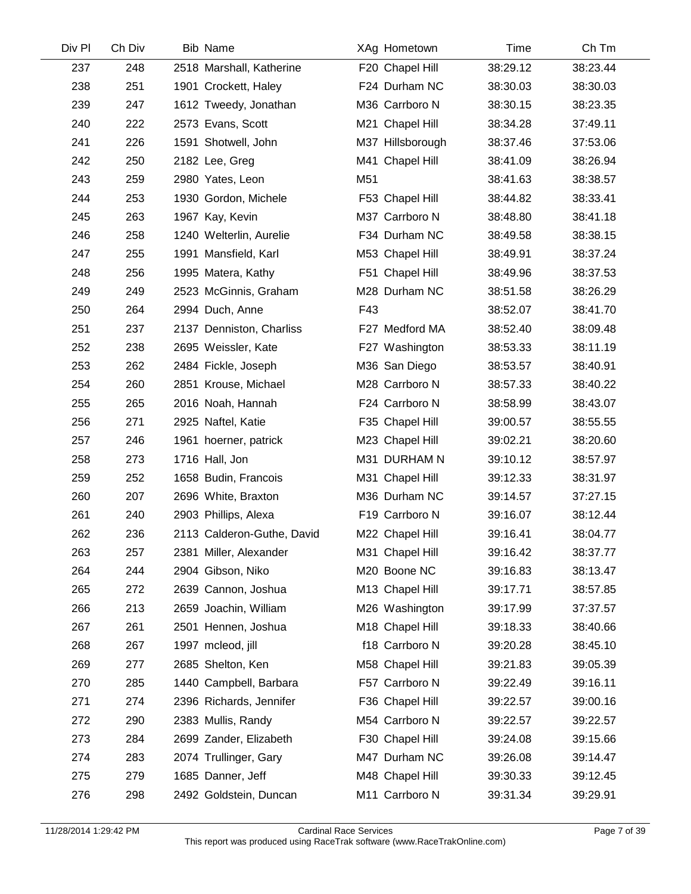| Div Pl | Ch Div | Bib | Name | XAg | Hometown | Time | Ch Tm |
|---|---|---|---|---|---|---|---|
| 237 | 248 | 2518 | Marshall, Katherine | F20 | Chapel Hill | 38:29.12 | 38:23.44 |
| 238 | 251 | 1901 | Crockett, Haley | F24 | Durham NC | 38:30.03 | 38:30.03 |
| 239 | 247 | 1612 | Tweedy, Jonathan | M36 | Carrboro N | 38:30.15 | 38:23.35 |
| 240 | 222 | 2573 | Evans, Scott | M21 | Chapel Hill | 38:34.28 | 37:49.11 |
| 241 | 226 | 1591 | Shotwell, John | M37 | Hillsborough | 38:37.46 | 37:53.06 |
| 242 | 250 | 2182 | Lee, Greg | M41 | Chapel Hill | 38:41.09 | 38:26.94 |
| 243 | 259 | 2980 | Yates, Leon | M51 | | 38:41.63 | 38:38.57 |
| 244 | 253 | 1930 | Gordon, Michele | F53 | Chapel Hill | 38:44.82 | 38:33.41 |
| 245 | 263 | 1967 | Kay, Kevin | M37 | Carrboro N | 38:48.80 | 38:41.18 |
| 246 | 258 | 1240 | Welterlin, Aurelie | F34 | Durham NC | 38:49.58 | 38:38.15 |
| 247 | 255 | 1991 | Mansfield, Karl | M53 | Chapel Hill | 38:49.91 | 38:37.24 |
| 248 | 256 | 1995 | Matera, Kathy | F51 | Chapel Hill | 38:49.96 | 38:37.53 |
| 249 | 249 | 2523 | McGinnis, Graham | M28 | Durham NC | 38:51.58 | 38:26.29 |
| 250 | 264 | 2994 | Duch, Anne | F43 | | 38:52.07 | 38:41.70 |
| 251 | 237 | 2137 | Denniston, Charliss | F27 | Medford MA | 38:52.40 | 38:09.48 |
| 252 | 238 | 2695 | Weissler, Kate | F27 | Washington | 38:53.33 | 38:11.19 |
| 253 | 262 | 2484 | Fickle, Joseph | M36 | San Diego | 38:53.57 | 38:40.91 |
| 254 | 260 | 2851 | Krouse, Michael | M28 | Carrboro N | 38:57.33 | 38:40.22 |
| 255 | 265 | 2016 | Noah, Hannah | F24 | Carrboro N | 38:58.99 | 38:43.07 |
| 256 | 271 | 2925 | Naftel, Katie | F35 | Chapel Hill | 39:00.57 | 38:55.55 |
| 257 | 246 | 1961 | hoerner, patrick | M23 | Chapel Hill | 39:02.21 | 38:20.60 |
| 258 | 273 | 1716 | Hall, Jon | M31 | DURHAM N | 39:10.12 | 38:57.97 |
| 259 | 252 | 1658 | Budin, Francois | M31 | Chapel Hill | 39:12.33 | 38:31.97 |
| 260 | 207 | 2696 | White, Braxton | M36 | Durham NC | 39:14.57 | 37:27.15 |
| 261 | 240 | 2903 | Phillips, Alexa | F19 | Carrboro N | 39:16.07 | 38:12.44 |
| 262 | 236 | 2113 | Calderon-Guthe, David | M22 | Chapel Hill | 39:16.41 | 38:04.77 |
| 263 | 257 | 2381 | Miller, Alexander | M31 | Chapel Hill | 39:16.42 | 38:37.77 |
| 264 | 244 | 2904 | Gibson, Niko | M20 | Boone NC | 39:16.83 | 38:13.47 |
| 265 | 272 | 2639 | Cannon, Joshua | M13 | Chapel Hill | 39:17.71 | 38:57.85 |
| 266 | 213 | 2659 | Joachin, William | M26 | Washington | 39:17.99 | 37:37.57 |
| 267 | 261 | 2501 | Hennen, Joshua | M18 | Chapel Hill | 39:18.33 | 38:40.66 |
| 268 | 267 | 1997 | mcleod, jill | f18 | Carrboro N | 39:20.28 | 38:45.10 |
| 269 | 277 | 2685 | Shelton, Ken | M58 | Chapel Hill | 39:21.83 | 39:05.39 |
| 270 | 285 | 1440 | Campbell, Barbara | F57 | Carrboro N | 39:22.49 | 39:16.11 |
| 271 | 274 | 2396 | Richards, Jennifer | F36 | Chapel Hill | 39:22.57 | 39:00.16 |
| 272 | 290 | 2383 | Mullis, Randy | M54 | Carrboro N | 39:22.57 | 39:22.57 |
| 273 | 284 | 2699 | Zander, Elizabeth | F30 | Chapel Hill | 39:24.08 | 39:15.66 |
| 274 | 283 | 2074 | Trullinger, Gary | M47 | Durham NC | 39:26.08 | 39:14.47 |
| 275 | 279 | 1685 | Danner, Jeff | M48 | Chapel Hill | 39:30.33 | 39:12.45 |
| 276 | 298 | 2492 | Goldstein, Duncan | M11 | Carrboro N | 39:31.34 | 39:29.91 |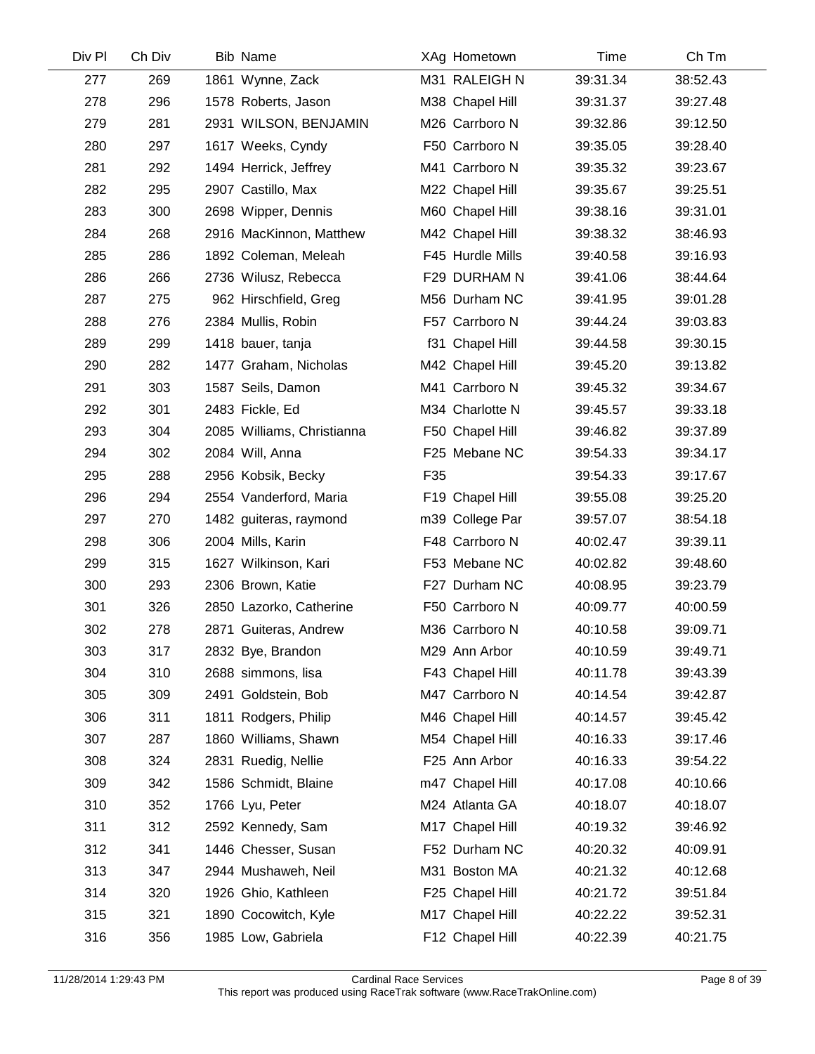| Div Pl | Ch Div | Bib | Name | XAg | Hometown | Time | Ch Tm |
|---|---|---|---|---|---|---|---|
| 277 | 269 | 1861 | Wynne, Zack | M31 | RALEIGH N | 39:31.34 | 38:52.43 |
| 278 | 296 | 1578 | Roberts, Jason | M38 | Chapel Hill | 39:31.37 | 39:27.48 |
| 279 | 281 | 2931 | WILSON, BENJAMIN | M26 | Carrboro N | 39:32.86 | 39:12.50 |
| 280 | 297 | 1617 | Weeks, Cyndy | F50 | Carrboro N | 39:35.05 | 39:28.40 |
| 281 | 292 | 1494 | Herrick, Jeffrey | M41 | Carrboro N | 39:35.32 | 39:23.67 |
| 282 | 295 | 2907 | Castillo, Max | M22 | Chapel Hill | 39:35.67 | 39:25.51 |
| 283 | 300 | 2698 | Wipper, Dennis | M60 | Chapel Hill | 39:38.16 | 39:31.01 |
| 284 | 268 | 2916 | MacKinnon, Matthew | M42 | Chapel Hill | 39:38.32 | 38:46.93 |
| 285 | 286 | 1892 | Coleman, Meleah | F45 | Hurdle Mills | 39:40.58 | 39:16.93 |
| 286 | 266 | 2736 | Wilusz, Rebecca | F29 | DURHAM N | 39:41.06 | 38:44.64 |
| 287 | 275 | 962 | Hirschfield, Greg | M56 | Durham NC | 39:41.95 | 39:01.28 |
| 288 | 276 | 2384 | Mullis, Robin | F57 | Carrboro N | 39:44.24 | 39:03.83 |
| 289 | 299 | 1418 | bauer, tanja | f31 | Chapel Hill | 39:44.58 | 39:30.15 |
| 290 | 282 | 1477 | Graham, Nicholas | M42 | Chapel Hill | 39:45.20 | 39:13.82 |
| 291 | 303 | 1587 | Seils, Damon | M41 | Carrboro N | 39:45.32 | 39:34.67 |
| 292 | 301 | 2483 | Fickle, Ed | M34 | Charlotte N | 39:45.57 | 39:33.18 |
| 293 | 304 | 2085 | Williams, Christianna | F50 | Chapel Hill | 39:46.82 | 39:37.89 |
| 294 | 302 | 2084 | Will, Anna | F25 | Mebane NC | 39:54.33 | 39:34.17 |
| 295 | 288 | 2956 | Kobsik, Becky | F35 | | 39:54.33 | 39:17.67 |
| 296 | 294 | 2554 | Vanderford, Maria | F19 | Chapel Hill | 39:55.08 | 39:25.20 |
| 297 | 270 | 1482 | guiteras, raymond | m39 | College Par | 39:57.07 | 38:54.18 |
| 298 | 306 | 2004 | Mills, Karin | F48 | Carrboro N | 40:02.47 | 39:39.11 |
| 299 | 315 | 1627 | Wilkinson, Kari | F53 | Mebane NC | 40:02.82 | 39:48.60 |
| 300 | 293 | 2306 | Brown, Katie | F27 | Durham NC | 40:08.95 | 39:23.79 |
| 301 | 326 | 2850 | Lazorko, Catherine | F50 | Carrboro N | 40:09.77 | 40:00.59 |
| 302 | 278 | 2871 | Guiteras, Andrew | M36 | Carrboro N | 40:10.58 | 39:09.71 |
| 303 | 317 | 2832 | Bye, Brandon | M29 | Ann Arbor | 40:10.59 | 39:49.71 |
| 304 | 310 | 2688 | simmons, lisa | F43 | Chapel Hill | 40:11.78 | 39:43.39 |
| 305 | 309 | 2491 | Goldstein, Bob | M47 | Carrboro N | 40:14.54 | 39:42.87 |
| 306 | 311 | 1811 | Rodgers, Philip | M46 | Chapel Hill | 40:14.57 | 39:45.42 |
| 307 | 287 | 1860 | Williams, Shawn | M54 | Chapel Hill | 40:16.33 | 39:17.46 |
| 308 | 324 | 2831 | Ruedig, Nellie | F25 | Ann Arbor | 40:16.33 | 39:54.22 |
| 309 | 342 | 1586 | Schmidt, Blaine | m47 | Chapel Hill | 40:17.08 | 40:10.66 |
| 310 | 352 | 1766 | Lyu, Peter | M24 | Atlanta GA | 40:18.07 | 40:18.07 |
| 311 | 312 | 2592 | Kennedy, Sam | M17 | Chapel Hill | 40:19.32 | 39:46.92 |
| 312 | 341 | 1446 | Chesser, Susan | F52 | Durham NC | 40:20.32 | 40:09.91 |
| 313 | 347 | 2944 | Mushaweh, Neil | M31 | Boston MA | 40:21.32 | 40:12.68 |
| 314 | 320 | 1926 | Ghio, Kathleen | F25 | Chapel Hill | 40:21.72 | 39:51.84 |
| 315 | 321 | 1890 | Cocowitch, Kyle | M17 | Chapel Hill | 40:22.22 | 39:52.31 |
| 316 | 356 | 1985 | Low, Gabriela | F12 | Chapel Hill | 40:22.39 | 40:21.75 |

11/28/2014 1:29:43 PM — Cardinal Race Services — This report was produced using RaceTrak software (www.RaceTrakOnline.com)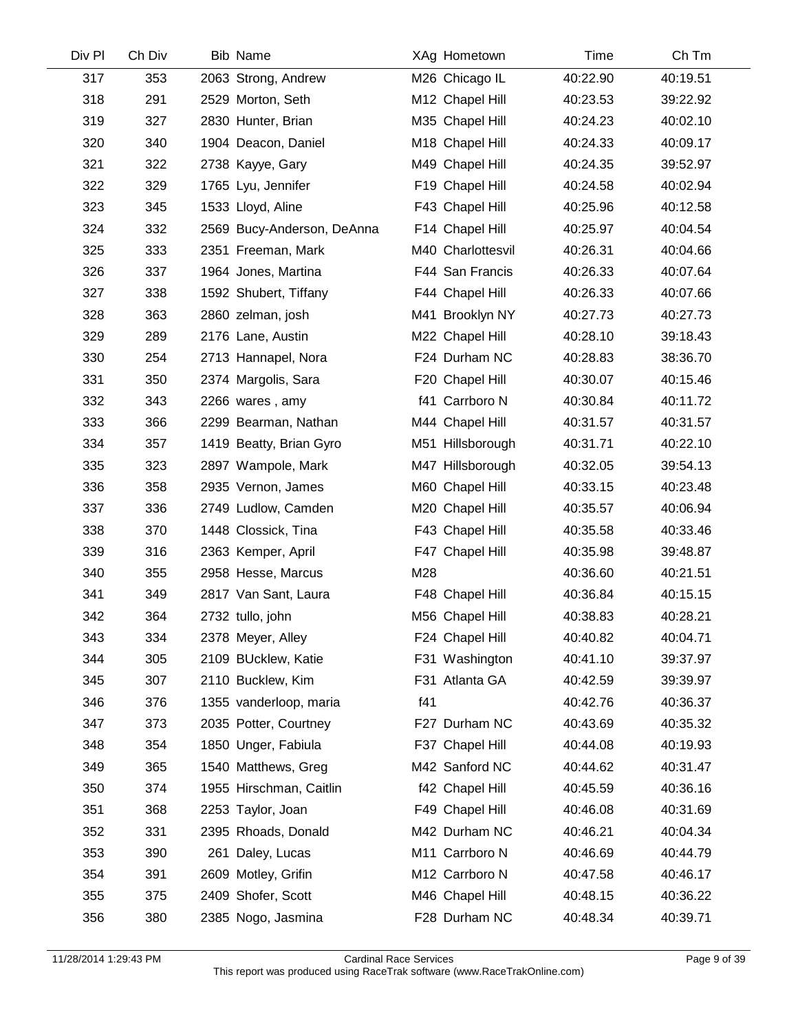| Div Pl | Ch Div | Bib | Name | XAg | Hometown | Time | Ch Tm |
|---|---|---|---|---|---|---|---|
| 317 | 353 | 2063 | Strong, Andrew | M26 | Chicago IL | 40:22.90 | 40:19.51 |
| 318 | 291 | 2529 | Morton, Seth | M12 | Chapel Hill | 40:23.53 | 39:22.92 |
| 319 | 327 | 2830 | Hunter, Brian | M35 | Chapel Hill | 40:24.23 | 40:02.10 |
| 320 | 340 | 1904 | Deacon, Daniel | M18 | Chapel Hill | 40:24.33 | 40:09.17 |
| 321 | 322 | 2738 | Kayye, Gary | M49 | Chapel Hill | 40:24.35 | 39:52.97 |
| 322 | 329 | 1765 | Lyu, Jennifer | F19 | Chapel Hill | 40:24.58 | 40:02.94 |
| 323 | 345 | 1533 | Lloyd, Aline | F43 | Chapel Hill | 40:25.96 | 40:12.58 |
| 324 | 332 | 2569 | Bucy-Anderson, DeAnna | F14 | Chapel Hill | 40:25.97 | 40:04.54 |
| 325 | 333 | 2351 | Freeman, Mark | M40 | Charlottesvil | 40:26.31 | 40:04.66 |
| 326 | 337 | 1964 | Jones, Martina | F44 | San Francis | 40:26.33 | 40:07.64 |
| 327 | 338 | 1592 | Shubert, Tiffany | F44 | Chapel Hill | 40:26.33 | 40:07.66 |
| 328 | 363 | 2860 | zelman, josh | M41 | Brooklyn NY | 40:27.73 | 40:27.73 |
| 329 | 289 | 2176 | Lane, Austin | M22 | Chapel Hill | 40:28.10 | 39:18.43 |
| 330 | 254 | 2713 | Hannapel, Nora | F24 | Durham NC | 40:28.83 | 38:36.70 |
| 331 | 350 | 2374 | Margolis, Sara | F20 | Chapel Hill | 40:30.07 | 40:15.46 |
| 332 | 343 | 2266 | wares , amy | f41 | Carrboro N | 40:30.84 | 40:11.72 |
| 333 | 366 | 2299 | Bearman, Nathan | M44 | Chapel Hill | 40:31.57 | 40:31.57 |
| 334 | 357 | 1419 | Beatty, Brian Gyro | M51 | Hillsborough | 40:31.71 | 40:22.10 |
| 335 | 323 | 2897 | Wampole, Mark | M47 | Hillsborough | 40:32.05 | 39:54.13 |
| 336 | 358 | 2935 | Vernon, James | M60 | Chapel Hill | 40:33.15 | 40:23.48 |
| 337 | 336 | 2749 | Ludlow, Camden | M20 | Chapel Hill | 40:35.57 | 40:06.94 |
| 338 | 370 | 1448 | Clossick, Tina | F43 | Chapel Hill | 40:35.58 | 40:33.46 |
| 339 | 316 | 2363 | Kemper, April | F47 | Chapel Hill | 40:35.98 | 39:48.87 |
| 340 | 355 | 2958 | Hesse, Marcus | M28 | | 40:36.60 | 40:21.51 |
| 341 | 349 | 2817 | Van Sant, Laura | F48 | Chapel Hill | 40:36.84 | 40:15.15 |
| 342 | 364 | 2732 | tullo, john | M56 | Chapel Hill | 40:38.83 | 40:28.21 |
| 343 | 334 | 2378 | Meyer, Alley | F24 | Chapel Hill | 40:40.82 | 40:04.71 |
| 344 | 305 | 2109 | BUcklew, Katie | F31 | Washington | 40:41.10 | 39:37.97 |
| 345 | 307 | 2110 | Bucklew, Kim | F31 | Atlanta GA | 40:42.59 | 39:39.97 |
| 346 | 376 | 1355 | vanderloop, maria | f41 | | 40:42.76 | 40:36.37 |
| 347 | 373 | 2035 | Potter, Courtney | F27 | Durham NC | 40:43.69 | 40:35.32 |
| 348 | 354 | 1850 | Unger, Fabiula | F37 | Chapel Hill | 40:44.08 | 40:19.93 |
| 349 | 365 | 1540 | Matthews, Greg | M42 | Sanford NC | 40:44.62 | 40:31.47 |
| 350 | 374 | 1955 | Hirschman, Caitlin | f42 | Chapel Hill | 40:45.59 | 40:36.16 |
| 351 | 368 | 2253 | Taylor, Joan | F49 | Chapel Hill | 40:46.08 | 40:31.69 |
| 352 | 331 | 2395 | Rhoads, Donald | M42 | Durham NC | 40:46.21 | 40:04.34 |
| 353 | 390 | 261 | Daley, Lucas | M11 | Carrboro N | 40:46.69 | 40:44.79 |
| 354 | 391 | 2609 | Motley, Grifin | M12 | Carrboro N | 40:47.58 | 40:46.17 |
| 355 | 375 | 2409 | Shofer, Scott | M46 | Chapel Hill | 40:48.15 | 40:36.22 |
| 356 | 380 | 2385 | Nogo, Jasmina | F28 | Durham NC | 40:48.34 | 40:39.71 |

11/28/2014 1:29:43 PM Cardinal Race Services
This report was produced using RaceTrak software (www.RaceTrakOnline.com)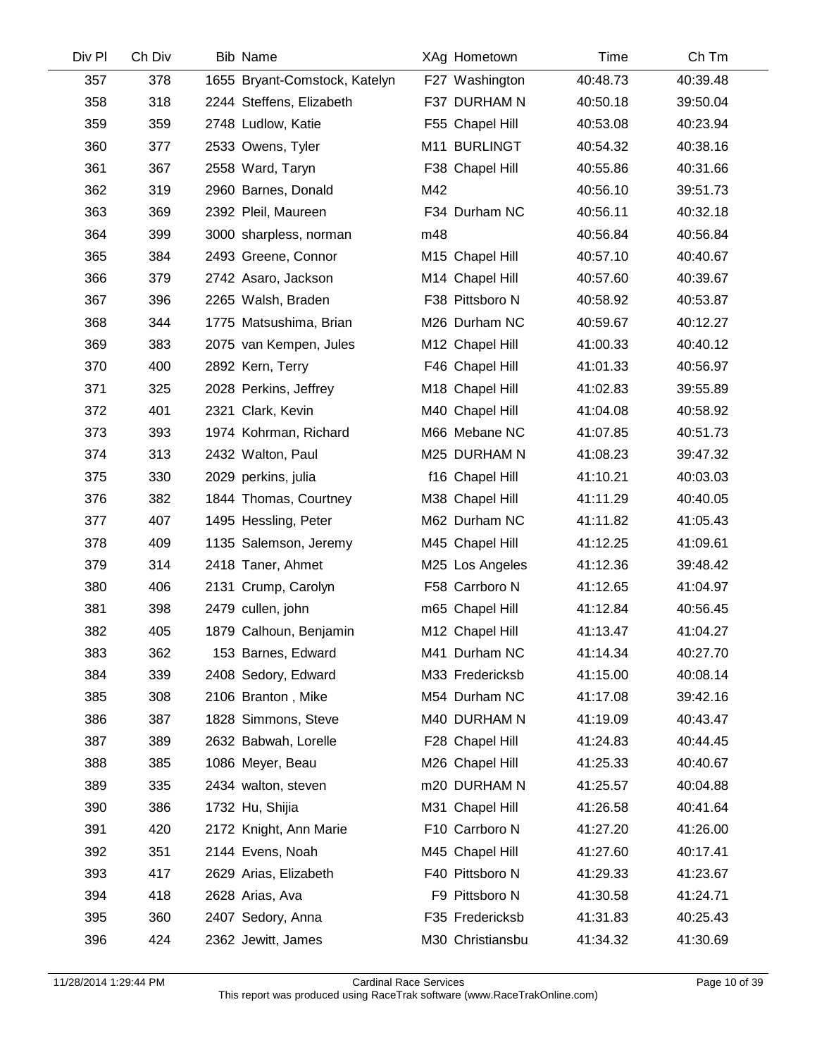| Div Pl | Ch Div | Bib | Name | XAg | Hometown | Time | Ch Tm |
|---|---|---|---|---|---|---|---|
| 357 | 378 | 1655 | Bryant-Comstock, Katelyn | F27 | Washington | 40:48.73 | 40:39.48 |
| 358 | 318 | 2244 | Steffens, Elizabeth | F37 | DURHAM N | 40:50.18 | 39:50.04 |
| 359 | 359 | 2748 | Ludlow, Katie | F55 | Chapel Hill | 40:53.08 | 40:23.94 |
| 360 | 377 | 2533 | Owens, Tyler | M11 | BURLINGT | 40:54.32 | 40:38.16 |
| 361 | 367 | 2558 | Ward, Taryn | F38 | Chapel Hill | 40:55.86 | 40:31.66 |
| 362 | 319 | 2960 | Barnes, Donald | M42 | | 40:56.10 | 39:51.73 |
| 363 | 369 | 2392 | Pleil, Maureen | F34 | Durham NC | 40:56.11 | 40:32.18 |
| 364 | 399 | 3000 | sharpless, norman | m48 | | 40:56.84 | 40:56.84 |
| 365 | 384 | 2493 | Greene, Connor | M15 | Chapel Hill | 40:57.10 | 40:40.67 |
| 366 | 379 | 2742 | Asaro, Jackson | M14 | Chapel Hill | 40:57.60 | 40:39.67 |
| 367 | 396 | 2265 | Walsh, Braden | F38 | Pittsboro N | 40:58.92 | 40:53.87 |
| 368 | 344 | 1775 | Matsushima, Brian | M26 | Durham NC | 40:59.67 | 40:12.27 |
| 369 | 383 | 2075 | van Kempen, Jules | M12 | Chapel Hill | 41:00.33 | 40:40.12 |
| 370 | 400 | 2892 | Kern, Terry | F46 | Chapel Hill | 41:01.33 | 40:56.97 |
| 371 | 325 | 2028 | Perkins, Jeffrey | M18 | Chapel Hill | 41:02.83 | 39:55.89 |
| 372 | 401 | 2321 | Clark, Kevin | M40 | Chapel Hill | 41:04.08 | 40:58.92 |
| 373 | 393 | 1974 | Kohrman, Richard | M66 | Mebane NC | 41:07.85 | 40:51.73 |
| 374 | 313 | 2432 | Walton, Paul | M25 | DURHAM N | 41:08.23 | 39:47.32 |
| 375 | 330 | 2029 | perkins, julia | f16 | Chapel Hill | 41:10.21 | 40:03.03 |
| 376 | 382 | 1844 | Thomas, Courtney | M38 | Chapel Hill | 41:11.29 | 40:40.05 |
| 377 | 407 | 1495 | Hessling, Peter | M62 | Durham NC | 41:11.82 | 41:05.43 |
| 378 | 409 | 1135 | Salemson, Jeremy | M45 | Chapel Hill | 41:12.25 | 41:09.61 |
| 379 | 314 | 2418 | Taner, Ahmet | M25 | Los Angeles | 41:12.36 | 39:48.42 |
| 380 | 406 | 2131 | Crump, Carolyn | F58 | Carrboro N | 41:12.65 | 41:04.97 |
| 381 | 398 | 2479 | cullen, john | m65 | Chapel Hill | 41:12.84 | 40:56.45 |
| 382 | 405 | 1879 | Calhoun, Benjamin | M12 | Chapel Hill | 41:13.47 | 41:04.27 |
| 383 | 362 | 153 | Barnes, Edward | M41 | Durham NC | 41:14.34 | 40:27.70 |
| 384 | 339 | 2408 | Sedory, Edward | M33 | Fredericksb | 41:15.00 | 40:08.14 |
| 385 | 308 | 2106 | Branton , Mike | M54 | Durham NC | 41:17.08 | 39:42.16 |
| 386 | 387 | 1828 | Simmons, Steve | M40 | DURHAM N | 41:19.09 | 40:43.47 |
| 387 | 389 | 2632 | Babwah, Lorelle | F28 | Chapel Hill | 41:24.83 | 40:44.45 |
| 388 | 385 | 1086 | Meyer, Beau | M26 | Chapel Hill | 41:25.33 | 40:40.67 |
| 389 | 335 | 2434 | walton, steven | m20 | DURHAM N | 41:25.57 | 40:04.88 |
| 390 | 386 | 1732 | Hu, Shijia | M31 | Chapel Hill | 41:26.58 | 40:41.64 |
| 391 | 420 | 2172 | Knight, Ann Marie | F10 | Carrboro N | 41:27.20 | 41:26.00 |
| 392 | 351 | 2144 | Evens, Noah | M45 | Chapel Hill | 41:27.60 | 40:17.41 |
| 393 | 417 | 2629 | Arias, Elizabeth | F40 | Pittsboro N | 41:29.33 | 41:23.67 |
| 394 | 418 | 2628 | Arias, Ava | F9 | Pittsboro N | 41:30.58 | 41:24.71 |
| 395 | 360 | 2407 | Sedory, Anna | F35 | Fredericksb | 41:31.83 | 40:25.43 |
| 396 | 424 | 2362 | Jewitt, James | M30 | Christiansbu | 41:34.32 | 41:30.69 |

11/28/2014 1:29:44 PM — Cardinal Race Services — This report was produced using RaceTrak software (www.RaceTrakOnline.com)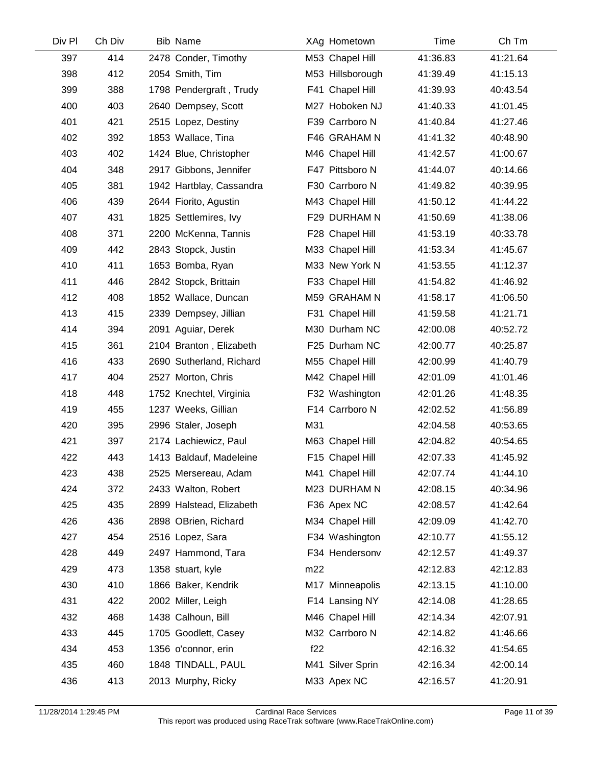| Div Pl | Ch Div | Bib | Name | XAg | Hometown | Time | Ch Tm |
|---|---|---|---|---|---|---|---|
| 397 | 414 | 2478 | Conder, Timothy | M53 | Chapel Hill | 41:36.83 | 41:21.64 |
| 398 | 412 | 2054 | Smith, Tim | M53 | Hillsborough | 41:39.49 | 41:15.13 |
| 399 | 388 | 1798 | Pendergraft , Trudy | F41 | Chapel Hill | 41:39.93 | 40:43.54 |
| 400 | 403 | 2640 | Dempsey, Scott | M27 | Hoboken NJ | 41:40.33 | 41:01.45 |
| 401 | 421 | 2515 | Lopez, Destiny | F39 | Carrboro N | 41:40.84 | 41:27.46 |
| 402 | 392 | 1853 | Wallace, Tina | F46 | GRAHAM N | 41:41.32 | 40:48.90 |
| 403 | 402 | 1424 | Blue, Christopher | M46 | Chapel Hill | 41:42.57 | 41:00.67 |
| 404 | 348 | 2917 | Gibbons, Jennifer | F47 | Pittsboro N | 41:44.07 | 40:14.66 |
| 405 | 381 | 1942 | Hartblay, Cassandra | F30 | Carrboro N | 41:49.82 | 40:39.95 |
| 406 | 439 | 2644 | Fiorito, Agustin | M43 | Chapel Hill | 41:50.12 | 41:44.22 |
| 407 | 431 | 1825 | Settlemires, Ivy | F29 | DURHAM N | 41:50.69 | 41:38.06 |
| 408 | 371 | 2200 | McKenna, Tannis | F28 | Chapel Hill | 41:53.19 | 40:33.78 |
| 409 | 442 | 2843 | Stopck, Justin | M33 | Chapel Hill | 41:53.34 | 41:45.67 |
| 410 | 411 | 1653 | Bomba, Ryan | M33 | New York N | 41:53.55 | 41:12.37 |
| 411 | 446 | 2842 | Stopck, Brittain | F33 | Chapel Hill | 41:54.82 | 41:46.92 |
| 412 | 408 | 1852 | Wallace, Duncan | M59 | GRAHAM N | 41:58.17 | 41:06.50 |
| 413 | 415 | 2339 | Dempsey, Jillian | F31 | Chapel Hill | 41:59.58 | 41:21.71 |
| 414 | 394 | 2091 | Aguiar, Derek | M30 | Durham NC | 42:00.08 | 40:52.72 |
| 415 | 361 | 2104 | Branton , Elizabeth | F25 | Durham NC | 42:00.77 | 40:25.87 |
| 416 | 433 | 2690 | Sutherland, Richard | M55 | Chapel Hill | 42:00.99 | 41:40.79 |
| 417 | 404 | 2527 | Morton, Chris | M42 | Chapel Hill | 42:01.09 | 41:01.46 |
| 418 | 448 | 1752 | Knechtel, Virginia | F32 | Washington | 42:01.26 | 41:48.35 |
| 419 | 455 | 1237 | Weeks, Gillian | F14 | Carrboro N | 42:02.52 | 41:56.89 |
| 420 | 395 | 2996 | Staler, Joseph | M31 | | 42:04.58 | 40:53.65 |
| 421 | 397 | 2174 | Lachiewicz, Paul | M63 | Chapel Hill | 42:04.82 | 40:54.65 |
| 422 | 443 | 1413 | Baldauf, Madeleine | F15 | Chapel Hill | 42:07.33 | 41:45.92 |
| 423 | 438 | 2525 | Mersereau, Adam | M41 | Chapel Hill | 42:07.74 | 41:44.10 |
| 424 | 372 | 2433 | Walton, Robert | M23 | DURHAM N | 42:08.15 | 40:34.96 |
| 425 | 435 | 2899 | Halstead, Elizabeth | F36 | Apex NC | 42:08.57 | 41:42.64 |
| 426 | 436 | 2898 | OBrien, Richard | M34 | Chapel Hill | 42:09.09 | 41:42.70 |
| 427 | 454 | 2516 | Lopez, Sara | F34 | Washington | 42:10.77 | 41:55.12 |
| 428 | 449 | 2497 | Hammond, Tara | F34 | Hendersonv | 42:12.57 | 41:49.37 |
| 429 | 473 | 1358 | stuart, kyle | m22 | | 42:12.83 | 42:12.83 |
| 430 | 410 | 1866 | Baker, Kendrik | M17 | Minneapolis | 42:13.15 | 41:10.00 |
| 431 | 422 | 2002 | Miller, Leigh | F14 | Lansing NY | 42:14.08 | 41:28.65 |
| 432 | 468 | 1438 | Calhoun, Bill | M46 | Chapel Hill | 42:14.34 | 42:07.91 |
| 433 | 445 | 1705 | Goodlett, Casey | M32 | Carrboro N | 42:14.82 | 41:46.66 |
| 434 | 453 | 1356 | o'connor, erin | f22 | | 42:16.32 | 41:54.65 |
| 435 | 460 | 1848 | TINDALL, PAUL | M41 | Silver Sprin | 42:16.34 | 42:00.14 |
| 436 | 413 | 2013 | Murphy, Ricky | M33 | Apex NC | 42:16.57 | 41:20.91 |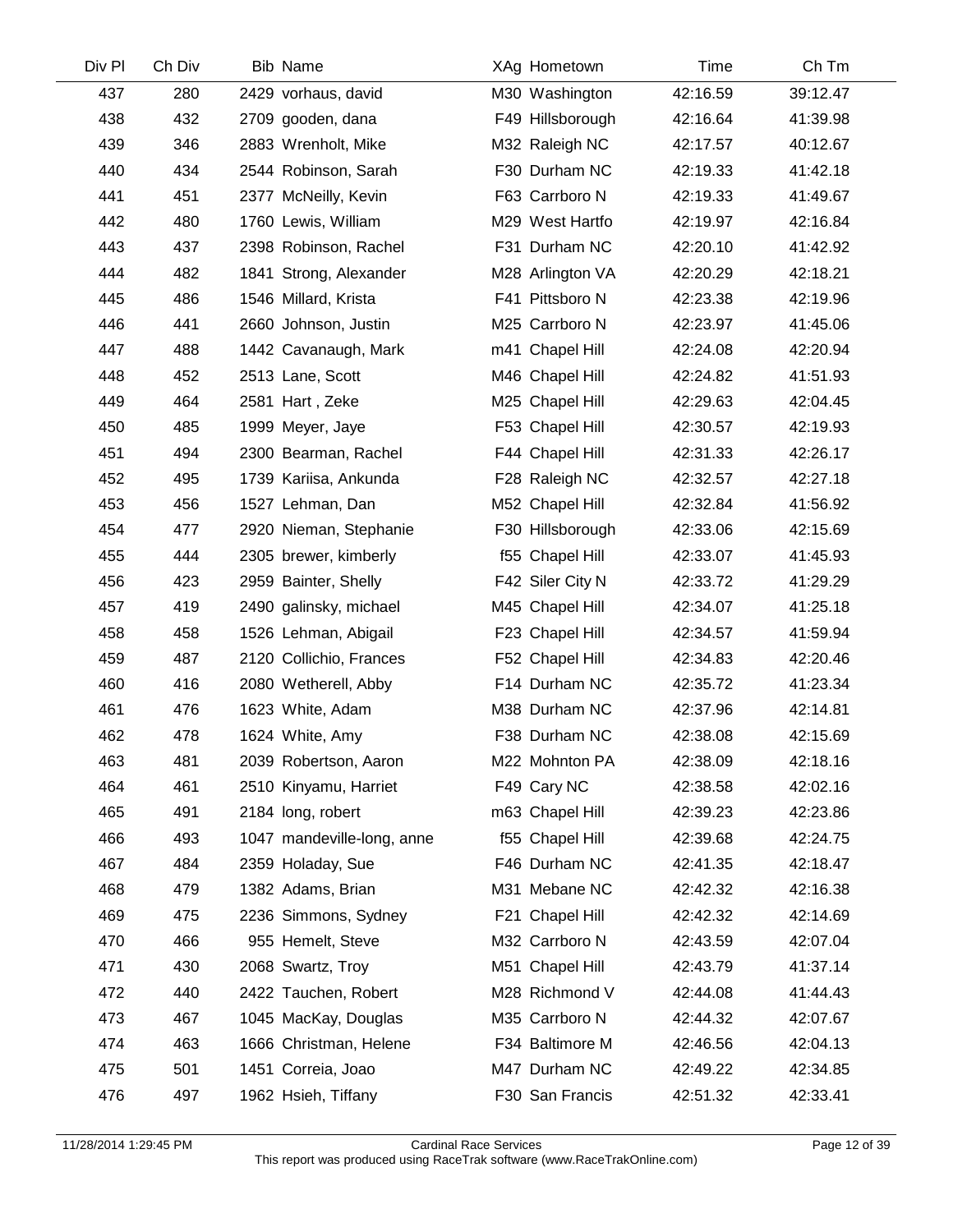| Div Pl | Ch Div | Bib | Name | XAg | Hometown | Time | Ch Tm |
|---|---|---|---|---|---|---|---|
| 437 | 280 | 2429 | vorhaus, david | M30 | Washington | 42:16.59 | 39:12.47 |
| 438 | 432 | 2709 | gooden, dana | F49 | Hillsborough | 42:16.64 | 41:39.98 |
| 439 | 346 | 2883 | Wrenholt, Mike | M32 | Raleigh NC | 42:17.57 | 40:12.67 |
| 440 | 434 | 2544 | Robinson, Sarah | F30 | Durham NC | 42:19.33 | 41:42.18 |
| 441 | 451 | 2377 | McNeilly, Kevin | F63 | Carrboro N | 42:19.33 | 41:49.67 |
| 442 | 480 | 1760 | Lewis, William | M29 | West Hartfo | 42:19.97 | 42:16.84 |
| 443 | 437 | 2398 | Robinson, Rachel | F31 | Durham NC | 42:20.10 | 41:42.92 |
| 444 | 482 | 1841 | Strong, Alexander | M28 | Arlington VA | 42:20.29 | 42:18.21 |
| 445 | 486 | 1546 | Millard, Krista | F41 | Pittsboro N | 42:23.38 | 42:19.96 |
| 446 | 441 | 2660 | Johnson, Justin | M25 | Carrboro N | 42:23.97 | 41:45.06 |
| 447 | 488 | 1442 | Cavanaugh, Mark | m41 | Chapel Hill | 42:24.08 | 42:20.94 |
| 448 | 452 | 2513 | Lane, Scott | M46 | Chapel Hill | 42:24.82 | 41:51.93 |
| 449 | 464 | 2581 | Hart , Zeke | M25 | Chapel Hill | 42:29.63 | 42:04.45 |
| 450 | 485 | 1999 | Meyer, Jaye | F53 | Chapel Hill | 42:30.57 | 42:19.93 |
| 451 | 494 | 2300 | Bearman, Rachel | F44 | Chapel Hill | 42:31.33 | 42:26.17 |
| 452 | 495 | 1739 | Kariisa, Ankunda | F28 | Raleigh NC | 42:32.57 | 42:27.18 |
| 453 | 456 | 1527 | Lehman, Dan | M52 | Chapel Hill | 42:32.84 | 41:56.92 |
| 454 | 477 | 2920 | Nieman, Stephanie | F30 | Hillsborough | 42:33.06 | 42:15.69 |
| 455 | 444 | 2305 | brewer, kimberly | f55 | Chapel Hill | 42:33.07 | 41:45.93 |
| 456 | 423 | 2959 | Bainter, Shelly | F42 | Siler City N | 42:33.72 | 41:29.29 |
| 457 | 419 | 2490 | galinsky, michael | M45 | Chapel Hill | 42:34.07 | 41:25.18 |
| 458 | 458 | 1526 | Lehman, Abigail | F23 | Chapel Hill | 42:34.57 | 41:59.94 |
| 459 | 487 | 2120 | Collichio, Frances | F52 | Chapel Hill | 42:34.83 | 42:20.46 |
| 460 | 416 | 2080 | Wetherell, Abby | F14 | Durham NC | 42:35.72 | 41:23.34 |
| 461 | 476 | 1623 | White, Adam | M38 | Durham NC | 42:37.96 | 42:14.81 |
| 462 | 478 | 1624 | White, Amy | F38 | Durham NC | 42:38.08 | 42:15.69 |
| 463 | 481 | 2039 | Robertson, Aaron | M22 | Mohnton PA | 42:38.09 | 42:18.16 |
| 464 | 461 | 2510 | Kinyamu, Harriet | F49 | Cary NC | 42:38.58 | 42:02.16 |
| 465 | 491 | 2184 | long, robert | m63 | Chapel Hill | 42:39.23 | 42:23.86 |
| 466 | 493 | 1047 | mandeville-long, anne | f55 | Chapel Hill | 42:39.68 | 42:24.75 |
| 467 | 484 | 2359 | Holaday, Sue | F46 | Durham NC | 42:41.35 | 42:18.47 |
| 468 | 479 | 1382 | Adams, Brian | M31 | Mebane NC | 42:42.32 | 42:16.38 |
| 469 | 475 | 2236 | Simmons, Sydney | F21 | Chapel Hill | 42:42.32 | 42:14.69 |
| 470 | 466 | 955 | Hemelt, Steve | M32 | Carrboro N | 42:43.59 | 42:07.04 |
| 471 | 430 | 2068 | Swartz, Troy | M51 | Chapel Hill | 42:43.79 | 41:37.14 |
| 472 | 440 | 2422 | Tauchen, Robert | M28 | Richmond V | 42:44.08 | 41:44.43 |
| 473 | 467 | 1045 | MacKay, Douglas | M35 | Carrboro N | 42:44.32 | 42:07.67 |
| 474 | 463 | 1666 | Christman, Helene | F34 | Baltimore M | 42:46.56 | 42:04.13 |
| 475 | 501 | 1451 | Correia, Joao | M47 | Durham NC | 42:49.22 | 42:34.85 |
| 476 | 497 | 1962 | Hsieh, Tiffany | F30 | San Francis | 42:51.32 | 42:33.41 |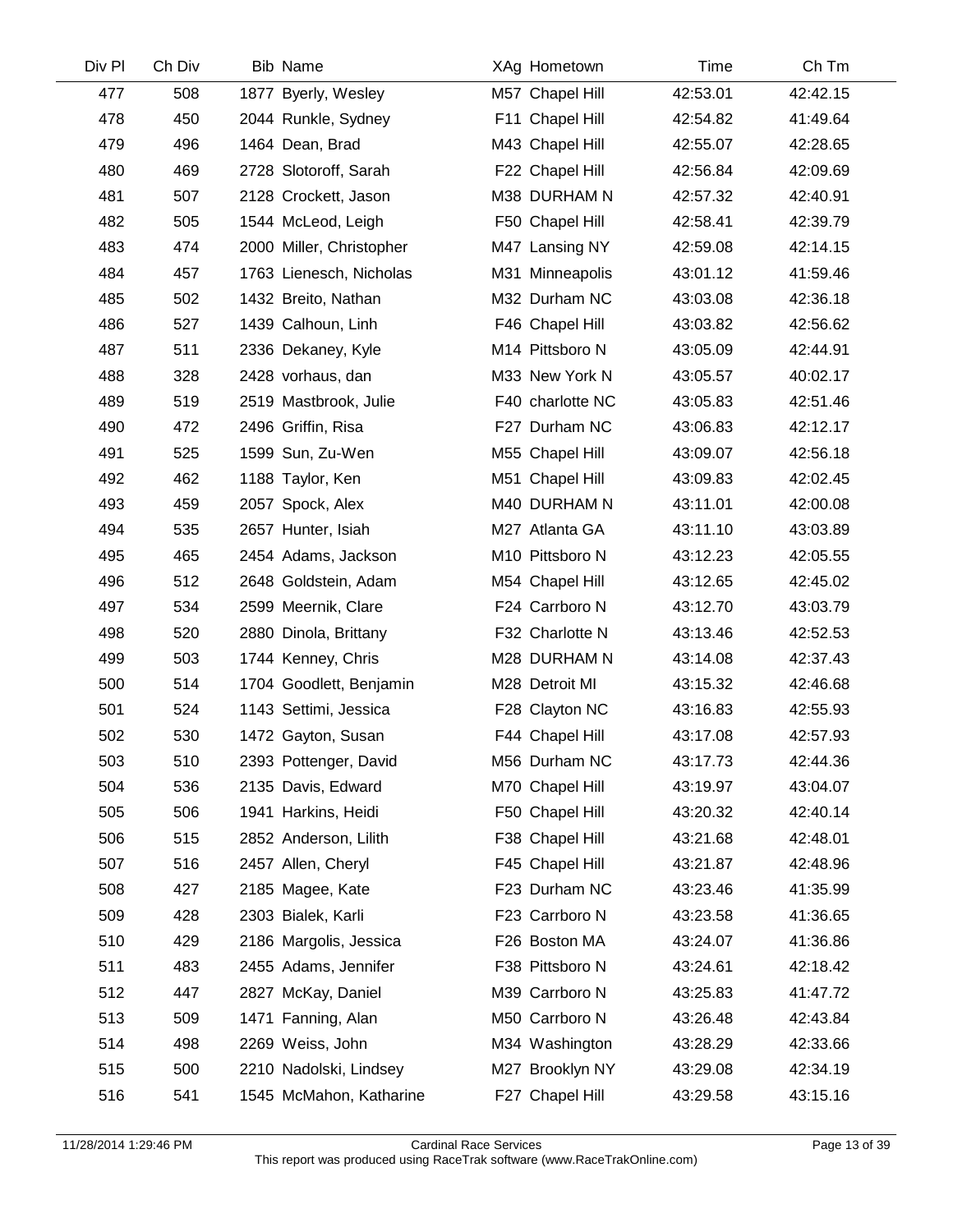| Div Pl | Ch Div | Bib | Name | XAg | Hometown | Time | Ch Tm |
|---|---|---|---|---|---|---|---|
| 477 | 508 | 1877 | Byerly, Wesley | M57 | Chapel Hill | 42:53.01 | 42:42.15 |
| 478 | 450 | 2044 | Runkle, Sydney | F11 | Chapel Hill | 42:54.82 | 41:49.64 |
| 479 | 496 | 1464 | Dean, Brad | M43 | Chapel Hill | 42:55.07 | 42:28.65 |
| 480 | 469 | 2728 | Slotoroff, Sarah | F22 | Chapel Hill | 42:56.84 | 42:09.69 |
| 481 | 507 | 2128 | Crockett, Jason | M38 | DURHAM N | 42:57.32 | 42:40.91 |
| 482 | 505 | 1544 | McLeod, Leigh | F50 | Chapel Hill | 42:58.41 | 42:39.79 |
| 483 | 474 | 2000 | Miller, Christopher | M47 | Lansing NY | 42:59.08 | 42:14.15 |
| 484 | 457 | 1763 | Lienesch, Nicholas | M31 | Minneapolis | 43:01.12 | 41:59.46 |
| 485 | 502 | 1432 | Breito, Nathan | M32 | Durham NC | 43:03.08 | 42:36.18 |
| 486 | 527 | 1439 | Calhoun, Linh | F46 | Chapel Hill | 43:03.82 | 42:56.62 |
| 487 | 511 | 2336 | Dekaney, Kyle | M14 | Pittsboro N | 43:05.09 | 42:44.91 |
| 488 | 328 | 2428 | vorhaus, dan | M33 | New York N | 43:05.57 | 40:02.17 |
| 489 | 519 | 2519 | Mastbrook, Julie | F40 | charlotte NC | 43:05.83 | 42:51.46 |
| 490 | 472 | 2496 | Griffin, Risa | F27 | Durham NC | 43:06.83 | 42:12.17 |
| 491 | 525 | 1599 | Sun, Zu-Wen | M55 | Chapel Hill | 43:09.07 | 42:56.18 |
| 492 | 462 | 1188 | Taylor, Ken | M51 | Chapel Hill | 43:09.83 | 42:02.45 |
| 493 | 459 | 2057 | Spock, Alex | M40 | DURHAM N | 43:11.01 | 42:00.08 |
| 494 | 535 | 2657 | Hunter, Isiah | M27 | Atlanta GA | 43:11.10 | 43:03.89 |
| 495 | 465 | 2454 | Adams, Jackson | M10 | Pittsboro N | 43:12.23 | 42:05.55 |
| 496 | 512 | 2648 | Goldstein, Adam | M54 | Chapel Hill | 43:12.65 | 42:45.02 |
| 497 | 534 | 2599 | Meernik, Clare | F24 | Carrboro N | 43:12.70 | 43:03.79 |
| 498 | 520 | 2880 | Dinola, Brittany | F32 | Charlotte N | 43:13.46 | 42:52.53 |
| 499 | 503 | 1744 | Kenney, Chris | M28 | DURHAM N | 43:14.08 | 42:37.43 |
| 500 | 514 | 1704 | Goodlett, Benjamin | M28 | Detroit MI | 43:15.32 | 42:46.68 |
| 501 | 524 | 1143 | Settimi, Jessica | F28 | Clayton NC | 43:16.83 | 42:55.93 |
| 502 | 530 | 1472 | Gayton, Susan | F44 | Chapel Hill | 43:17.08 | 42:57.93 |
| 503 | 510 | 2393 | Pottenger, David | M56 | Durham NC | 43:17.73 | 42:44.36 |
| 504 | 536 | 2135 | Davis, Edward | M70 | Chapel Hill | 43:19.97 | 43:04.07 |
| 505 | 506 | 1941 | Harkins, Heidi | F50 | Chapel Hill | 43:20.32 | 42:40.14 |
| 506 | 515 | 2852 | Anderson, Lilith | F38 | Chapel Hill | 43:21.68 | 42:48.01 |
| 507 | 516 | 2457 | Allen, Cheryl | F45 | Chapel Hill | 43:21.87 | 42:48.96 |
| 508 | 427 | 2185 | Magee, Kate | F23 | Durham NC | 43:23.46 | 41:35.99 |
| 509 | 428 | 2303 | Bialek, Karli | F23 | Carrboro N | 43:23.58 | 41:36.65 |
| 510 | 429 | 2186 | Margolis, Jessica | F26 | Boston MA | 43:24.07 | 41:36.86 |
| 511 | 483 | 2455 | Adams, Jennifer | F38 | Pittsboro N | 43:24.61 | 42:18.42 |
| 512 | 447 | 2827 | McKay, Daniel | M39 | Carrboro N | 43:25.83 | 41:47.72 |
| 513 | 509 | 1471 | Fanning, Alan | M50 | Carrboro N | 43:26.48 | 42:43.84 |
| 514 | 498 | 2269 | Weiss, John | M34 | Washington | 43:28.29 | 42:33.66 |
| 515 | 500 | 2210 | Nadolski, Lindsey | M27 | Brooklyn NY | 43:29.08 | 42:34.19 |
| 516 | 541 | 1545 | McMahon, Katharine | F27 | Chapel Hill | 43:29.58 | 43:15.16 |

11/28/2014 1:29:46 PM Cardinal Race Services
This report was produced using RaceTrak software (www.RaceTrakOnline.com)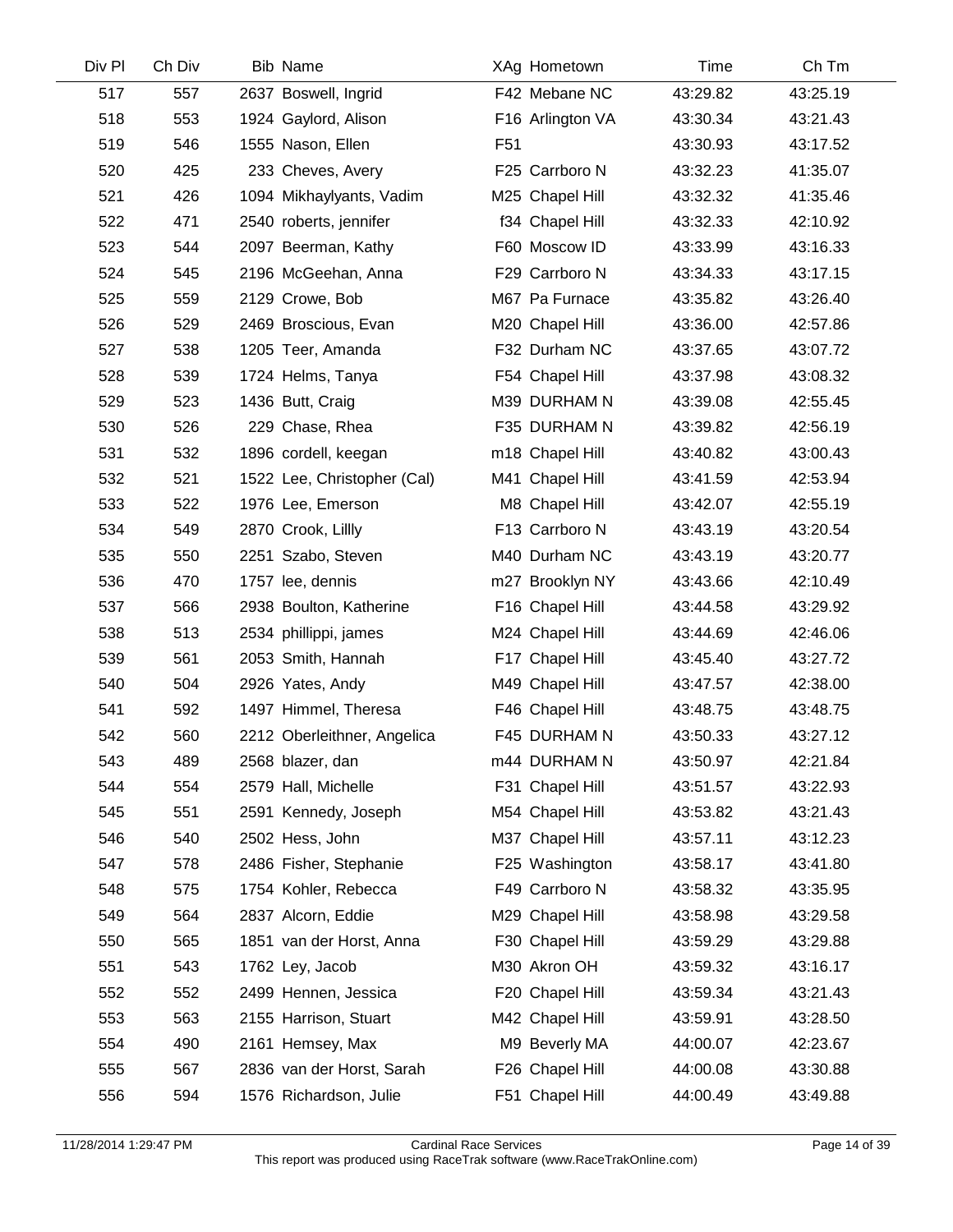| Div Pl | Ch Div | Bib | Name | XAg | Hometown | Time | Ch Tm |
|---|---|---|---|---|---|---|---|
| 517 | 557 | 2637 | Boswell, Ingrid | F42 | Mebane NC | 43:29.82 | 43:25.19 |
| 518 | 553 | 1924 | Gaylord, Alison | F16 | Arlington VA | 43:30.34 | 43:21.43 |
| 519 | 546 | 1555 | Nason, Ellen | F51 | | 43:30.93 | 43:17.52 |
| 520 | 425 | 233 | Cheves, Avery | F25 | Carrboro N | 43:32.23 | 41:35.07 |
| 521 | 426 | 1094 | Mikhaylyants, Vadim | M25 | Chapel Hill | 43:32.32 | 41:35.46 |
| 522 | 471 | 2540 | roberts, jennifer | f34 | Chapel Hill | 43:32.33 | 42:10.92 |
| 523 | 544 | 2097 | Beerman, Kathy | F60 | Moscow ID | 43:33.99 | 43:16.33 |
| 524 | 545 | 2196 | McGeehan, Anna | F29 | Carrboro N | 43:34.33 | 43:17.15 |
| 525 | 559 | 2129 | Crowe, Bob | M67 | Pa Furnace | 43:35.82 | 43:26.40 |
| 526 | 529 | 2469 | Broscious, Evan | M20 | Chapel Hill | 43:36.00 | 42:57.86 |
| 527 | 538 | 1205 | Teer, Amanda | F32 | Durham NC | 43:37.65 | 43:07.72 |
| 528 | 539 | 1724 | Helms, Tanya | F54 | Chapel Hill | 43:37.98 | 43:08.32 |
| 529 | 523 | 1436 | Butt, Craig | M39 | DURHAM N | 43:39.08 | 42:55.45 |
| 530 | 526 | 229 | Chase, Rhea | F35 | DURHAM N | 43:39.82 | 42:56.19 |
| 531 | 532 | 1896 | cordell, keegan | m18 | Chapel Hill | 43:40.82 | 43:00.43 |
| 532 | 521 | 1522 | Lee, Christopher (Cal) | M41 | Chapel Hill | 43:41.59 | 42:53.94 |
| 533 | 522 | 1976 | Lee, Emerson | M8 | Chapel Hill | 43:42.07 | 42:55.19 |
| 534 | 549 | 2870 | Crook, Lillly | F13 | Carrboro N | 43:43.19 | 43:20.54 |
| 535 | 550 | 2251 | Szabo, Steven | M40 | Durham NC | 43:43.19 | 43:20.77 |
| 536 | 470 | 1757 | lee, dennis | m27 | Brooklyn NY | 43:43.66 | 42:10.49 |
| 537 | 566 | 2938 | Boulton, Katherine | F16 | Chapel Hill | 43:44.58 | 43:29.92 |
| 538 | 513 | 2534 | phillippi, james | M24 | Chapel Hill | 43:44.69 | 42:46.06 |
| 539 | 561 | 2053 | Smith, Hannah | F17 | Chapel Hill | 43:45.40 | 43:27.72 |
| 540 | 504 | 2926 | Yates, Andy | M49 | Chapel Hill | 43:47.57 | 42:38.00 |
| 541 | 592 | 1497 | Himmel, Theresa | F46 | Chapel Hill | 43:48.75 | 43:48.75 |
| 542 | 560 | 2212 | Oberleithner, Angelica | F45 | DURHAM N | 43:50.33 | 43:27.12 |
| 543 | 489 | 2568 | blazer, dan | m44 | DURHAM N | 43:50.97 | 42:21.84 |
| 544 | 554 | 2579 | Hall, Michelle | F31 | Chapel Hill | 43:51.57 | 43:22.93 |
| 545 | 551 | 2591 | Kennedy, Joseph | M54 | Chapel Hill | 43:53.82 | 43:21.43 |
| 546 | 540 | 2502 | Hess, John | M37 | Chapel Hill | 43:57.11 | 43:12.23 |
| 547 | 578 | 2486 | Fisher, Stephanie | F25 | Washington | 43:58.17 | 43:41.80 |
| 548 | 575 | 1754 | Kohler, Rebecca | F49 | Carrboro N | 43:58.32 | 43:35.95 |
| 549 | 564 | 2837 | Alcorn, Eddie | M29 | Chapel Hill | 43:58.98 | 43:29.58 |
| 550 | 565 | 1851 | van der Horst, Anna | F30 | Chapel Hill | 43:59.29 | 43:29.88 |
| 551 | 543 | 1762 | Ley, Jacob | M30 | Akron OH | 43:59.32 | 43:16.17 |
| 552 | 552 | 2499 | Hennen, Jessica | F20 | Chapel Hill | 43:59.34 | 43:21.43 |
| 553 | 563 | 2155 | Harrison, Stuart | M42 | Chapel Hill | 43:59.91 | 43:28.50 |
| 554 | 490 | 2161 | Hemsey, Max | M9 | Beverly MA | 44:00.07 | 42:23.67 |
| 555 | 567 | 2836 | van der Horst, Sarah | F26 | Chapel Hill | 44:00.08 | 43:30.88 |
| 556 | 594 | 1576 | Richardson, Julie | F51 | Chapel Hill | 44:00.49 | 43:49.88 |

11/28/2014 1:29:47 PM Cardinal Race Services
This report was produced using RaceTrak software (www.RaceTrakOnline.com)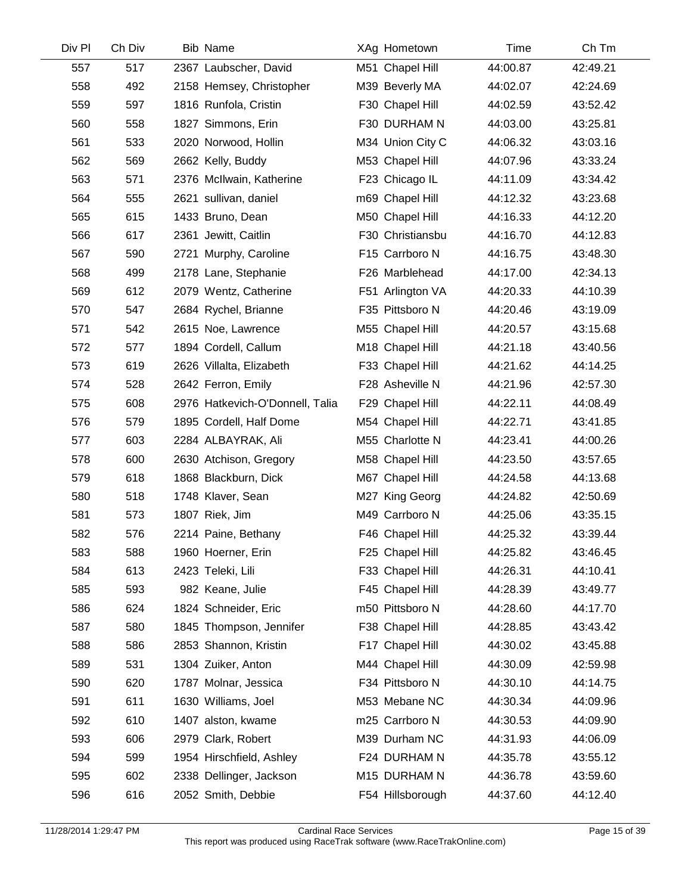| Div Pl | Ch Div | Bib | Name | XAg | Hometown | Time | Ch Tm |
|---|---|---|---|---|---|---|---|
| 557 | 517 | 2367 | Laubscher, David | M51 | Chapel Hill | 44:00.87 | 42:49.21 |
| 558 | 492 | 2158 | Hemsey, Christopher | M39 | Beverly MA | 44:02.07 | 42:24.69 |
| 559 | 597 | 1816 | Runfola, Cristin | F30 | Chapel Hill | 44:02.59 | 43:52.42 |
| 560 | 558 | 1827 | Simmons, Erin | F30 | DURHAM N | 44:03.00 | 43:25.81 |
| 561 | 533 | 2020 | Norwood, Hollin | M34 | Union City C | 44:06.32 | 43:03.16 |
| 562 | 569 | 2662 | Kelly, Buddy | M53 | Chapel Hill | 44:07.96 | 43:33.24 |
| 563 | 571 | 2376 | McIlwain, Katherine | F23 | Chicago IL | 44:11.09 | 43:34.42 |
| 564 | 555 | 2621 | sullivan, daniel | m69 | Chapel Hill | 44:12.32 | 43:23.68 |
| 565 | 615 | 1433 | Bruno, Dean | M50 | Chapel Hill | 44:16.33 | 44:12.20 |
| 566 | 617 | 2361 | Jewitt, Caitlin | F30 | Christiansbu | 44:16.70 | 44:12.83 |
| 567 | 590 | 2721 | Murphy, Caroline | F15 | Carrboro N | 44:16.75 | 43:48.30 |
| 568 | 499 | 2178 | Lane, Stephanie | F26 | Marblehead | 44:17.00 | 42:34.13 |
| 569 | 612 | 2079 | Wentz, Catherine | F51 | Arlington VA | 44:20.33 | 44:10.39 |
| 570 | 547 | 2684 | Rychel, Brianne | F35 | Pittsboro N | 44:20.46 | 43:19.09 |
| 571 | 542 | 2615 | Noe, Lawrence | M55 | Chapel Hill | 44:20.57 | 43:15.68 |
| 572 | 577 | 1894 | Cordell, Callum | M18 | Chapel Hill | 44:21.18 | 43:40.56 |
| 573 | 619 | 2626 | Villalta, Elizabeth | F33 | Chapel Hill | 44:21.62 | 44:14.25 |
| 574 | 528 | 2642 | Ferron, Emily | F28 | Asheville N | 44:21.96 | 42:57.30 |
| 575 | 608 | 2976 | Hatkevich-O'Donnell, Talia | F29 | Chapel Hill | 44:22.11 | 44:08.49 |
| 576 | 579 | 1895 | Cordell, Half Dome | M54 | Chapel Hill | 44:22.71 | 43:41.85 |
| 577 | 603 | 2284 | ALBAYRAK, Ali | M55 | Charlotte N | 44:23.41 | 44:00.26 |
| 578 | 600 | 2630 | Atchison, Gregory | M58 | Chapel Hill | 44:23.50 | 43:57.65 |
| 579 | 618 | 1868 | Blackburn, Dick | M67 | Chapel Hill | 44:24.58 | 44:13.68 |
| 580 | 518 | 1748 | Klaver, Sean | M27 | King Georg | 44:24.82 | 42:50.69 |
| 581 | 573 | 1807 | Riek, Jim | M49 | Carrboro N | 44:25.06 | 43:35.15 |
| 582 | 576 | 2214 | Paine, Bethany | F46 | Chapel Hill | 44:25.32 | 43:39.44 |
| 583 | 588 | 1960 | Hoerner, Erin | F25 | Chapel Hill | 44:25.82 | 43:46.45 |
| 584 | 613 | 2423 | Teleki, Lili | F33 | Chapel Hill | 44:26.31 | 44:10.41 |
| 585 | 593 | 982 | Keane, Julie | F45 | Chapel Hill | 44:28.39 | 43:49.77 |
| 586 | 624 | 1824 | Schneider, Eric | m50 | Pittsboro N | 44:28.60 | 44:17.70 |
| 587 | 580 | 1845 | Thompson, Jennifer | F38 | Chapel Hill | 44:28.85 | 43:43.42 |
| 588 | 586 | 2853 | Shannon, Kristin | F17 | Chapel Hill | 44:30.02 | 43:45.88 |
| 589 | 531 | 1304 | Zuiker, Anton | M44 | Chapel Hill | 44:30.09 | 42:59.98 |
| 590 | 620 | 1787 | Molnar, Jessica | F34 | Pittsboro N | 44:30.10 | 44:14.75 |
| 591 | 611 | 1630 | Williams, Joel | M53 | Mebane NC | 44:30.34 | 44:09.96 |
| 592 | 610 | 1407 | alston, kwame | m25 | Carrboro N | 44:30.53 | 44:09.90 |
| 593 | 606 | 2979 | Clark, Robert | M39 | Durham NC | 44:31.93 | 44:06.09 |
| 594 | 599 | 1954 | Hirschfield, Ashley | F24 | DURHAM N | 44:35.78 | 43:55.12 |
| 595 | 602 | 2338 | Dellinger, Jackson | M15 | DURHAM N | 44:36.78 | 43:59.60 |
| 596 | 616 | 2052 | Smith, Debbie | F54 | Hillsborough | 44:37.60 | 44:12.40 |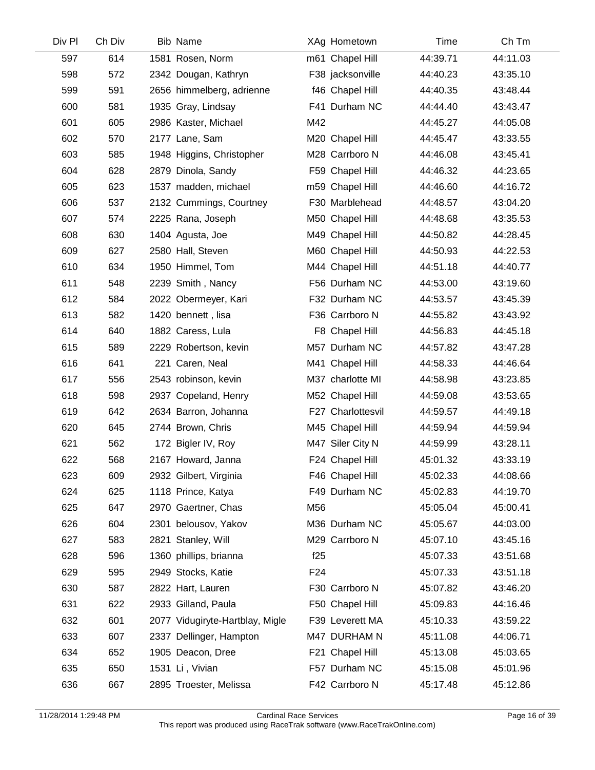| Div Pl | Ch Div | Bib | Name | XAg | Hometown | Time | Ch Tm |
|---|---|---|---|---|---|---|---|
| 597 | 614 | 1581 | Rosen, Norm | m61 | Chapel Hill | 44:39.71 | 44:11.03 |
| 598 | 572 | 2342 | Dougan, Kathryn | F38 | jacksonville | 44:40.23 | 43:35.10 |
| 599 | 591 | 2656 | himmelberg, adrienne | f46 | Chapel Hill | 44:40.35 | 43:48.44 |
| 600 | 581 | 1935 | Gray, Lindsay | F41 | Durham NC | 44:44.40 | 43:43.47 |
| 601 | 605 | 2986 | Kaster, Michael | M42 | | 44:45.27 | 44:05.08 |
| 602 | 570 | 2177 | Lane, Sam | M20 | Chapel Hill | 44:45.47 | 43:33.55 |
| 603 | 585 | 1948 | Higgins, Christopher | M28 | Carrboro N | 44:46.08 | 43:45.41 |
| 604 | 628 | 2879 | Dinola, Sandy | F59 | Chapel Hill | 44:46.32 | 44:23.65 |
| 605 | 623 | 1537 | madden, michael | m59 | Chapel Hill | 44:46.60 | 44:16.72 |
| 606 | 537 | 2132 | Cummings, Courtney | F30 | Marblehead | 44:48.57 | 43:04.20 |
| 607 | 574 | 2225 | Rana, Joseph | M50 | Chapel Hill | 44:48.68 | 43:35.53 |
| 608 | 630 | 1404 | Agusta, Joe | M49 | Chapel Hill | 44:50.82 | 44:28.45 |
| 609 | 627 | 2580 | Hall, Steven | M60 | Chapel Hill | 44:50.93 | 44:22.53 |
| 610 | 634 | 1950 | Himmel, Tom | M44 | Chapel Hill | 44:51.18 | 44:40.77 |
| 611 | 548 | 2239 | Smith , Nancy | F56 | Durham NC | 44:53.00 | 43:19.60 |
| 612 | 584 | 2022 | Obermeyer, Kari | F32 | Durham NC | 44:53.57 | 43:45.39 |
| 613 | 582 | 1420 | bennett , lisa | F36 | Carrboro N | 44:55.82 | 43:43.92 |
| 614 | 640 | 1882 | Caress, Lula | F8 | Chapel Hill | 44:56.83 | 44:45.18 |
| 615 | 589 | 2229 | Robertson, kevin | M57 | Durham NC | 44:57.82 | 43:47.28 |
| 616 | 641 | 221 | Caren, Neal | M41 | Chapel Hill | 44:58.33 | 44:46.64 |
| 617 | 556 | 2543 | robinson, kevin | M37 | charlotte MI | 44:58.98 | 43:23.85 |
| 618 | 598 | 2937 | Copeland, Henry | M52 | Chapel Hill | 44:59.08 | 43:53.65 |
| 619 | 642 | 2634 | Barron, Johanna | F27 | Charlottesvil | 44:59.57 | 44:49.18 |
| 620 | 645 | 2744 | Brown, Chris | M45 | Chapel Hill | 44:59.94 | 44:59.94 |
| 621 | 562 | 172 | Bigler IV, Roy | M47 | Siler City N | 44:59.99 | 43:28.11 |
| 622 | 568 | 2167 | Howard, Janna | F24 | Chapel Hill | 45:01.32 | 43:33.19 |
| 623 | 609 | 2932 | Gilbert, Virginia | F46 | Chapel Hill | 45:02.33 | 44:08.66 |
| 624 | 625 | 1118 | Prince, Katya | F49 | Durham NC | 45:02.83 | 44:19.70 |
| 625 | 647 | 2970 | Gaertner, Chas | M56 | | 45:05.04 | 45:00.41 |
| 626 | 604 | 2301 | belousov, Yakov | M36 | Durham NC | 45:05.67 | 44:03.00 |
| 627 | 583 | 2821 | Stanley, Will | M29 | Carrboro N | 45:07.10 | 43:45.16 |
| 628 | 596 | 1360 | phillips, brianna | f25 | | 45:07.33 | 43:51.68 |
| 629 | 595 | 2949 | Stocks, Katie | F24 | | 45:07.33 | 43:51.18 |
| 630 | 587 | 2822 | Hart, Lauren | F30 | Carrboro N | 45:07.82 | 43:46.20 |
| 631 | 622 | 2933 | Gilland, Paula | F50 | Chapel Hill | 45:09.83 | 44:16.46 |
| 632 | 601 | 2077 | Vidugiryte-Hartblay, Migle | F39 | Leverett MA | 45:10.33 | 43:59.22 |
| 633 | 607 | 2337 | Dellinger, Hampton | M47 | DURHAM N | 45:11.08 | 44:06.71 |
| 634 | 652 | 1905 | Deacon, Dree | F21 | Chapel Hill | 45:13.08 | 45:03.65 |
| 635 | 650 | 1531 | Li , Vivian | F57 | Durham NC | 45:15.08 | 45:01.96 |
| 636 | 667 | 2895 | Troester, Melissa | F42 | Carrboro N | 45:17.48 | 45:12.86 |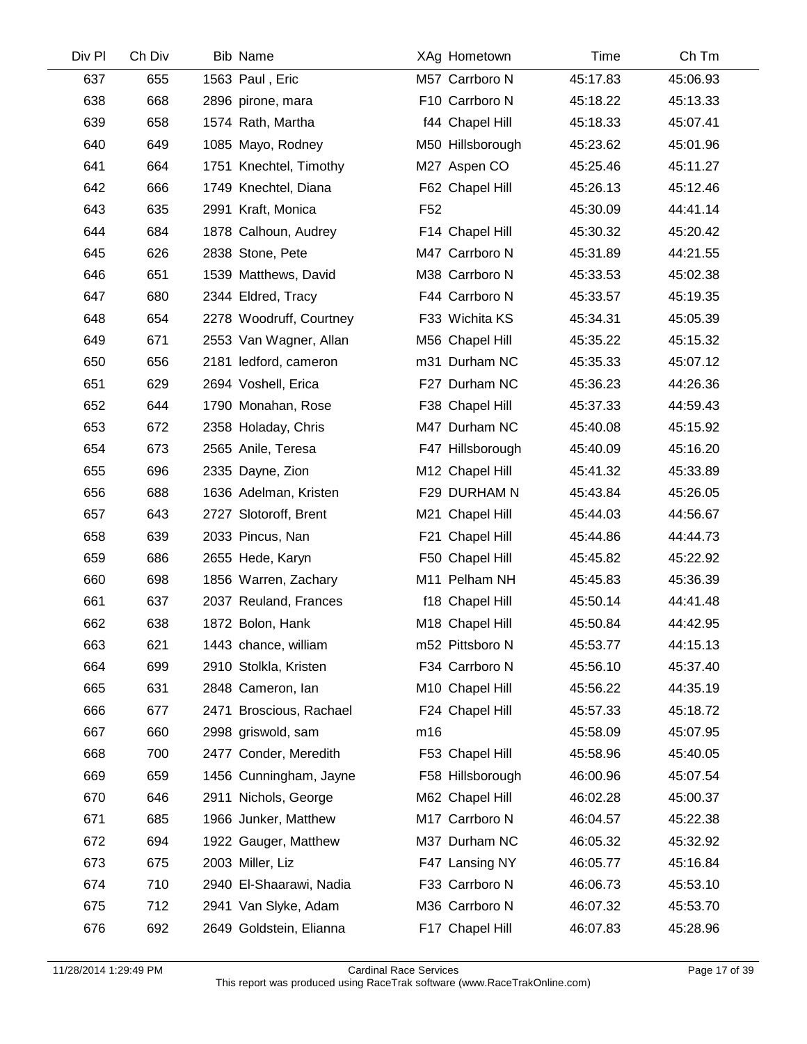| Div Pl | Ch Div | Bib | Name | XAg | Hometown | Time | Ch Tm |
|---|---|---|---|---|---|---|---|
| 637 | 655 | 1563 | Paul , Eric | M57 | Carrboro N | 45:17.83 | 45:06.93 |
| 638 | 668 | 2896 | pirone, mara | F10 | Carrboro N | 45:18.22 | 45:13.33 |
| 639 | 658 | 1574 | Rath, Martha | f44 | Chapel Hill | 45:18.33 | 45:07.41 |
| 640 | 649 | 1085 | Mayo, Rodney | M50 | Hillsborough | 45:23.62 | 45:01.96 |
| 641 | 664 | 1751 | Knechtel, Timothy | M27 | Aspen CO | 45:25.46 | 45:11.27 |
| 642 | 666 | 1749 | Knechtel, Diana | F62 | Chapel Hill | 45:26.13 | 45:12.46 |
| 643 | 635 | 2991 | Kraft, Monica | F52 | | 45:30.09 | 44:41.14 |
| 644 | 684 | 1878 | Calhoun, Audrey | F14 | Chapel Hill | 45:30.32 | 45:20.42 |
| 645 | 626 | 2838 | Stone, Pete | M47 | Carrboro N | 45:31.89 | 44:21.55 |
| 646 | 651 | 1539 | Matthews, David | M38 | Carrboro N | 45:33.53 | 45:02.38 |
| 647 | 680 | 2344 | Eldred, Tracy | F44 | Carrboro N | 45:33.57 | 45:19.35 |
| 648 | 654 | 2278 | Woodruff, Courtney | F33 | Wichita KS | 45:34.31 | 45:05.39 |
| 649 | 671 | 2553 | Van Wagner, Allan | M56 | Chapel Hill | 45:35.22 | 45:15.32 |
| 650 | 656 | 2181 | ledford, cameron | m31 | Durham NC | 45:35.33 | 45:07.12 |
| 651 | 629 | 2694 | Voshell, Erica | F27 | Durham NC | 45:36.23 | 44:26.36 |
| 652 | 644 | 1790 | Monahan, Rose | F38 | Chapel Hill | 45:37.33 | 44:59.43 |
| 653 | 672 | 2358 | Holaday, Chris | M47 | Durham NC | 45:40.08 | 45:15.92 |
| 654 | 673 | 2565 | Anile, Teresa | F47 | Hillsborough | 45:40.09 | 45:16.20 |
| 655 | 696 | 2335 | Dayne, Zion | M12 | Chapel Hill | 45:41.32 | 45:33.89 |
| 656 | 688 | 1636 | Adelman, Kristen | F29 | DURHAM N | 45:43.84 | 45:26.05 |
| 657 | 643 | 2727 | Slotoroff, Brent | M21 | Chapel Hill | 45:44.03 | 44:56.67 |
| 658 | 639 | 2033 | Pincus, Nan | F21 | Chapel Hill | 45:44.86 | 44:44.73 |
| 659 | 686 | 2655 | Hede, Karyn | F50 | Chapel Hill | 45:45.82 | 45:22.92 |
| 660 | 698 | 1856 | Warren, Zachary | M11 | Pelham NH | 45:45.83 | 45:36.39 |
| 661 | 637 | 2037 | Reuland, Frances | f18 | Chapel Hill | 45:50.14 | 44:41.48 |
| 662 | 638 | 1872 | Bolon, Hank | M18 | Chapel Hill | 45:50.84 | 44:42.95 |
| 663 | 621 | 1443 | chance, william | m52 | Pittsboro N | 45:53.77 | 44:15.13 |
| 664 | 699 | 2910 | Stolkla, Kristen | F34 | Carrboro N | 45:56.10 | 45:37.40 |
| 665 | 631 | 2848 | Cameron, Ian | M10 | Chapel Hill | 45:56.22 | 44:35.19 |
| 666 | 677 | 2471 | Broscious, Rachael | F24 | Chapel Hill | 45:57.33 | 45:18.72 |
| 667 | 660 | 2998 | griswold, sam | m16 | | 45:58.09 | 45:07.95 |
| 668 | 700 | 2477 | Conder, Meredith | F53 | Chapel Hill | 45:58.96 | 45:40.05 |
| 669 | 659 | 1456 | Cunningham, Jayne | F58 | Hillsborough | 46:00.96 | 45:07.54 |
| 670 | 646 | 2911 | Nichols, George | M62 | Chapel Hill | 46:02.28 | 45:00.37 |
| 671 | 685 | 1966 | Junker, Matthew | M17 | Carrboro N | 46:04.57 | 45:22.38 |
| 672 | 694 | 1922 | Gauger, Matthew | M37 | Durham NC | 46:05.32 | 45:32.92 |
| 673 | 675 | 2003 | Miller, Liz | F47 | Lansing NY | 46:05.77 | 45:16.84 |
| 674 | 710 | 2940 | El-Shaarawi, Nadia | F33 | Carrboro N | 46:06.73 | 45:53.10 |
| 675 | 712 | 2941 | Van Slyke, Adam | M36 | Carrboro N | 46:07.32 | 45:53.70 |
| 676 | 692 | 2649 | Goldstein, Elianna | F17 | Chapel Hill | 46:07.83 | 45:28.96 |

11/28/2014 1:29:49 PM Cardinal Race Services
This report was produced using RaceTrak software (www.RaceTrakOnline.com)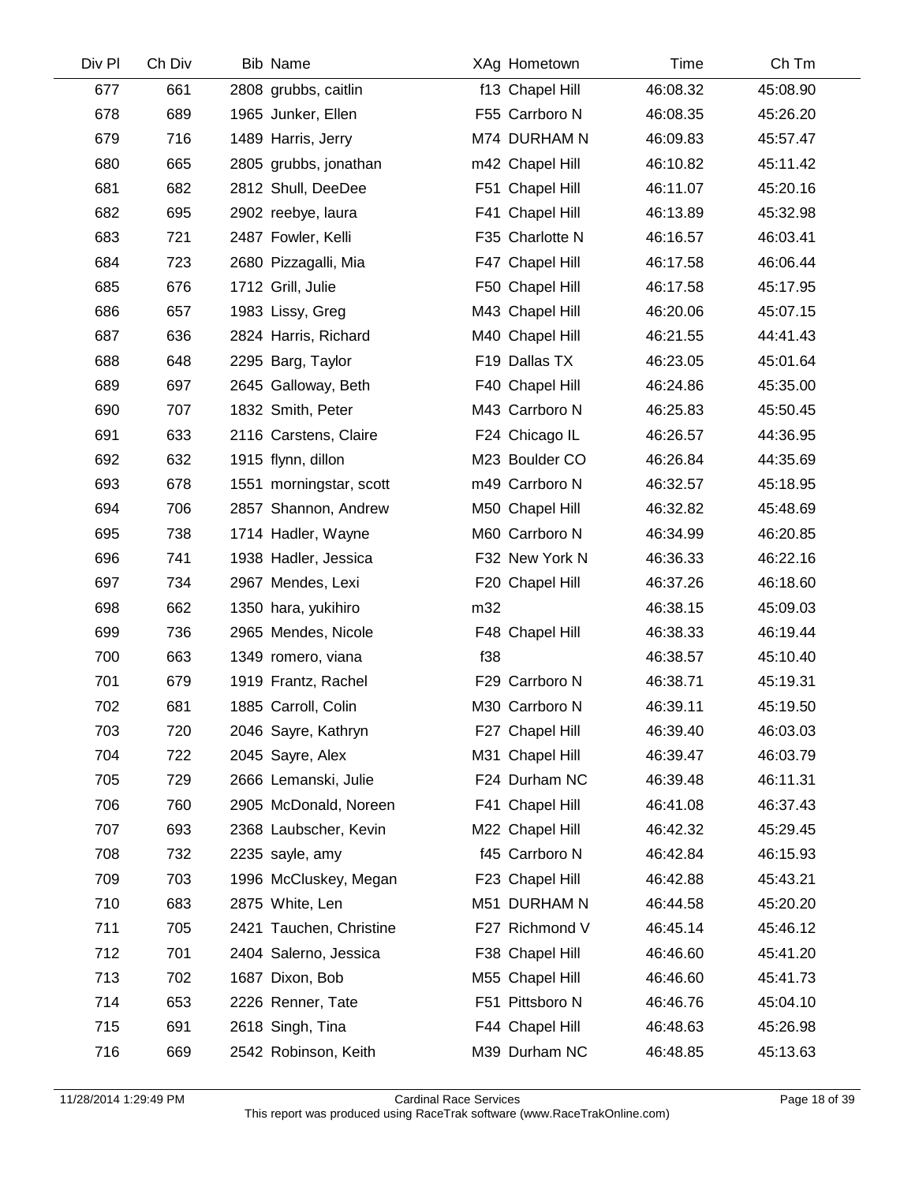| Div Pl | Ch Div | Bib | Name | XAg | Hometown | Time | Ch Tm |
|---|---|---|---|---|---|---|---|
| 677 | 661 | 2808 | grubbs, caitlin | f13 | Chapel Hill | 46:08.32 | 45:08.90 |
| 678 | 689 | 1965 | Junker, Ellen | F55 | Carrboro N | 46:08.35 | 45:26.20 |
| 679 | 716 | 1489 | Harris, Jerry | M74 | DURHAM N | 46:09.83 | 45:57.47 |
| 680 | 665 | 2805 | grubbs, jonathan | m42 | Chapel Hill | 46:10.82 | 45:11.42 |
| 681 | 682 | 2812 | Shull, DeeDee | F51 | Chapel Hill | 46:11.07 | 45:20.16 |
| 682 | 695 | 2902 | reebye, laura | F41 | Chapel Hill | 46:13.89 | 45:32.98 |
| 683 | 721 | 2487 | Fowler, Kelli | F35 | Charlotte N | 46:16.57 | 46:03.41 |
| 684 | 723 | 2680 | Pizzagalli, Mia | F47 | Chapel Hill | 46:17.58 | 46:06.44 |
| 685 | 676 | 1712 | Grill, Julie | F50 | Chapel Hill | 46:17.58 | 45:17.95 |
| 686 | 657 | 1983 | Lissy, Greg | M43 | Chapel Hill | 46:20.06 | 45:07.15 |
| 687 | 636 | 2824 | Harris, Richard | M40 | Chapel Hill | 46:21.55 | 44:41.43 |
| 688 | 648 | 2295 | Barg, Taylor | F19 | Dallas TX | 46:23.05 | 45:01.64 |
| 689 | 697 | 2645 | Galloway, Beth | F40 | Chapel Hill | 46:24.86 | 45:35.00 |
| 690 | 707 | 1832 | Smith, Peter | M43 | Carrboro N | 46:25.83 | 45:50.45 |
| 691 | 633 | 2116 | Carstens, Claire | F24 | Chicago IL | 46:26.57 | 44:36.95 |
| 692 | 632 | 1915 | flynn, dillon | M23 | Boulder CO | 46:26.84 | 44:35.69 |
| 693 | 678 | 1551 | morningstar, scott | m49 | Carrboro N | 46:32.57 | 45:18.95 |
| 694 | 706 | 2857 | Shannon, Andrew | M50 | Chapel Hill | 46:32.82 | 45:48.69 |
| 695 | 738 | 1714 | Hadler, Wayne | M60 | Carrboro N | 46:34.99 | 46:20.85 |
| 696 | 741 | 1938 | Hadler, Jessica | F32 | New York N | 46:36.33 | 46:22.16 |
| 697 | 734 | 2967 | Mendes, Lexi | F20 | Chapel Hill | 46:37.26 | 46:18.60 |
| 698 | 662 | 1350 | hara, yukihiro | m32 | | 46:38.15 | 45:09.03 |
| 699 | 736 | 2965 | Mendes, Nicole | F48 | Chapel Hill | 46:38.33 | 46:19.44 |
| 700 | 663 | 1349 | romero, viana | f38 | | 46:38.57 | 45:10.40 |
| 701 | 679 | 1919 | Frantz, Rachel | F29 | Carrboro N | 46:38.71 | 45:19.31 |
| 702 | 681 | 1885 | Carroll, Colin | M30 | Carrboro N | 46:39.11 | 45:19.50 |
| 703 | 720 | 2046 | Sayre, Kathryn | F27 | Chapel Hill | 46:39.40 | 46:03.03 |
| 704 | 722 | 2045 | Sayre, Alex | M31 | Chapel Hill | 46:39.47 | 46:03.79 |
| 705 | 729 | 2666 | Lemanski, Julie | F24 | Durham NC | 46:39.48 | 46:11.31 |
| 706 | 760 | 2905 | McDonald, Noreen | F41 | Chapel Hill | 46:41.08 | 46:37.43 |
| 707 | 693 | 2368 | Laubscher, Kevin | M22 | Chapel Hill | 46:42.32 | 45:29.45 |
| 708 | 732 | 2235 | sayle, amy | f45 | Carrboro N | 46:42.84 | 46:15.93 |
| 709 | 703 | 1996 | McCluskey, Megan | F23 | Chapel Hill | 46:42.88 | 45:43.21 |
| 710 | 683 | 2875 | White, Len | M51 | DURHAM N | 46:44.58 | 45:20.20 |
| 711 | 705 | 2421 | Tauchen, Christine | F27 | Richmond V | 46:45.14 | 45:46.12 |
| 712 | 701 | 2404 | Salerno, Jessica | F38 | Chapel Hill | 46:46.60 | 45:41.20 |
| 713 | 702 | 1687 | Dixon, Bob | M55 | Chapel Hill | 46:46.60 | 45:41.73 |
| 714 | 653 | 2226 | Renner, Tate | F51 | Pittsboro N | 46:46.76 | 45:04.10 |
| 715 | 691 | 2618 | Singh, Tina | F44 | Chapel Hill | 46:48.63 | 45:26.98 |
| 716 | 669 | 2542 | Robinson, Keith | M39 | Durham NC | 46:48.85 | 45:13.63 |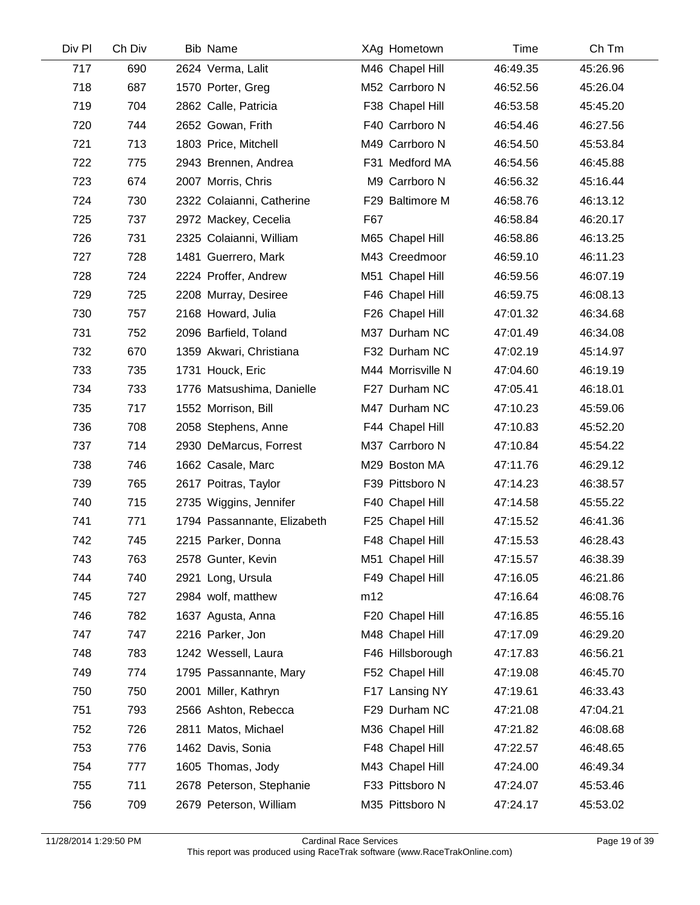| Div Pl | Ch Div | Bib | Name | XAg | Hometown | Time | Ch Tm |
|---|---|---|---|---|---|---|---|
| 717 | 690 | 2624 | Verma, Lalit | M46 | Chapel Hill | 46:49.35 | 45:26.96 |
| 718 | 687 | 1570 | Porter, Greg | M52 | Carrboro N | 46:52.56 | 45:26.04 |
| 719 | 704 | 2862 | Calle, Patricia | F38 | Chapel Hill | 46:53.58 | 45:45.20 |
| 720 | 744 | 2652 | Gowan, Frith | F40 | Carrboro N | 46:54.46 | 46:27.56 |
| 721 | 713 | 1803 | Price, Mitchell | M49 | Carrboro N | 46:54.50 | 45:53.84 |
| 722 | 775 | 2943 | Brennen, Andrea | F31 | Medford MA | 46:54.56 | 46:45.88 |
| 723 | 674 | 2007 | Morris, Chris | M9 | Carrboro N | 46:56.32 | 45:16.44 |
| 724 | 730 | 2322 | Colaianni, Catherine | F29 | Baltimore M | 46:58.76 | 46:13.12 |
| 725 | 737 | 2972 | Mackey, Cecelia | F67 | | 46:58.84 | 46:20.17 |
| 726 | 731 | 2325 | Colaianni, William | M65 | Chapel Hill | 46:58.86 | 46:13.25 |
| 727 | 728 | 1481 | Guerrero, Mark | M43 | Creedmoor | 46:59.10 | 46:11.23 |
| 728 | 724 | 2224 | Proffer, Andrew | M51 | Chapel Hill | 46:59.56 | 46:07.19 |
| 729 | 725 | 2208 | Murray, Desiree | F46 | Chapel Hill | 46:59.75 | 46:08.13 |
| 730 | 757 | 2168 | Howard, Julia | F26 | Chapel Hill | 47:01.32 | 46:34.68 |
| 731 | 752 | 2096 | Barfield, Toland | M37 | Durham NC | 47:01.49 | 46:34.08 |
| 732 | 670 | 1359 | Akwari, Christiana | F32 | Durham NC | 47:02.19 | 45:14.97 |
| 733 | 735 | 1731 | Houck, Eric | M44 | Morrisville N | 47:04.60 | 46:19.19 |
| 734 | 733 | 1776 | Matsushima, Danielle | F27 | Durham NC | 47:05.41 | 46:18.01 |
| 735 | 717 | 1552 | Morrison, Bill | M47 | Durham NC | 47:10.23 | 45:59.06 |
| 736 | 708 | 2058 | Stephens, Anne | F44 | Chapel Hill | 47:10.83 | 45:52.20 |
| 737 | 714 | 2930 | DeMarcus, Forrest | M37 | Carrboro N | 47:10.84 | 45:54.22 |
| 738 | 746 | 1662 | Casale, Marc | M29 | Boston MA | 47:11.76 | 46:29.12 |
| 739 | 765 | 2617 | Poitras, Taylor | F39 | Pittsboro N | 47:14.23 | 46:38.57 |
| 740 | 715 | 2735 | Wiggins, Jennifer | F40 | Chapel Hill | 47:14.58 | 45:55.22 |
| 741 | 771 | 1794 | Passannante, Elizabeth | F25 | Chapel Hill | 47:15.52 | 46:41.36 |
| 742 | 745 | 2215 | Parker, Donna | F48 | Chapel Hill | 47:15.53 | 46:28.43 |
| 743 | 763 | 2578 | Gunter, Kevin | M51 | Chapel Hill | 47:15.57 | 46:38.39 |
| 744 | 740 | 2921 | Long, Ursula | F49 | Chapel Hill | 47:16.05 | 46:21.86 |
| 745 | 727 | 2984 | wolf, matthew | m12 | | 47:16.64 | 46:08.76 |
| 746 | 782 | 1637 | Agusta, Anna | F20 | Chapel Hill | 47:16.85 | 46:55.16 |
| 747 | 747 | 2216 | Parker, Jon | M48 | Chapel Hill | 47:17.09 | 46:29.20 |
| 748 | 783 | 1242 | Wessell, Laura | F46 | Hillsborough | 47:17.83 | 46:56.21 |
| 749 | 774 | 1795 | Passannante, Mary | F52 | Chapel Hill | 47:19.08 | 46:45.70 |
| 750 | 750 | 2001 | Miller, Kathryn | F17 | Lansing NY | 47:19.61 | 46:33.43 |
| 751 | 793 | 2566 | Ashton, Rebecca | F29 | Durham NC | 47:21.08 | 47:04.21 |
| 752 | 726 | 2811 | Matos, Michael | M36 | Chapel Hill | 47:21.82 | 46:08.68 |
| 753 | 776 | 1462 | Davis, Sonia | F48 | Chapel Hill | 47:22.57 | 46:48.65 |
| 754 | 777 | 1605 | Thomas, Jody | M43 | Chapel Hill | 47:24.00 | 46:49.34 |
| 755 | 711 | 2678 | Peterson, Stephanie | F33 | Pittsboro N | 47:24.07 | 45:53.46 |
| 756 | 709 | 2679 | Peterson, William | M35 | Pittsboro N | 47:24.17 | 45:53.02 |

11/28/2014 1:29:50 PM Cardinal Race Services
This report was produced using RaceTrak software (www.RaceTrakOnline.com)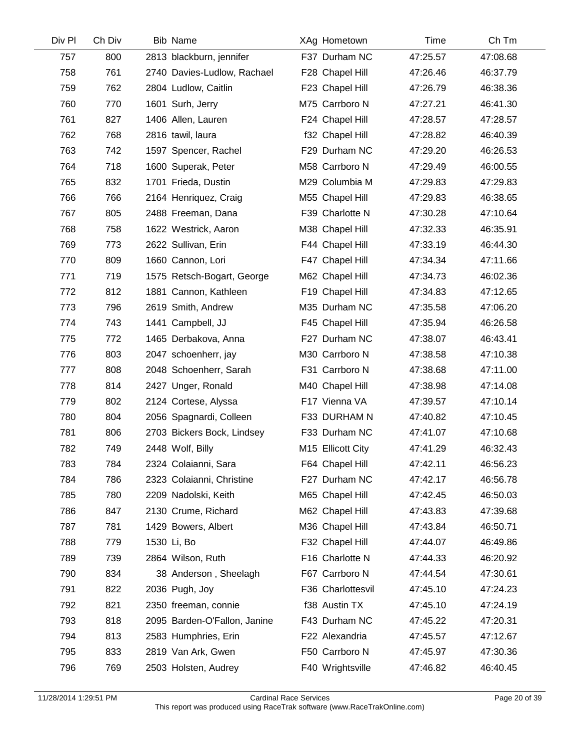| Div Pl | Ch Div | Bib | Name | XAg | Hometown | Time | Ch Tm |
|---|---|---|---|---|---|---|---|
| 757 | 800 | 2813 | blackburn, jennifer | F37 | Durham NC | 47:25.57 | 47:08.68 |
| 758 | 761 | 2740 | Davies-Ludlow, Rachael | F28 | Chapel Hill | 47:26.46 | 46:37.79 |
| 759 | 762 | 2804 | Ludlow, Caitlin | F23 | Chapel Hill | 47:26.79 | 46:38.36 |
| 760 | 770 | 1601 | Surh, Jerry | M75 | Carrboro N | 47:27.21 | 46:41.30 |
| 761 | 827 | 1406 | Allen, Lauren | F24 | Chapel Hill | 47:28.57 | 47:28.57 |
| 762 | 768 | 2816 | tawil, laura | f32 | Chapel Hill | 47:28.82 | 46:40.39 |
| 763 | 742 | 1597 | Spencer, Rachel | F29 | Durham NC | 47:29.20 | 46:26.53 |
| 764 | 718 | 1600 | Superak, Peter | M58 | Carrboro N | 47:29.49 | 46:00.55 |
| 765 | 832 | 1701 | Frieda, Dustin | M29 | Columbia M | 47:29.83 | 47:29.83 |
| 766 | 766 | 2164 | Henriquez, Craig | M55 | Chapel Hill | 47:29.83 | 46:38.65 |
| 767 | 805 | 2488 | Freeman, Dana | F39 | Charlotte N | 47:30.28 | 47:10.64 |
| 768 | 758 | 1622 | Westrick, Aaron | M38 | Chapel Hill | 47:32.33 | 46:35.91 |
| 769 | 773 | 2622 | Sullivan, Erin | F44 | Chapel Hill | 47:33.19 | 46:44.30 |
| 770 | 809 | 1660 | Cannon, Lori | F47 | Chapel Hill | 47:34.34 | 47:11.66 |
| 771 | 719 | 1575 | Retsch-Bogart, George | M62 | Chapel Hill | 47:34.73 | 46:02.36 |
| 772 | 812 | 1881 | Cannon, Kathleen | F19 | Chapel Hill | 47:34.83 | 47:12.65 |
| 773 | 796 | 2619 | Smith, Andrew | M35 | Durham NC | 47:35.58 | 47:06.20 |
| 774 | 743 | 1441 | Campbell, JJ | F45 | Chapel Hill | 47:35.94 | 46:26.58 |
| 775 | 772 | 1465 | Derbakova, Anna | F27 | Durham NC | 47:38.07 | 46:43.41 |
| 776 | 803 | 2047 | schoenherr, jay | M30 | Carrboro N | 47:38.58 | 47:10.38 |
| 777 | 808 | 2048 | Schoenherr, Sarah | F31 | Carrboro N | 47:38.68 | 47:11.00 |
| 778 | 814 | 2427 | Unger, Ronald | M40 | Chapel Hill | 47:38.98 | 47:14.08 |
| 779 | 802 | 2124 | Cortese, Alyssa | F17 | Vienna VA | 47:39.57 | 47:10.14 |
| 780 | 804 | 2056 | Spagnardi, Colleen | F33 | DURHAM N | 47:40.82 | 47:10.45 |
| 781 | 806 | 2703 | Bickers Bock, Lindsey | F33 | Durham NC | 47:41.07 | 47:10.68 |
| 782 | 749 | 2448 | Wolf, Billy | M15 | Ellicott City | 47:41.29 | 46:32.43 |
| 783 | 784 | 2324 | Colaianni, Sara | F64 | Chapel Hill | 47:42.11 | 46:56.23 |
| 784 | 786 | 2323 | Colaianni, Christine | F27 | Durham NC | 47:42.17 | 46:56.78 |
| 785 | 780 | 2209 | Nadolski, Keith | M65 | Chapel Hill | 47:42.45 | 46:50.03 |
| 786 | 847 | 2130 | Crume, Richard | M62 | Chapel Hill | 47:43.83 | 47:39.68 |
| 787 | 781 | 1429 | Bowers, Albert | M36 | Chapel Hill | 47:43.84 | 46:50.71 |
| 788 | 779 | 1530 | Li, Bo | F32 | Chapel Hill | 47:44.07 | 46:49.86 |
| 789 | 739 | 2864 | Wilson, Ruth | F16 | Charlotte N | 47:44.33 | 46:20.92 |
| 790 | 834 | 38 | Anderson , Sheelagh | F67 | Carrboro N | 47:44.54 | 47:30.61 |
| 791 | 822 | 2036 | Pugh, Joy | F36 | Charlottesvil | 47:45.10 | 47:24.23 |
| 792 | 821 | 2350 | freeman, connie | f38 | Austin TX | 47:45.10 | 47:24.19 |
| 793 | 818 | 2095 | Barden-O'Fallon, Janine | F43 | Durham NC | 47:45.22 | 47:20.31 |
| 794 | 813 | 2583 | Humphries, Erin | F22 | Alexandria | 47:45.57 | 47:12.67 |
| 795 | 833 | 2819 | Van Ark, Gwen | F50 | Carrboro N | 47:45.97 | 47:30.36 |
| 796 | 769 | 2503 | Holsten, Audrey | F40 | Wrightsville | 47:46.82 | 46:40.45 |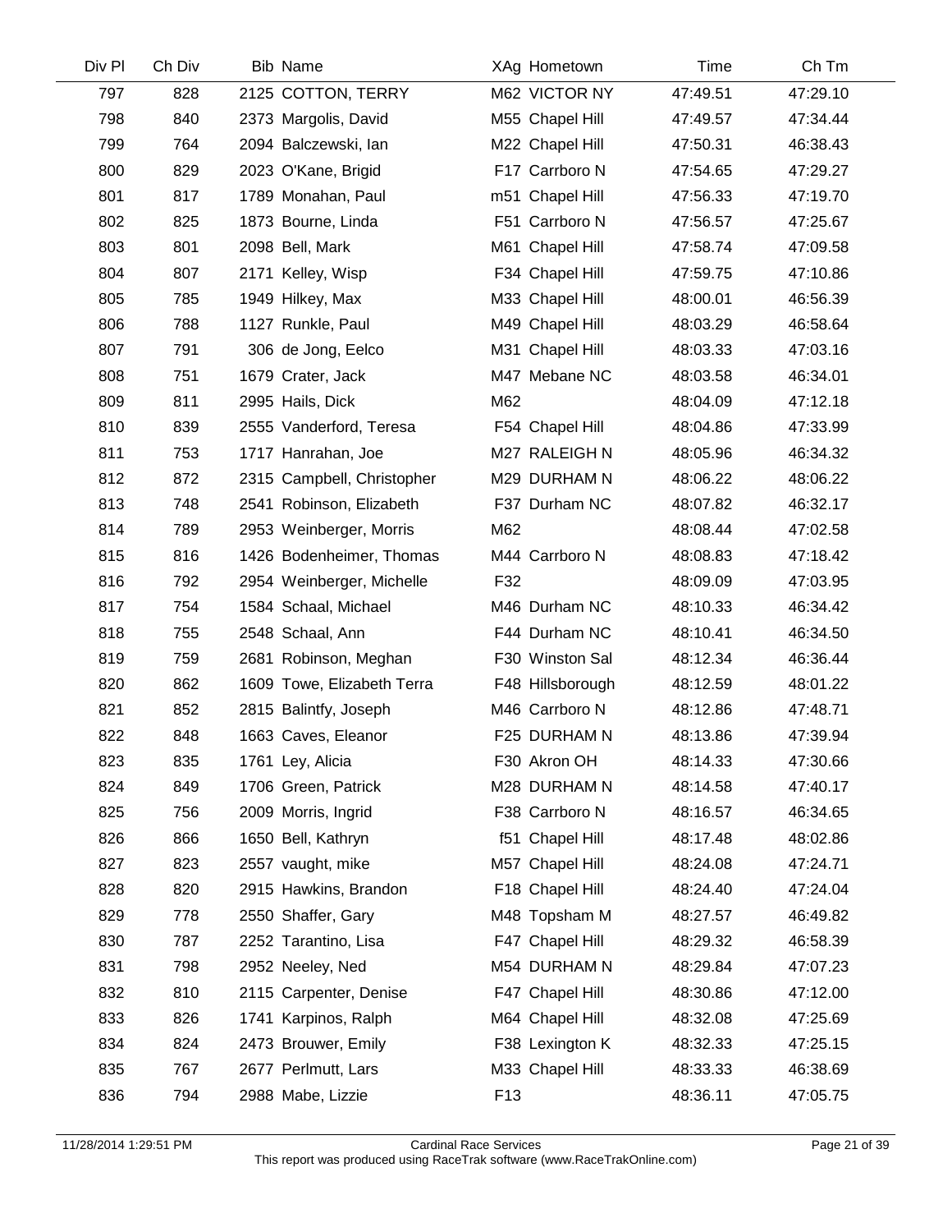| Div Pl | Ch Div | Bib | Name | XAg | Hometown | Time | Ch Tm |
|---|---|---|---|---|---|---|---|
| 797 | 828 | 2125 | COTTON, TERRY | M62 | VICTOR NY | 47:49.51 | 47:29.10 |
| 798 | 840 | 2373 | Margolis, David | M55 | Chapel Hill | 47:49.57 | 47:34.44 |
| 799 | 764 | 2094 | Balczewski, Ian | M22 | Chapel Hill | 47:50.31 | 46:38.43 |
| 800 | 829 | 2023 | O'Kane, Brigid | F17 | Carrboro N | 47:54.65 | 47:29.27 |
| 801 | 817 | 1789 | Monahan, Paul | m51 | Chapel Hill | 47:56.33 | 47:19.70 |
| 802 | 825 | 1873 | Bourne, Linda | F51 | Carrboro N | 47:56.57 | 47:25.67 |
| 803 | 801 | 2098 | Bell, Mark | M61 | Chapel Hill | 47:58.74 | 47:09.58 |
| 804 | 807 | 2171 | Kelley, Wisp | F34 | Chapel Hill | 47:59.75 | 47:10.86 |
| 805 | 785 | 1949 | Hilkey, Max | M33 | Chapel Hill | 48:00.01 | 46:56.39 |
| 806 | 788 | 1127 | Runkle, Paul | M49 | Chapel Hill | 48:03.29 | 46:58.64 |
| 807 | 791 | 306 | de Jong, Eelco | M31 | Chapel Hill | 48:03.33 | 47:03.16 |
| 808 | 751 | 1679 | Crater, Jack | M47 | Mebane NC | 48:03.58 | 46:34.01 |
| 809 | 811 | 2995 | Hails, Dick | M62 | | 48:04.09 | 47:12.18 |
| 810 | 839 | 2555 | Vanderford, Teresa | F54 | Chapel Hill | 48:04.86 | 47:33.99 |
| 811 | 753 | 1717 | Hanrahan, Joe | M27 | RALEIGH N | 48:05.96 | 46:34.32 |
| 812 | 872 | 2315 | Campbell, Christopher | M29 | DURHAM N | 48:06.22 | 48:06.22 |
| 813 | 748 | 2541 | Robinson, Elizabeth | F37 | Durham NC | 48:07.82 | 46:32.17 |
| 814 | 789 | 2953 | Weinberger, Morris | M62 | | 48:08.44 | 47:02.58 |
| 815 | 816 | 1426 | Bodenheimer, Thomas | M44 | Carrboro N | 48:08.83 | 47:18.42 |
| 816 | 792 | 2954 | Weinberger, Michelle | F32 | | 48:09.09 | 47:03.95 |
| 817 | 754 | 1584 | Schaal, Michael | M46 | Durham NC | 48:10.33 | 46:34.42 |
| 818 | 755 | 2548 | Schaal, Ann | F44 | Durham NC | 48:10.41 | 46:34.50 |
| 819 | 759 | 2681 | Robinson, Meghan | F30 | Winston Sal | 48:12.34 | 46:36.44 |
| 820 | 862 | 1609 | Towe, Elizabeth Terra | F48 | Hillsborough | 48:12.59 | 48:01.22 |
| 821 | 852 | 2815 | Balintfy, Joseph | M46 | Carrboro N | 48:12.86 | 47:48.71 |
| 822 | 848 | 1663 | Caves, Eleanor | F25 | DURHAM N | 48:13.86 | 47:39.94 |
| 823 | 835 | 1761 | Ley, Alicia | F30 | Akron OH | 48:14.33 | 47:30.66 |
| 824 | 849 | 1706 | Green, Patrick | M28 | DURHAM N | 48:14.58 | 47:40.17 |
| 825 | 756 | 2009 | Morris, Ingrid | F38 | Carrboro N | 48:16.57 | 46:34.65 |
| 826 | 866 | 1650 | Bell, Kathryn | f51 | Chapel Hill | 48:17.48 | 48:02.86 |
| 827 | 823 | 2557 | vaught, mike | M57 | Chapel Hill | 48:24.08 | 47:24.71 |
| 828 | 820 | 2915 | Hawkins, Brandon | F18 | Chapel Hill | 48:24.40 | 47:24.04 |
| 829 | 778 | 2550 | Shaffer, Gary | M48 | Topsham M | 48:27.57 | 46:49.82 |
| 830 | 787 | 2252 | Tarantino, Lisa | F47 | Chapel Hill | 48:29.32 | 46:58.39 |
| 831 | 798 | 2952 | Neeley, Ned | M54 | DURHAM N | 48:29.84 | 47:07.23 |
| 832 | 810 | 2115 | Carpenter, Denise | F47 | Chapel Hill | 48:30.86 | 47:12.00 |
| 833 | 826 | 1741 | Karpinos, Ralph | M64 | Chapel Hill | 48:32.08 | 47:25.69 |
| 834 | 824 | 2473 | Brouwer, Emily | F38 | Lexington K | 48:32.33 | 47:25.15 |
| 835 | 767 | 2677 | Perlmutt, Lars | M33 | Chapel Hill | 48:33.33 | 46:38.69 |
| 836 | 794 | 2988 | Mabe, Lizzie | F13 | | 48:36.11 | 47:05.75 |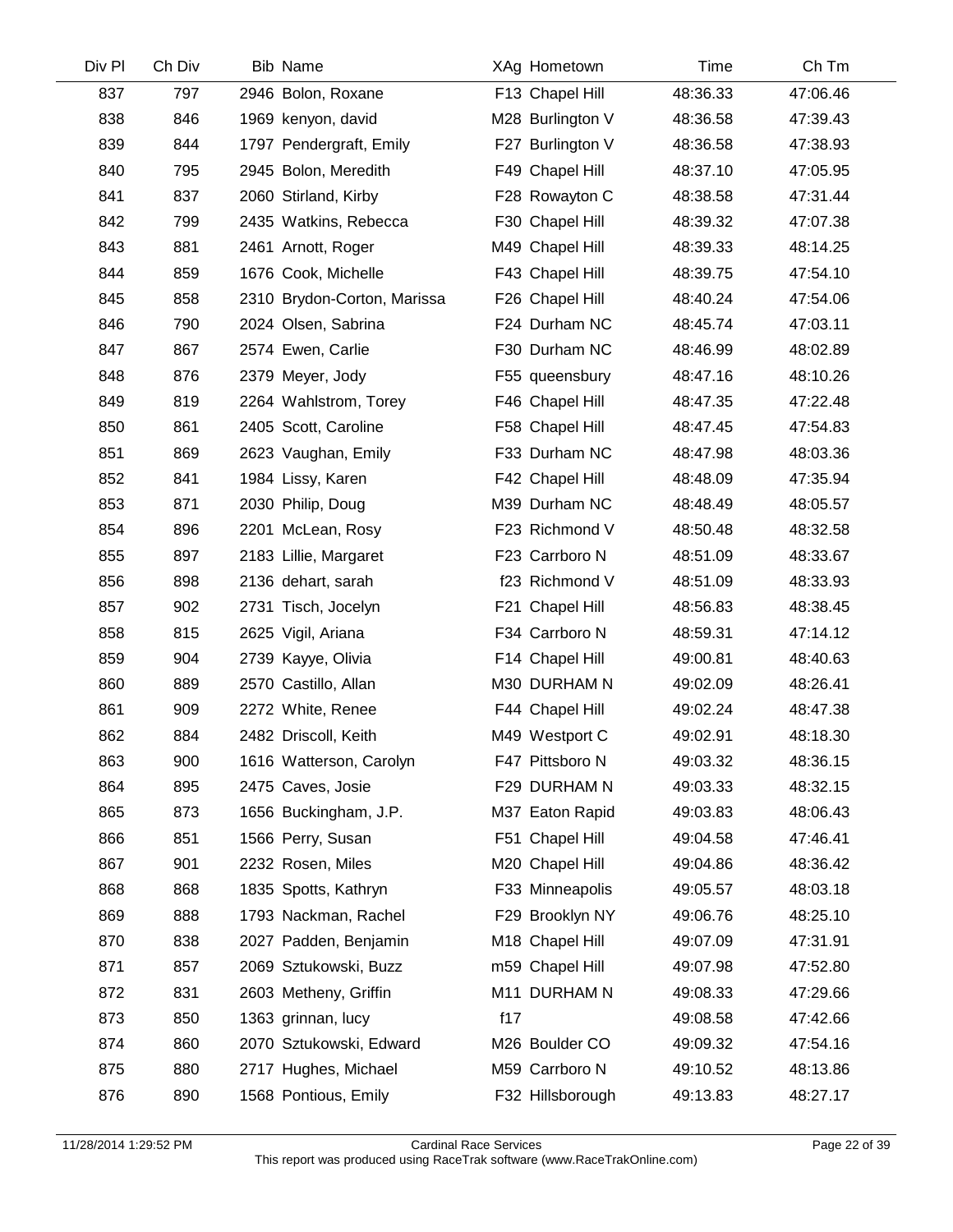| Div Pl | Ch Div | Bib | Name | XAg | Hometown | Time | Ch Tm |
|---|---|---|---|---|---|---|---|
| 837 | 797 | 2946 | Bolon, Roxane | F13 | Chapel Hill | 48:36.33 | 47:06.46 |
| 838 | 846 | 1969 | kenyon, david | M28 | Burlington V | 48:36.58 | 47:39.43 |
| 839 | 844 | 1797 | Pendergraft, Emily | F27 | Burlington V | 48:36.58 | 47:38.93 |
| 840 | 795 | 2945 | Bolon, Meredith | F49 | Chapel Hill | 48:37.10 | 47:05.95 |
| 841 | 837 | 2060 | Stirland, Kirby | F28 | Rowayton C | 48:38.58 | 47:31.44 |
| 842 | 799 | 2435 | Watkins, Rebecca | F30 | Chapel Hill | 48:39.32 | 47:07.38 |
| 843 | 881 | 2461 | Arnott, Roger | M49 | Chapel Hill | 48:39.33 | 48:14.25 |
| 844 | 859 | 1676 | Cook, Michelle | F43 | Chapel Hill | 48:39.75 | 47:54.10 |
| 845 | 858 | 2310 | Brydon-Corton, Marissa | F26 | Chapel Hill | 48:40.24 | 47:54.06 |
| 846 | 790 | 2024 | Olsen, Sabrina | F24 | Durham NC | 48:45.74 | 47:03.11 |
| 847 | 867 | 2574 | Ewen, Carlie | F30 | Durham NC | 48:46.99 | 48:02.89 |
| 848 | 876 | 2379 | Meyer, Jody | F55 | queensbury | 48:47.16 | 48:10.26 |
| 849 | 819 | 2264 | Wahlstrom, Torey | F46 | Chapel Hill | 48:47.35 | 47:22.48 |
| 850 | 861 | 2405 | Scott, Caroline | F58 | Chapel Hill | 48:47.45 | 47:54.83 |
| 851 | 869 | 2623 | Vaughan, Emily | F33 | Durham NC | 48:47.98 | 48:03.36 |
| 852 | 841 | 1984 | Lissy, Karen | F42 | Chapel Hill | 48:48.09 | 47:35.94 |
| 853 | 871 | 2030 | Philip, Doug | M39 | Durham NC | 48:48.49 | 48:05.57 |
| 854 | 896 | 2201 | McLean, Rosy | F23 | Richmond V | 48:50.48 | 48:32.58 |
| 855 | 897 | 2183 | Lillie, Margaret | F23 | Carrboro N | 48:51.09 | 48:33.67 |
| 856 | 898 | 2136 | dehart, sarah | f23 | Richmond V | 48:51.09 | 48:33.93 |
| 857 | 902 | 2731 | Tisch, Jocelyn | F21 | Chapel Hill | 48:56.83 | 48:38.45 |
| 858 | 815 | 2625 | Vigil, Ariana | F34 | Carrboro N | 48:59.31 | 47:14.12 |
| 859 | 904 | 2739 | Kayye, Olivia | F14 | Chapel Hill | 49:00.81 | 48:40.63 |
| 860 | 889 | 2570 | Castillo, Allan | M30 | DURHAM N | 49:02.09 | 48:26.41 |
| 861 | 909 | 2272 | White, Renee | F44 | Chapel Hill | 49:02.24 | 48:47.38 |
| 862 | 884 | 2482 | Driscoll, Keith | M49 | Westport C | 49:02.91 | 48:18.30 |
| 863 | 900 | 1616 | Watterson, Carolyn | F47 | Pittsboro N | 49:03.32 | 48:36.15 |
| 864 | 895 | 2475 | Caves, Josie | F29 | DURHAM N | 49:03.33 | 48:32.15 |
| 865 | 873 | 1656 | Buckingham, J.P. | M37 | Eaton Rapid | 49:03.83 | 48:06.43 |
| 866 | 851 | 1566 | Perry, Susan | F51 | Chapel Hill | 49:04.58 | 47:46.41 |
| 867 | 901 | 2232 | Rosen, Miles | M20 | Chapel Hill | 49:04.86 | 48:36.42 |
| 868 | 868 | 1835 | Spotts, Kathryn | F33 | Minneapolis | 49:05.57 | 48:03.18 |
| 869 | 888 | 1793 | Nackman, Rachel | F29 | Brooklyn NY | 49:06.76 | 48:25.10 |
| 870 | 838 | 2027 | Padden, Benjamin | M18 | Chapel Hill | 49:07.09 | 47:31.91 |
| 871 | 857 | 2069 | Sztukowski, Buzz | m59 | Chapel Hill | 49:07.98 | 47:52.80 |
| 872 | 831 | 2603 | Metheny, Griffin | M11 | DURHAM N | 49:08.33 | 47:29.66 |
| 873 | 850 | 1363 | grinnan, lucy | f17 | | 49:08.58 | 47:42.66 |
| 874 | 860 | 2070 | Sztukowski, Edward | M26 | Boulder CO | 49:09.32 | 47:54.16 |
| 875 | 880 | 2717 | Hughes, Michael | M59 | Carrboro N | 49:10.52 | 48:13.86 |
| 876 | 890 | 1568 | Pontious, Emily | F32 | Hillsborough | 49:13.83 | 48:27.17 |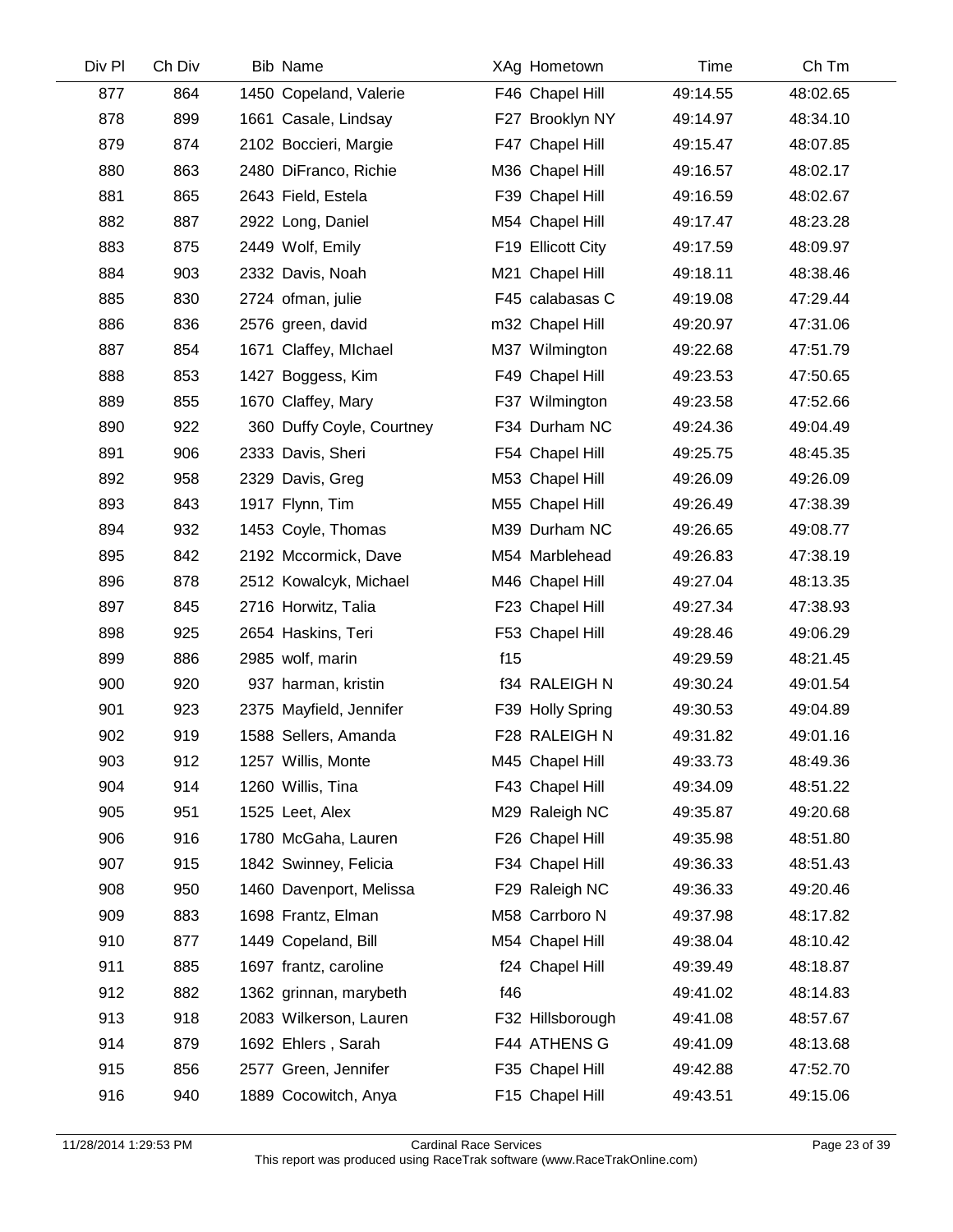| Div Pl | Ch Div | Bib | Name | XAg | Hometown | Time | Ch Tm |
|---|---|---|---|---|---|---|---|
| 877 | 864 | 1450 | Copeland, Valerie | F46 | Chapel Hill | 49:14.55 | 48:02.65 |
| 878 | 899 | 1661 | Casale, Lindsay | F27 | Brooklyn NY | 49:14.97 | 48:34.10 |
| 879 | 874 | 2102 | Boccieri, Margie | F47 | Chapel Hill | 49:15.47 | 48:07.85 |
| 880 | 863 | 2480 | DiFranco, Richie | M36 | Chapel Hill | 49:16.57 | 48:02.17 |
| 881 | 865 | 2643 | Field, Estela | F39 | Chapel Hill | 49:16.59 | 48:02.67 |
| 882 | 887 | 2922 | Long, Daniel | M54 | Chapel Hill | 49:17.47 | 48:23.28 |
| 883 | 875 | 2449 | Wolf, Emily | F19 | Ellicott City | 49:17.59 | 48:09.97 |
| 884 | 903 | 2332 | Davis, Noah | M21 | Chapel Hill | 49:18.11 | 48:38.46 |
| 885 | 830 | 2724 | ofman, julie | F45 | calabasas C | 49:19.08 | 47:29.44 |
| 886 | 836 | 2576 | green, david | m32 | Chapel Hill | 49:20.97 | 47:31.06 |
| 887 | 854 | 1671 | Claffey, MIchael | M37 | Wilmington | 49:22.68 | 47:51.79 |
| 888 | 853 | 1427 | Boggess, Kim | F49 | Chapel Hill | 49:23.53 | 47:50.65 |
| 889 | 855 | 1670 | Claffey, Mary | F37 | Wilmington | 49:23.58 | 47:52.66 |
| 890 | 922 | 360 | Duffy Coyle, Courtney | F34 | Durham NC | 49:24.36 | 49:04.49 |
| 891 | 906 | 2333 | Davis, Sheri | F54 | Chapel Hill | 49:25.75 | 48:45.35 |
| 892 | 958 | 2329 | Davis, Greg | M53 | Chapel Hill | 49:26.09 | 49:26.09 |
| 893 | 843 | 1917 | Flynn, Tim | M55 | Chapel Hill | 49:26.49 | 47:38.39 |
| 894 | 932 | 1453 | Coyle, Thomas | M39 | Durham NC | 49:26.65 | 49:08.77 |
| 895 | 842 | 2192 | Mccormick, Dave | M54 | Marblehead | 49:26.83 | 47:38.19 |
| 896 | 878 | 2512 | Kowalcyk, Michael | M46 | Chapel Hill | 49:27.04 | 48:13.35 |
| 897 | 845 | 2716 | Horwitz, Talia | F23 | Chapel Hill | 49:27.34 | 47:38.93 |
| 898 | 925 | 2654 | Haskins, Teri | F53 | Chapel Hill | 49:28.46 | 49:06.29 |
| 899 | 886 | 2985 | wolf, marin | f15 | | 49:29.59 | 48:21.45 |
| 900 | 920 | 937 | harman, kristin | f34 | RALEIGH N | 49:30.24 | 49:01.54 |
| 901 | 923 | 2375 | Mayfield, Jennifer | F39 | Holly Spring | 49:30.53 | 49:04.89 |
| 902 | 919 | 1588 | Sellers, Amanda | F28 | RALEIGH N | 49:31.82 | 49:01.16 |
| 903 | 912 | 1257 | Willis, Monte | M45 | Chapel Hill | 49:33.73 | 48:49.36 |
| 904 | 914 | 1260 | Willis, Tina | F43 | Chapel Hill | 49:34.09 | 48:51.22 |
| 905 | 951 | 1525 | Leet, Alex | M29 | Raleigh NC | 49:35.87 | 49:20.68 |
| 906 | 916 | 1780 | McGaha, Lauren | F26 | Chapel Hill | 49:35.98 | 48:51.80 |
| 907 | 915 | 1842 | Swinney, Felicia | F34 | Chapel Hill | 49:36.33 | 48:51.43 |
| 908 | 950 | 1460 | Davenport, Melissa | F29 | Raleigh NC | 49:36.33 | 49:20.46 |
| 909 | 883 | 1698 | Frantz, Elman | M58 | Carrboro N | 49:37.98 | 48:17.82 |
| 910 | 877 | 1449 | Copeland, Bill | M54 | Chapel Hill | 49:38.04 | 48:10.42 |
| 911 | 885 | 1697 | frantz, caroline | f24 | Chapel Hill | 49:39.49 | 48:18.87 |
| 912 | 882 | 1362 | grinnan, marybeth | f46 | | 49:41.02 | 48:14.83 |
| 913 | 918 | 2083 | Wilkerson, Lauren | F32 | Hillsborough | 49:41.08 | 48:57.67 |
| 914 | 879 | 1692 | Ehlers , Sarah | F44 | ATHENS G | 49:41.09 | 48:13.68 |
| 915 | 856 | 2577 | Green, Jennifer | F35 | Chapel Hill | 49:42.88 | 47:52.70 |
| 916 | 940 | 1889 | Cocowitch, Anya | F15 | Chapel Hill | 49:43.51 | 49:15.06 |

11/28/2014 1:29:53 PM — Cardinal Race Services — This report was produced using RaceTrak software (www.RaceTrakOnline.com)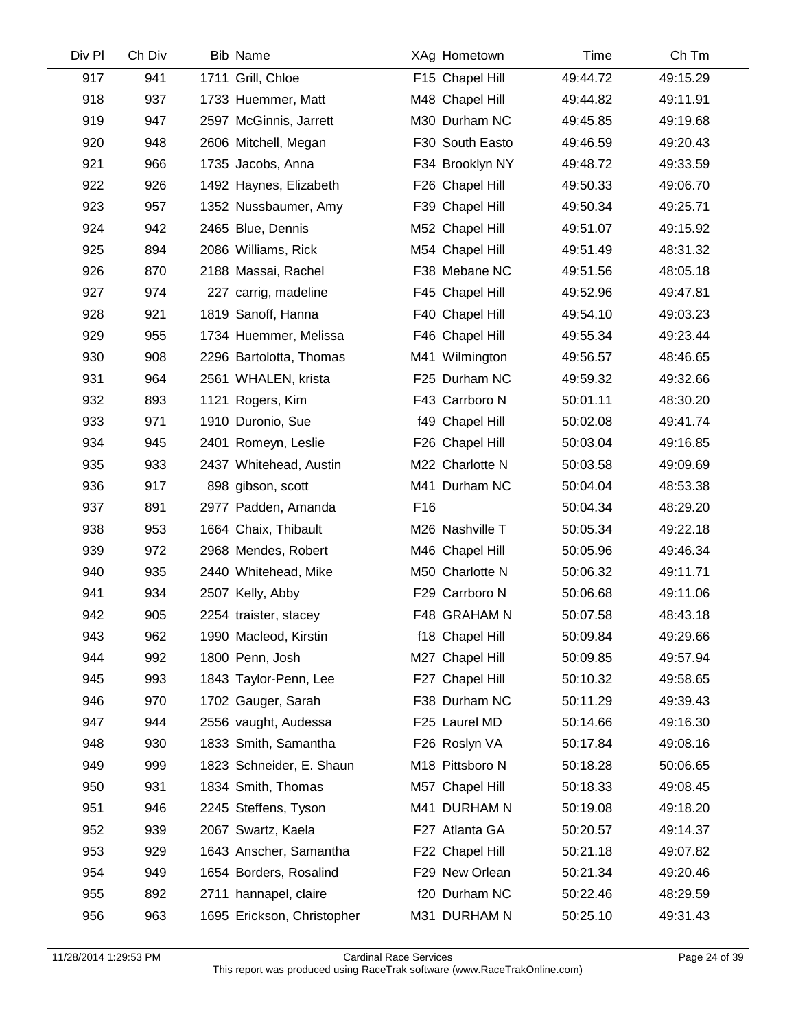| Div Pl | Ch Div | Bib | Name | XAg | Hometown | Time | Ch Tm |
|---|---|---|---|---|---|---|---|
| 917 | 941 | 1711 | Grill, Chloe | F15 | Chapel Hill | 49:44.72 | 49:15.29 |
| 918 | 937 | 1733 | Huemmer, Matt | M48 | Chapel Hill | 49:44.82 | 49:11.91 |
| 919 | 947 | 2597 | McGinnis, Jarrett | M30 | Durham NC | 49:45.85 | 49:19.68 |
| 920 | 948 | 2606 | Mitchell, Megan | F30 | South Easto | 49:46.59 | 49:20.43 |
| 921 | 966 | 1735 | Jacobs, Anna | F34 | Brooklyn NY | 49:48.72 | 49:33.59 |
| 922 | 926 | 1492 | Haynes, Elizabeth | F26 | Chapel Hill | 49:50.33 | 49:06.70 |
| 923 | 957 | 1352 | Nussbaumer, Amy | F39 | Chapel Hill | 49:50.34 | 49:25.71 |
| 924 | 942 | 2465 | Blue, Dennis | M52 | Chapel Hill | 49:51.07 | 49:15.92 |
| 925 | 894 | 2086 | Williams, Rick | M54 | Chapel Hill | 49:51.49 | 48:31.32 |
| 926 | 870 | 2188 | Massai, Rachel | F38 | Mebane NC | 49:51.56 | 48:05.18 |
| 927 | 974 | 227 | carrig, madeline | F45 | Chapel Hill | 49:52.96 | 49:47.81 |
| 928 | 921 | 1819 | Sanoff, Hanna | F40 | Chapel Hill | 49:54.10 | 49:03.23 |
| 929 | 955 | 1734 | Huemmer, Melissa | F46 | Chapel Hill | 49:55.34 | 49:23.44 |
| 930 | 908 | 2296 | Bartolotta, Thomas | M41 | Wilmington | 49:56.57 | 48:46.65 |
| 931 | 964 | 2561 | WHALEN, krista | F25 | Durham NC | 49:59.32 | 49:32.66 |
| 932 | 893 | 1121 | Rogers, Kim | F43 | Carrboro N | 50:01.11 | 48:30.20 |
| 933 | 971 | 1910 | Duronio, Sue | f49 | Chapel Hill | 50:02.08 | 49:41.74 |
| 934 | 945 | 2401 | Romeyn, Leslie | F26 | Chapel Hill | 50:03.04 | 49:16.85 |
| 935 | 933 | 2437 | Whitehead, Austin | M22 | Charlotte N | 50:03.58 | 49:09.69 |
| 936 | 917 | 898 | gibson, scott | M41 | Durham NC | 50:04.04 | 48:53.38 |
| 937 | 891 | 2977 | Padden, Amanda | F16 | | 50:04.34 | 48:29.20 |
| 938 | 953 | 1664 | Chaix, Thibault | M26 | Nashville T | 50:05.34 | 49:22.18 |
| 939 | 972 | 2968 | Mendes, Robert | M46 | Chapel Hill | 50:05.96 | 49:46.34 |
| 940 | 935 | 2440 | Whitehead, Mike | M50 | Charlotte N | 50:06.32 | 49:11.71 |
| 941 | 934 | 2507 | Kelly, Abby | F29 | Carrboro N | 50:06.68 | 49:11.06 |
| 942 | 905 | 2254 | traister, stacey | F48 | GRAHAM N | 50:07.58 | 48:43.18 |
| 943 | 962 | 1990 | Macleod, Kirstin | f18 | Chapel Hill | 50:09.84 | 49:29.66 |
| 944 | 992 | 1800 | Penn, Josh | M27 | Chapel Hill | 50:09.85 | 49:57.94 |
| 945 | 993 | 1843 | Taylor-Penn, Lee | F27 | Chapel Hill | 50:10.32 | 49:58.65 |
| 946 | 970 | 1702 | Gauger, Sarah | F38 | Durham NC | 50:11.29 | 49:39.43 |
| 947 | 944 | 2556 | vaught, Audessa | F25 | Laurel MD | 50:14.66 | 49:16.30 |
| 948 | 930 | 1833 | Smith, Samantha | F26 | Roslyn VA | 50:17.84 | 49:08.16 |
| 949 | 999 | 1823 | Schneider, E. Shaun | M18 | Pittsboro N | 50:18.28 | 50:06.65 |
| 950 | 931 | 1834 | Smith, Thomas | M57 | Chapel Hill | 50:18.33 | 49:08.45 |
| 951 | 946 | 2245 | Steffens, Tyson | M41 | DURHAM N | 50:19.08 | 49:18.20 |
| 952 | 939 | 2067 | Swartz, Kaela | F27 | Atlanta GA | 50:20.57 | 49:14.37 |
| 953 | 929 | 1643 | Anscher, Samantha | F22 | Chapel Hill | 50:21.18 | 49:07.82 |
| 954 | 949 | 1654 | Borders, Rosalind | F29 | New Orlean | 50:21.34 | 49:20.46 |
| 955 | 892 | 2711 | hannapel, claire | f20 | Durham NC | 50:22.46 | 48:29.59 |
| 956 | 963 | 1695 | Erickson, Christopher | M31 | DURHAM N | 50:25.10 | 49:31.43 |

11/28/2014 1:29:53 PM Cardinal Race Services
This report was produced using RaceTrak software (www.RaceTrakOnline.com)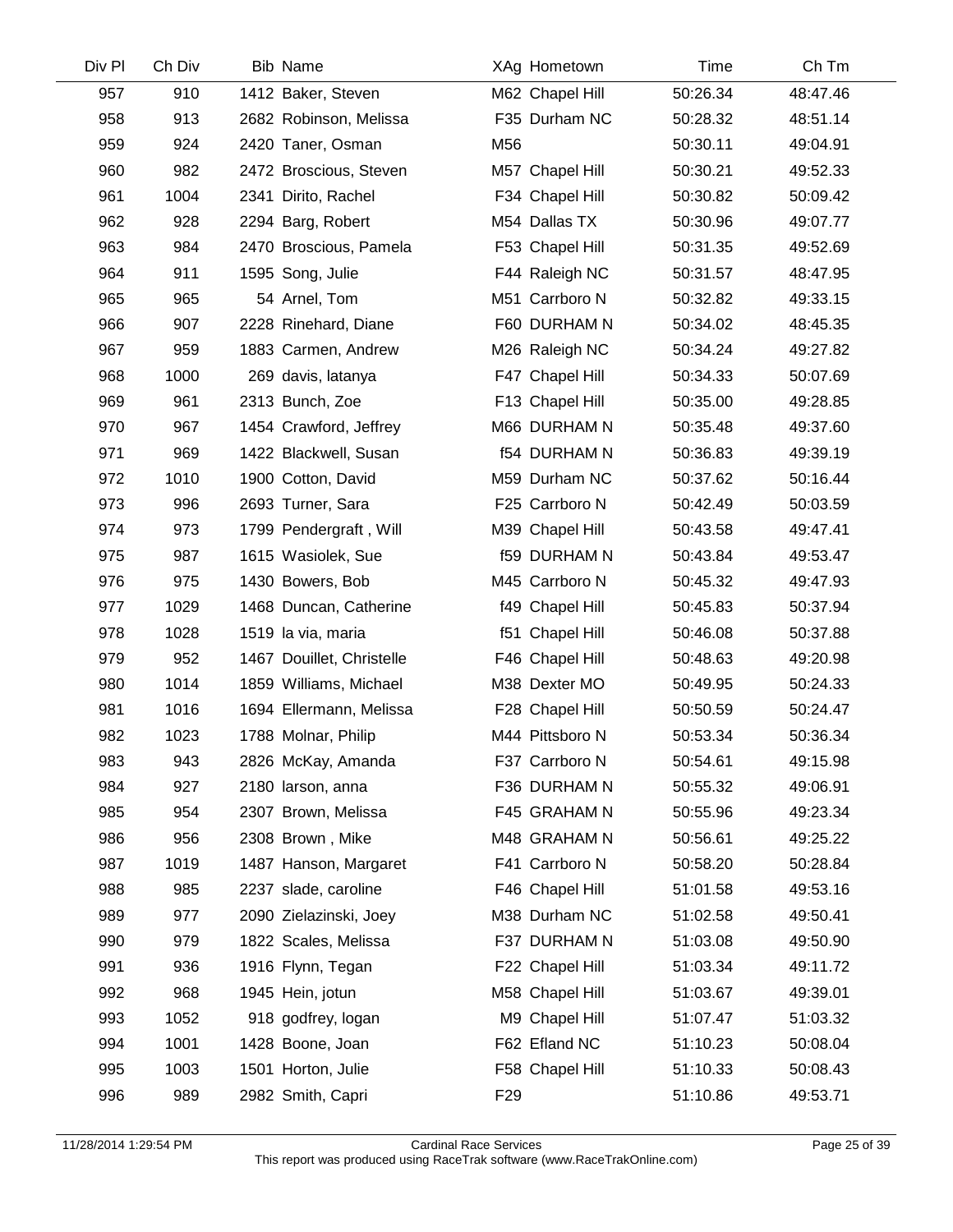| Div Pl | Ch Div | Bib | Name | XAg | Hometown | Time | Ch Tm |
|---|---|---|---|---|---|---|---|
| 957 | 910 | 1412 | Baker, Steven | M62 | Chapel Hill | 50:26.34 | 48:47.46 |
| 958 | 913 | 2682 | Robinson, Melissa | F35 | Durham NC | 50:28.32 | 48:51.14 |
| 959 | 924 | 2420 | Taner, Osman | M56 | | 50:30.11 | 49:04.91 |
| 960 | 982 | 2472 | Broscious, Steven | M57 | Chapel Hill | 50:30.21 | 49:52.33 |
| 961 | 1004 | 2341 | Dirito, Rachel | F34 | Chapel Hill | 50:30.82 | 50:09.42 |
| 962 | 928 | 2294 | Barg, Robert | M54 | Dallas TX | 50:30.96 | 49:07.77 |
| 963 | 984 | 2470 | Broscious, Pamela | F53 | Chapel Hill | 50:31.35 | 49:52.69 |
| 964 | 911 | 1595 | Song, Julie | F44 | Raleigh NC | 50:31.57 | 48:47.95 |
| 965 | 965 | 54 | Arnel, Tom | M51 | Carrboro N | 50:32.82 | 49:33.15 |
| 966 | 907 | 2228 | Rinehard, Diane | F60 | DURHAM N | 50:34.02 | 48:45.35 |
| 967 | 959 | 1883 | Carmen, Andrew | M26 | Raleigh NC | 50:34.24 | 49:27.82 |
| 968 | 1000 | 269 | davis, latanya | F47 | Chapel Hill | 50:34.33 | 50:07.69 |
| 969 | 961 | 2313 | Bunch, Zoe | F13 | Chapel Hill | 50:35.00 | 49:28.85 |
| 970 | 967 | 1454 | Crawford, Jeffrey | M66 | DURHAM N | 50:35.48 | 49:37.60 |
| 971 | 969 | 1422 | Blackwell, Susan | f54 | DURHAM N | 50:36.83 | 49:39.19 |
| 972 | 1010 | 1900 | Cotton, David | M59 | Durham NC | 50:37.62 | 50:16.44 |
| 973 | 996 | 2693 | Turner, Sara | F25 | Carrboro N | 50:42.49 | 50:03.59 |
| 974 | 973 | 1799 | Pendergraft , Will | M39 | Chapel Hill | 50:43.58 | 49:47.41 |
| 975 | 987 | 1615 | Wasiolek, Sue | f59 | DURHAM N | 50:43.84 | 49:53.47 |
| 976 | 975 | 1430 | Bowers, Bob | M45 | Carrboro N | 50:45.32 | 49:47.93 |
| 977 | 1029 | 1468 | Duncan, Catherine | f49 | Chapel Hill | 50:45.83 | 50:37.94 |
| 978 | 1028 | 1519 | la via, maria | f51 | Chapel Hill | 50:46.08 | 50:37.88 |
| 979 | 952 | 1467 | Douillet, Christelle | F46 | Chapel Hill | 50:48.63 | 49:20.98 |
| 980 | 1014 | 1859 | Williams, Michael | M38 | Dexter MO | 50:49.95 | 50:24.33 |
| 981 | 1016 | 1694 | Ellermann, Melissa | F28 | Chapel Hill | 50:50.59 | 50:24.47 |
| 982 | 1023 | 1788 | Molnar, Philip | M44 | Pittsboro N | 50:53.34 | 50:36.34 |
| 983 | 943 | 2826 | McKay, Amanda | F37 | Carrboro N | 50:54.61 | 49:15.98 |
| 984 | 927 | 2180 | larson, anna | F36 | DURHAM N | 50:55.32 | 49:06.91 |
| 985 | 954 | 2307 | Brown, Melissa | F45 | GRAHAM N | 50:55.96 | 49:23.34 |
| 986 | 956 | 2308 | Brown , Mike | M48 | GRAHAM N | 50:56.61 | 49:25.22 |
| 987 | 1019 | 1487 | Hanson, Margaret | F41 | Carrboro N | 50:58.20 | 50:28.84 |
| 988 | 985 | 2237 | slade, caroline | F46 | Chapel Hill | 51:01.58 | 49:53.16 |
| 989 | 977 | 2090 | Zielazinski, Joey | M38 | Durham NC | 51:02.58 | 49:50.41 |
| 990 | 979 | 1822 | Scales, Melissa | F37 | DURHAM N | 51:03.08 | 49:50.90 |
| 991 | 936 | 1916 | Flynn, Tegan | F22 | Chapel Hill | 51:03.34 | 49:11.72 |
| 992 | 968 | 1945 | Hein, jotun | M58 | Chapel Hill | 51:03.67 | 49:39.01 |
| 993 | 1052 | 918 | godfrey, logan | M9 | Chapel Hill | 51:07.47 | 51:03.32 |
| 994 | 1001 | 1428 | Boone, Joan | F62 | Efland NC | 51:10.23 | 50:08.04 |
| 995 | 1003 | 1501 | Horton, Julie | F58 | Chapel Hill | 51:10.33 | 50:08.43 |
| 996 | 989 | 2982 | Smith, Capri | F29 | | 51:10.86 | 49:53.71 |

11/28/2014 1:29:54 PM — Cardinal Race Services — This report was produced using RaceTrak software (www.RaceTrakOnline.com)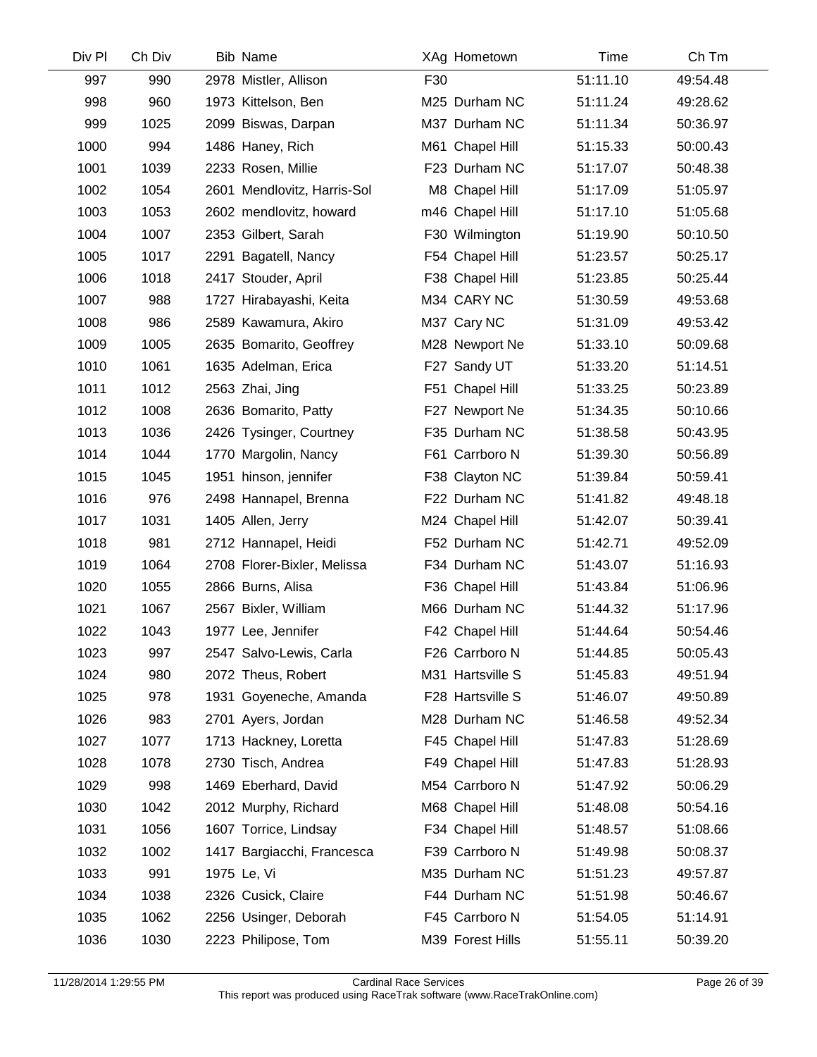| Div Pl | Ch Div | Bib | Name | XAg | Hometown | Time | Ch Tm |
|---|---|---|---|---|---|---|---|
| 997 | 990 | 2978 | Mistler, Allison | F30 | | 51:11.10 | 49:54.48 |
| 998 | 960 | 1973 | Kittelson, Ben | M25 | Durham NC | 51:11.24 | 49:28.62 |
| 999 | 1025 | 2099 | Biswas, Darpan | M37 | Durham NC | 51:11.34 | 50:36.97 |
| 1000 | 994 | 1486 | Haney, Rich | M61 | Chapel Hill | 51:15.33 | 50:00.43 |
| 1001 | 1039 | 2233 | Rosen, Millie | F23 | Durham NC | 51:17.07 | 50:48.38 |
| 1002 | 1054 | 2601 | Mendlovitz, Harris-Sol | M8 | Chapel Hill | 51:17.09 | 51:05.97 |
| 1003 | 1053 | 2602 | mendlovitz, howard | m46 | Chapel Hill | 51:17.10 | 51:05.68 |
| 1004 | 1007 | 2353 | Gilbert, Sarah | F30 | Wilmington | 51:19.90 | 50:10.50 |
| 1005 | 1017 | 2291 | Bagatell, Nancy | F54 | Chapel Hill | 51:23.57 | 50:25.17 |
| 1006 | 1018 | 2417 | Stouder, April | F38 | Chapel Hill | 51:23.85 | 50:25.44 |
| 1007 | 988 | 1727 | Hirabayashi, Keita | M34 | CARY NC | 51:30.59 | 49:53.68 |
| 1008 | 986 | 2589 | Kawamura, Akiro | M37 | Cary NC | 51:31.09 | 49:53.42 |
| 1009 | 1005 | 2635 | Bomarito, Geoffrey | M28 | Newport Ne | 51:33.10 | 50:09.68 |
| 1010 | 1061 | 1635 | Adelman, Erica | F27 | Sandy UT | 51:33.20 | 51:14.51 |
| 1011 | 1012 | 2563 | Zhai, Jing | F51 | Chapel Hill | 51:33.25 | 50:23.89 |
| 1012 | 1008 | 2636 | Bomarito, Patty | F27 | Newport Ne | 51:34.35 | 50:10.66 |
| 1013 | 1036 | 2426 | Tysinger, Courtney | F35 | Durham NC | 51:38.58 | 50:43.95 |
| 1014 | 1044 | 1770 | Margolin, Nancy | F61 | Carrboro N | 51:39.30 | 50:56.89 |
| 1015 | 1045 | 1951 | hinson, jennifer | F38 | Clayton NC | 51:39.84 | 50:59.41 |
| 1016 | 976 | 2498 | Hannapel, Brenna | F22 | Durham NC | 51:41.82 | 49:48.18 |
| 1017 | 1031 | 1405 | Allen, Jerry | M24 | Chapel Hill | 51:42.07 | 50:39.41 |
| 1018 | 981 | 2712 | Hannapel, Heidi | F52 | Durham NC | 51:42.71 | 49:52.09 |
| 1019 | 1064 | 2708 | Florer-Bixler, Melissa | F34 | Durham NC | 51:43.07 | 51:16.93 |
| 1020 | 1055 | 2866 | Burns, Alisa | F36 | Chapel Hill | 51:43.84 | 51:06.96 |
| 1021 | 1067 | 2567 | Bixler, William | M66 | Durham NC | 51:44.32 | 51:17.96 |
| 1022 | 1043 | 1977 | Lee, Jennifer | F42 | Chapel Hill | 51:44.64 | 50:54.46 |
| 1023 | 997 | 2547 | Salvo-Lewis, Carla | F26 | Carrboro N | 51:44.85 | 50:05.43 |
| 1024 | 980 | 2072 | Theus, Robert | M31 | Hartsville S | 51:45.83 | 49:51.94 |
| 1025 | 978 | 1931 | Goyeneche, Amanda | F28 | Hartsville S | 51:46.07 | 49:50.89 |
| 1026 | 983 | 2701 | Ayers, Jordan | M28 | Durham NC | 51:46.58 | 49:52.34 |
| 1027 | 1077 | 1713 | Hackney, Loretta | F45 | Chapel Hill | 51:47.83 | 51:28.69 |
| 1028 | 1078 | 2730 | Tisch, Andrea | F49 | Chapel Hill | 51:47.83 | 51:28.93 |
| 1029 | 998 | 1469 | Eberhard, David | M54 | Carrboro N | 51:47.92 | 50:06.29 |
| 1030 | 1042 | 2012 | Murphy, Richard | M68 | Chapel Hill | 51:48.08 | 50:54.16 |
| 1031 | 1056 | 1607 | Torrice, Lindsay | F34 | Chapel Hill | 51:48.57 | 51:08.66 |
| 1032 | 1002 | 1417 | Bargiacchi, Francesca | F39 | Carrboro N | 51:49.98 | 50:08.37 |
| 1033 | 991 | 1975 | Le, Vi | M35 | Durham NC | 51:51.23 | 49:57.87 |
| 1034 | 1038 | 2326 | Cusick, Claire | F44 | Durham NC | 51:51.98 | 50:46.67 |
| 1035 | 1062 | 2256 | Usinger, Deborah | F45 | Carrboro N | 51:54.05 | 51:14.91 |
| 1036 | 1030 | 2223 | Philipose, Tom | M39 | Forest Hills | 51:55.11 | 50:39.20 |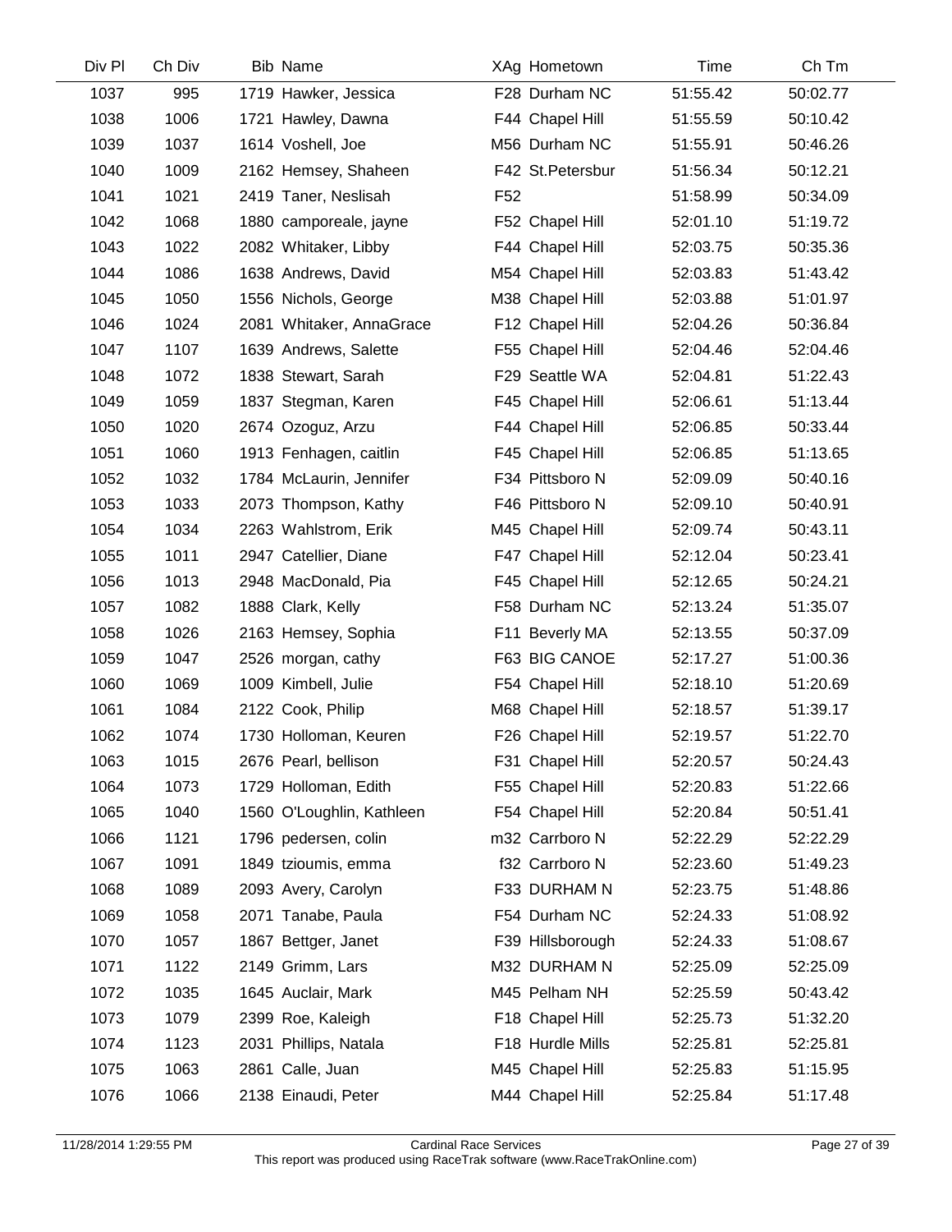| Div Pl | Ch Div | Bib | Name | XAg | Hometown | Time | Ch Tm |
|---|---|---|---|---|---|---|---|
| 1037 | 995 | 1719 | Hawker, Jessica | F28 | Durham NC | 51:55.42 | 50:02.77 |
| 1038 | 1006 | 1721 | Hawley, Dawna | F44 | Chapel Hill | 51:55.59 | 50:10.42 |
| 1039 | 1037 | 1614 | Voshell, Joe | M56 | Durham NC | 51:55.91 | 50:46.26 |
| 1040 | 1009 | 2162 | Hemsey, Shaheen | F42 | St.Petersbur | 51:56.34 | 50:12.21 |
| 1041 | 1021 | 2419 | Taner, Neslisah | F52 | | 51:58.99 | 50:34.09 |
| 1042 | 1068 | 1880 | camporeale, jayne | F52 | Chapel Hill | 52:01.10 | 51:19.72 |
| 1043 | 1022 | 2082 | Whitaker, Libby | F44 | Chapel Hill | 52:03.75 | 50:35.36 |
| 1044 | 1086 | 1638 | Andrews, David | M54 | Chapel Hill | 52:03.83 | 51:43.42 |
| 1045 | 1050 | 1556 | Nichols, George | M38 | Chapel Hill | 52:03.88 | 51:01.97 |
| 1046 | 1024 | 2081 | Whitaker, AnnaGrace | F12 | Chapel Hill | 52:04.26 | 50:36.84 |
| 1047 | 1107 | 1639 | Andrews, Salette | F55 | Chapel Hill | 52:04.46 | 52:04.46 |
| 1048 | 1072 | 1838 | Stewart, Sarah | F29 | Seattle WA | 52:04.81 | 51:22.43 |
| 1049 | 1059 | 1837 | Stegman, Karen | F45 | Chapel Hill | 52:06.61 | 51:13.44 |
| 1050 | 1020 | 2674 | Ozoguz, Arzu | F44 | Chapel Hill | 52:06.85 | 50:33.44 |
| 1051 | 1060 | 1913 | Fenhagen, caitlin | F45 | Chapel Hill | 52:06.85 | 51:13.65 |
| 1052 | 1032 | 1784 | McLaurin, Jennifer | F34 | Pittsboro N | 52:09.09 | 50:40.16 |
| 1053 | 1033 | 2073 | Thompson, Kathy | F46 | Pittsboro N | 52:09.10 | 50:40.91 |
| 1054 | 1034 | 2263 | Wahlstrom, Erik | M45 | Chapel Hill | 52:09.74 | 50:43.11 |
| 1055 | 1011 | 2947 | Catellier, Diane | F47 | Chapel Hill | 52:12.04 | 50:23.41 |
| 1056 | 1013 | 2948 | MacDonald, Pia | F45 | Chapel Hill | 52:12.65 | 50:24.21 |
| 1057 | 1082 | 1888 | Clark, Kelly | F58 | Durham NC | 52:13.24 | 51:35.07 |
| 1058 | 1026 | 2163 | Hemsey, Sophia | F11 | Beverly MA | 52:13.55 | 50:37.09 |
| 1059 | 1047 | 2526 | morgan, cathy | F63 | BIG CANOE | 52:17.27 | 51:00.36 |
| 1060 | 1069 | 1009 | Kimbell, Julie | F54 | Chapel Hill | 52:18.10 | 51:20.69 |
| 1061 | 1084 | 2122 | Cook, Philip | M68 | Chapel Hill | 52:18.57 | 51:39.17 |
| 1062 | 1074 | 1730 | Holloman, Keuren | F26 | Chapel Hill | 52:19.57 | 51:22.70 |
| 1063 | 1015 | 2676 | Pearl, bellison | F31 | Chapel Hill | 52:20.57 | 50:24.43 |
| 1064 | 1073 | 1729 | Holloman, Edith | F55 | Chapel Hill | 52:20.83 | 51:22.66 |
| 1065 | 1040 | 1560 | O'Loughlin, Kathleen | F54 | Chapel Hill | 52:20.84 | 50:51.41 |
| 1066 | 1121 | 1796 | pedersen, colin | m32 | Carrboro N | 52:22.29 | 52:22.29 |
| 1067 | 1091 | 1849 | tzioumis, emma | f32 | Carrboro N | 52:23.60 | 51:49.23 |
| 1068 | 1089 | 2093 | Avery, Carolyn | F33 | DURHAM N | 52:23.75 | 51:48.86 |
| 1069 | 1058 | 2071 | Tanabe, Paula | F54 | Durham NC | 52:24.33 | 51:08.92 |
| 1070 | 1057 | 1867 | Bettger, Janet | F39 | Hillsborough | 52:24.33 | 51:08.67 |
| 1071 | 1122 | 2149 | Grimm, Lars | M32 | DURHAM N | 52:25.09 | 52:25.09 |
| 1072 | 1035 | 1645 | Auclair, Mark | M45 | Pelham NH | 52:25.59 | 50:43.42 |
| 1073 | 1079 | 2399 | Roe, Kaleigh | F18 | Chapel Hill | 52:25.73 | 51:32.20 |
| 1074 | 1123 | 2031 | Phillips, Natala | F18 | Hurdle Mills | 52:25.81 | 52:25.81 |
| 1075 | 1063 | 2861 | Calle, Juan | M45 | Chapel Hill | 52:25.83 | 51:15.95 |
| 1076 | 1066 | 2138 | Einaudi, Peter | M44 | Chapel Hill | 52:25.84 | 51:17.48 |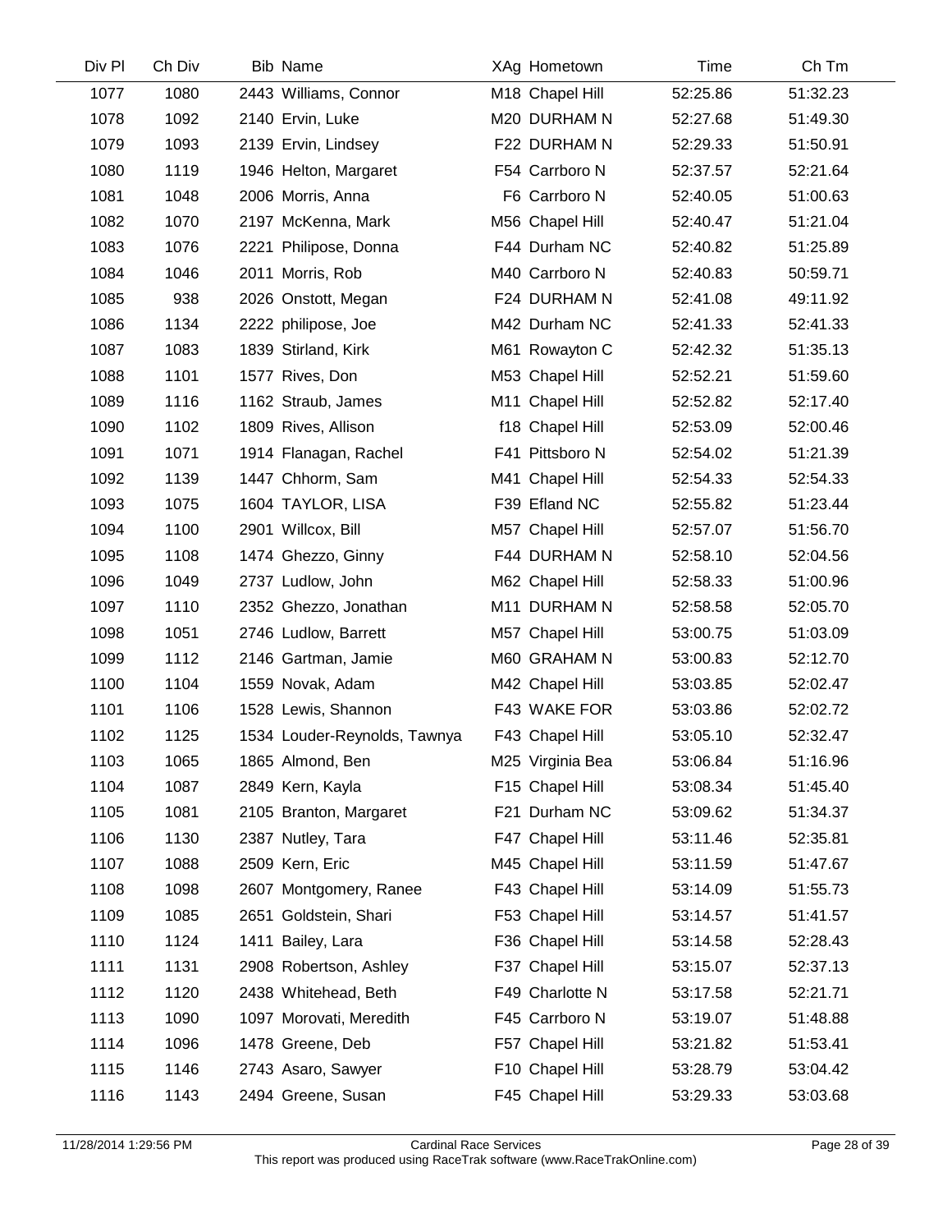| Div Pl | Ch Div | Bib | Name | XAg | Hometown | Time | Ch Tm |
|---|---|---|---|---|---|---|---|
| 1077 | 1080 | 2443 | Williams, Connor | M18 | Chapel Hill | 52:25.86 | 51:32.23 |
| 1078 | 1092 | 2140 | Ervin, Luke | M20 | DURHAM N | 52:27.68 | 51:49.30 |
| 1079 | 1093 | 2139 | Ervin, Lindsey | F22 | DURHAM N | 52:29.33 | 51:50.91 |
| 1080 | 1119 | 1946 | Helton, Margaret | F54 | Carrboro N | 52:37.57 | 52:21.64 |
| 1081 | 1048 | 2006 | Morris, Anna | F6 | Carrboro N | 52:40.05 | 51:00.63 |
| 1082 | 1070 | 2197 | McKenna, Mark | M56 | Chapel Hill | 52:40.47 | 51:21.04 |
| 1083 | 1076 | 2221 | Philipose, Donna | F44 | Durham NC | 52:40.82 | 51:25.89 |
| 1084 | 1046 | 2011 | Morris, Rob | M40 | Carrboro N | 52:40.83 | 50:59.71 |
| 1085 | 938 | 2026 | Onstott, Megan | F24 | DURHAM N | 52:41.08 | 49:11.92 |
| 1086 | 1134 | 2222 | philipose, Joe | M42 | Durham NC | 52:41.33 | 52:41.33 |
| 1087 | 1083 | 1839 | Stirland, Kirk | M61 | Rowayton C | 52:42.32 | 51:35.13 |
| 1088 | 1101 | 1577 | Rives, Don | M53 | Chapel Hill | 52:52.21 | 51:59.60 |
| 1089 | 1116 | 1162 | Straub, James | M11 | Chapel Hill | 52:52.82 | 52:17.40 |
| 1090 | 1102 | 1809 | Rives, Allison | f18 | Chapel Hill | 52:53.09 | 52:00.46 |
| 1091 | 1071 | 1914 | Flanagan, Rachel | F41 | Pittsboro N | 52:54.02 | 51:21.39 |
| 1092 | 1139 | 1447 | Chhorm, Sam | M41 | Chapel Hill | 52:54.33 | 52:54.33 |
| 1093 | 1075 | 1604 | TAYLOR, LISA | F39 | Efland NC | 52:55.82 | 51:23.44 |
| 1094 | 1100 | 2901 | Willcox, Bill | M57 | Chapel Hill | 52:57.07 | 51:56.70 |
| 1095 | 1108 | 1474 | Ghezzo, Ginny | F44 | DURHAM N | 52:58.10 | 52:04.56 |
| 1096 | 1049 | 2737 | Ludlow, John | M62 | Chapel Hill | 52:58.33 | 51:00.96 |
| 1097 | 1110 | 2352 | Ghezzo, Jonathan | M11 | DURHAM N | 52:58.58 | 52:05.70 |
| 1098 | 1051 | 2746 | Ludlow, Barrett | M57 | Chapel Hill | 53:00.75 | 51:03.09 |
| 1099 | 1112 | 2146 | Gartman, Jamie | M60 | GRAHAM N | 53:00.83 | 52:12.70 |
| 1100 | 1104 | 1559 | Novak, Adam | M42 | Chapel Hill | 53:03.85 | 52:02.47 |
| 1101 | 1106 | 1528 | Lewis, Shannon | F43 | WAKE FOR | 53:03.86 | 52:02.72 |
| 1102 | 1125 | 1534 | Louder-Reynolds, Tawnya | F43 | Chapel Hill | 53:05.10 | 52:32.47 |
| 1103 | 1065 | 1865 | Almond, Ben | M25 | Virginia Bea | 53:06.84 | 51:16.96 |
| 1104 | 1087 | 2849 | Kern, Kayla | F15 | Chapel Hill | 53:08.34 | 51:45.40 |
| 1105 | 1081 | 2105 | Branton, Margaret | F21 | Durham NC | 53:09.62 | 51:34.37 |
| 1106 | 1130 | 2387 | Nutley, Tara | F47 | Chapel Hill | 53:11.46 | 52:35.81 |
| 1107 | 1088 | 2509 | Kern, Eric | M45 | Chapel Hill | 53:11.59 | 51:47.67 |
| 1108 | 1098 | 2607 | Montgomery, Ranee | F43 | Chapel Hill | 53:14.09 | 51:55.73 |
| 1109 | 1085 | 2651 | Goldstein, Shari | F53 | Chapel Hill | 53:14.57 | 51:41.57 |
| 1110 | 1124 | 1411 | Bailey, Lara | F36 | Chapel Hill | 53:14.58 | 52:28.43 |
| 1111 | 1131 | 2908 | Robertson, Ashley | F37 | Chapel Hill | 53:15.07 | 52:37.13 |
| 1112 | 1120 | 2438 | Whitehead, Beth | F49 | Charlotte N | 53:17.58 | 52:21.71 |
| 1113 | 1090 | 1097 | Morovati, Meredith | F45 | Carrboro N | 53:19.07 | 51:48.88 |
| 1114 | 1096 | 1478 | Greene, Deb | F57 | Chapel Hill | 53:21.82 | 51:53.41 |
| 1115 | 1146 | 2743 | Asaro, Sawyer | F10 | Chapel Hill | 53:28.79 | 53:04.42 |
| 1116 | 1143 | 2494 | Greene, Susan | F45 | Chapel Hill | 53:29.33 | 53:03.68 |

11/28/2014 1:29:56 PM — Cardinal Race Services — This report was produced using RaceTrak software (www.RaceTrakOnline.com)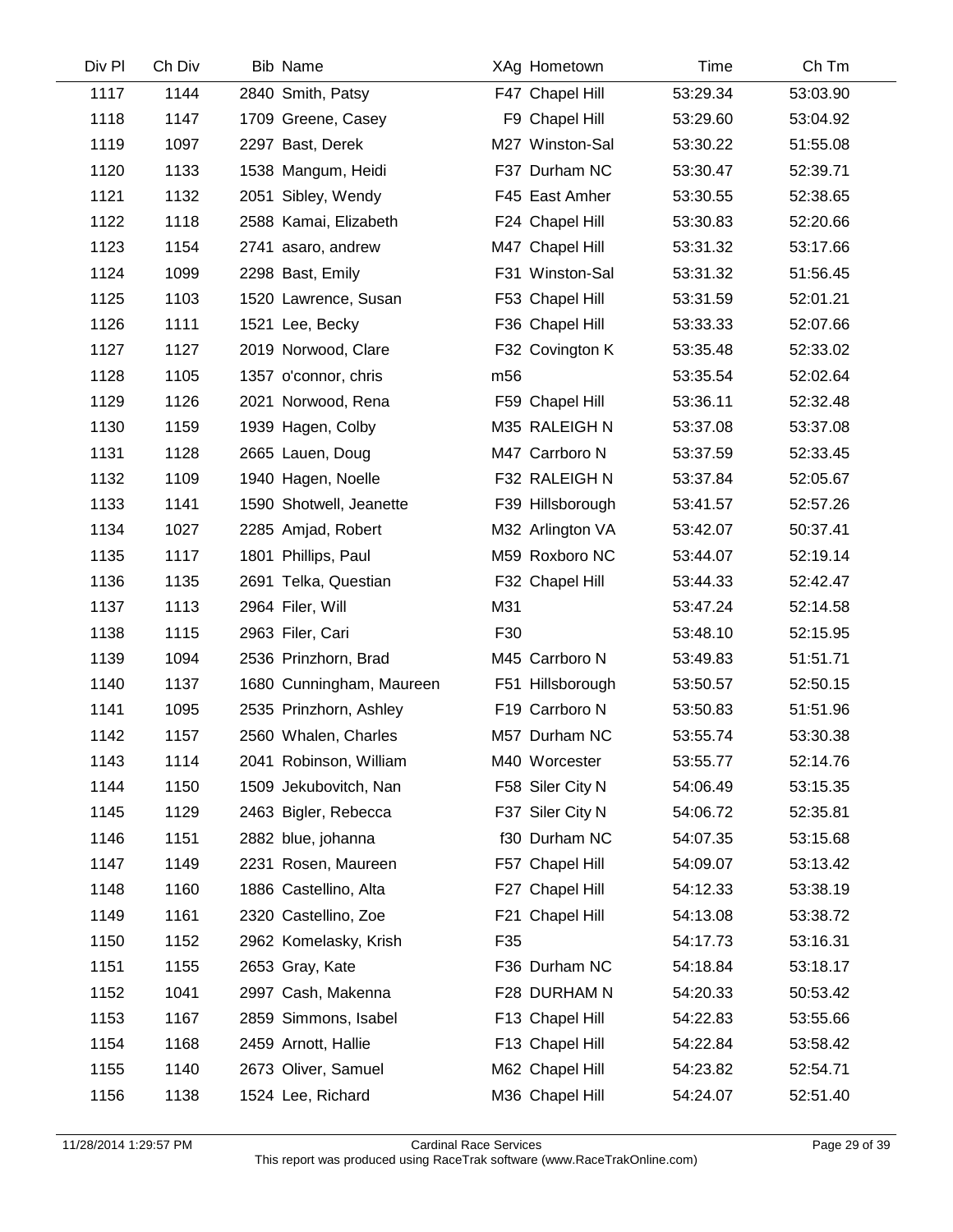| Div Pl | Ch Div | Bib | Name | XAg | Hometown | Time | Ch Tm |
|---|---|---|---|---|---|---|---|
| 1117 | 1144 | 2840 | Smith, Patsy | F47 | Chapel Hill | 53:29.34 | 53:03.90 |
| 1118 | 1147 | 1709 | Greene, Casey | F9 | Chapel Hill | 53:29.60 | 53:04.92 |
| 1119 | 1097 | 2297 | Bast, Derek | M27 | Winston-Sal | 53:30.22 | 51:55.08 |
| 1120 | 1133 | 1538 | Mangum, Heidi | F37 | Durham NC | 53:30.47 | 52:39.71 |
| 1121 | 1132 | 2051 | Sibley, Wendy | F45 | East Amher | 53:30.55 | 52:38.65 |
| 1122 | 1118 | 2588 | Kamai, Elizabeth | F24 | Chapel Hill | 53:30.83 | 52:20.66 |
| 1123 | 1154 | 2741 | asaro, andrew | M47 | Chapel Hill | 53:31.32 | 53:17.66 |
| 1124 | 1099 | 2298 | Bast, Emily | F31 | Winston-Sal | 53:31.32 | 51:56.45 |
| 1125 | 1103 | 1520 | Lawrence, Susan | F53 | Chapel Hill | 53:31.59 | 52:01.21 |
| 1126 | 1111 | 1521 | Lee, Becky | F36 | Chapel Hill | 53:33.33 | 52:07.66 |
| 1127 | 1127 | 2019 | Norwood, Clare | F32 | Covington K | 53:35.48 | 52:33.02 |
| 1128 | 1105 | 1357 | o'connor, chris | m56 | | 53:35.54 | 52:02.64 |
| 1129 | 1126 | 2021 | Norwood, Rena | F59 | Chapel Hill | 53:36.11 | 52:32.48 |
| 1130 | 1159 | 1939 | Hagen, Colby | M35 | RALEIGH N | 53:37.08 | 53:37.08 |
| 1131 | 1128 | 2665 | Lauen, Doug | M47 | Carrboro N | 53:37.59 | 52:33.45 |
| 1132 | 1109 | 1940 | Hagen, Noelle | F32 | RALEIGH N | 53:37.84 | 52:05.67 |
| 1133 | 1141 | 1590 | Shotwell, Jeanette | F39 | Hillsborough | 53:41.57 | 52:57.26 |
| 1134 | 1027 | 2285 | Amjad, Robert | M32 | Arlington VA | 53:42.07 | 50:37.41 |
| 1135 | 1117 | 1801 | Phillips, Paul | M59 | Roxboro NC | 53:44.07 | 52:19.14 |
| 1136 | 1135 | 2691 | Telka, Questian | F32 | Chapel Hill | 53:44.33 | 52:42.47 |
| 1137 | 1113 | 2964 | Filer, Will | M31 | | 53:47.24 | 52:14.58 |
| 1138 | 1115 | 2963 | Filer, Cari | F30 | | 53:48.10 | 52:15.95 |
| 1139 | 1094 | 2536 | Prinzhorn, Brad | M45 | Carrboro N | 53:49.83 | 51:51.71 |
| 1140 | 1137 | 1680 | Cunningham, Maureen | F51 | Hillsborough | 53:50.57 | 52:50.15 |
| 1141 | 1095 | 2535 | Prinzhorn, Ashley | F19 | Carrboro N | 53:50.83 | 51:51.96 |
| 1142 | 1157 | 2560 | Whalen, Charles | M57 | Durham NC | 53:55.74 | 53:30.38 |
| 1143 | 1114 | 2041 | Robinson, William | M40 | Worcester | 53:55.77 | 52:14.76 |
| 1144 | 1150 | 1509 | Jekubovitch, Nan | F58 | Siler City N | 54:06.49 | 53:15.35 |
| 1145 | 1129 | 2463 | Bigler, Rebecca | F37 | Siler City N | 54:06.72 | 52:35.81 |
| 1146 | 1151 | 2882 | blue, johanna | f30 | Durham NC | 54:07.35 | 53:15.68 |
| 1147 | 1149 | 2231 | Rosen, Maureen | F57 | Chapel Hill | 54:09.07 | 53:13.42 |
| 1148 | 1160 | 1886 | Castellino, Alta | F27 | Chapel Hill | 54:12.33 | 53:38.19 |
| 1149 | 1161 | 2320 | Castellino, Zoe | F21 | Chapel Hill | 54:13.08 | 53:38.72 |
| 1150 | 1152 | 2962 | Komelasky, Krish | F35 | | 54:17.73 | 53:16.31 |
| 1151 | 1155 | 2653 | Gray, Kate | F36 | Durham NC | 54:18.84 | 53:18.17 |
| 1152 | 1041 | 2997 | Cash, Makenna | F28 | DURHAM N | 54:20.33 | 50:53.42 |
| 1153 | 1167 | 2859 | Simmons, Isabel | F13 | Chapel Hill | 54:22.83 | 53:55.66 |
| 1154 | 1168 | 2459 | Arnott, Hallie | F13 | Chapel Hill | 54:22.84 | 53:58.42 |
| 1155 | 1140 | 2673 | Oliver, Samuel | M62 | Chapel Hill | 54:23.82 | 52:54.71 |
| 1156 | 1138 | 1524 | Lee, Richard | M36 | Chapel Hill | 54:24.07 | 52:51.40 |

11/28/2014 1:29:57 PM — Cardinal Race Services — This report was produced using RaceTrak software (www.RaceTrakOnline.com)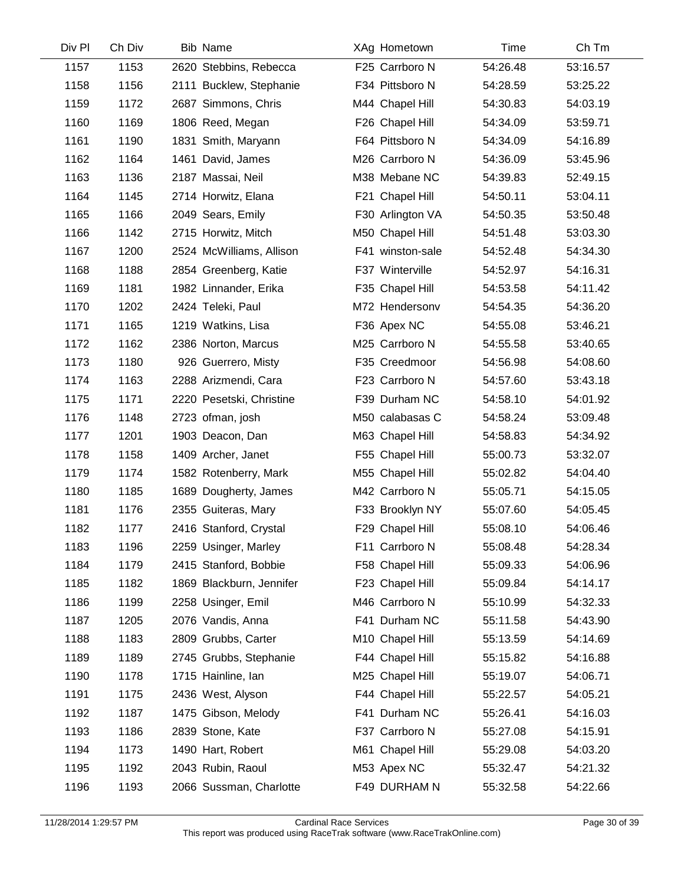| Div Pl | Ch Div | Bib | Name | XAg | Hometown | Time | Ch Tm |
|---|---|---|---|---|---|---|---|
| 1157 | 1153 | 2620 | Stebbins, Rebecca | F25 | Carrboro N | 54:26.48 | 53:16.57 |
| 1158 | 1156 | 2111 | Bucklew, Stephanie | F34 | Pittsboro N | 54:28.59 | 53:25.22 |
| 1159 | 1172 | 2687 | Simmons, Chris | M44 | Chapel Hill | 54:30.83 | 54:03.19 |
| 1160 | 1169 | 1806 | Reed, Megan | F26 | Chapel Hill | 54:34.09 | 53:59.71 |
| 1161 | 1190 | 1831 | Smith, Maryann | F64 | Pittsboro N | 54:34.09 | 54:16.89 |
| 1162 | 1164 | 1461 | David, James | M26 | Carrboro N | 54:36.09 | 53:45.96 |
| 1163 | 1136 | 2187 | Massai, Neil | M38 | Mebane NC | 54:39.83 | 52:49.15 |
| 1164 | 1145 | 2714 | Horwitz, Elana | F21 | Chapel Hill | 54:50.11 | 53:04.11 |
| 1165 | 1166 | 2049 | Sears, Emily | F30 | Arlington VA | 54:50.35 | 53:50.48 |
| 1166 | 1142 | 2715 | Horwitz, Mitch | M50 | Chapel Hill | 54:51.48 | 53:03.30 |
| 1167 | 1200 | 2524 | McWilliams, Allison | F41 | winston-sale | 54:52.48 | 54:34.30 |
| 1168 | 1188 | 2854 | Greenberg, Katie | F37 | Winterville | 54:52.97 | 54:16.31 |
| 1169 | 1181 | 1982 | Linnander, Erika | F35 | Chapel Hill | 54:53.58 | 54:11.42 |
| 1170 | 1202 | 2424 | Teleki, Paul | M72 | Hendersonv | 54:54.35 | 54:36.20 |
| 1171 | 1165 | 1219 | Watkins, Lisa | F36 | Apex NC | 54:55.08 | 53:46.21 |
| 1172 | 1162 | 2386 | Norton, Marcus | M25 | Carrboro N | 54:55.58 | 53:40.65 |
| 1173 | 1180 | 926 | Guerrero, Misty | F35 | Creedmoor | 54:56.98 | 54:08.60 |
| 1174 | 1163 | 2288 | Arizmendi, Cara | F23 | Carrboro N | 54:57.60 | 53:43.18 |
| 1175 | 1171 | 2220 | Pesetski, Christine | F39 | Durham NC | 54:58.10 | 54:01.92 |
| 1176 | 1148 | 2723 | ofman, josh | M50 | calabasas C | 54:58.24 | 53:09.48 |
| 1177 | 1201 | 1903 | Deacon, Dan | M63 | Chapel Hill | 54:58.83 | 54:34.92 |
| 1178 | 1158 | 1409 | Archer, Janet | F55 | Chapel Hill | 55:00.73 | 53:32.07 |
| 1179 | 1174 | 1582 | Rotenberry, Mark | M55 | Chapel Hill | 55:02.82 | 54:04.40 |
| 1180 | 1185 | 1689 | Dougherty, James | M42 | Carrboro N | 55:05.71 | 54:15.05 |
| 1181 | 1176 | 2355 | Guiteras, Mary | F33 | Brooklyn NY | 55:07.60 | 54:05.45 |
| 1182 | 1177 | 2416 | Stanford, Crystal | F29 | Chapel Hill | 55:08.10 | 54:06.46 |
| 1183 | 1196 | 2259 | Usinger, Marley | F11 | Carrboro N | 55:08.48 | 54:28.34 |
| 1184 | 1179 | 2415 | Stanford, Bobbie | F58 | Chapel Hill | 55:09.33 | 54:06.96 |
| 1185 | 1182 | 1869 | Blackburn, Jennifer | F23 | Chapel Hill | 55:09.84 | 54:14.17 |
| 1186 | 1199 | 2258 | Usinger, Emil | M46 | Carrboro N | 55:10.99 | 54:32.33 |
| 1187 | 1205 | 2076 | Vandis, Anna | F41 | Durham NC | 55:11.58 | 54:43.90 |
| 1188 | 1183 | 2809 | Grubbs, Carter | M10 | Chapel Hill | 55:13.59 | 54:14.69 |
| 1189 | 1189 | 2745 | Grubbs, Stephanie | F44 | Chapel Hill | 55:15.82 | 54:16.88 |
| 1190 | 1178 | 1715 | Hainline, Ian | M25 | Chapel Hill | 55:19.07 | 54:06.71 |
| 1191 | 1175 | 2436 | West, Alyson | F44 | Chapel Hill | 55:22.57 | 54:05.21 |
| 1192 | 1187 | 1475 | Gibson, Melody | F41 | Durham NC | 55:26.41 | 54:16.03 |
| 1193 | 1186 | 2839 | Stone, Kate | F37 | Carrboro N | 55:27.08 | 54:15.91 |
| 1194 | 1173 | 1490 | Hart, Robert | M61 | Chapel Hill | 55:29.08 | 54:03.20 |
| 1195 | 1192 | 2043 | Rubin, Raoul | M53 | Apex NC | 55:32.47 | 54:21.32 |
| 1196 | 1193 | 2066 | Sussman, Charlotte | F49 | DURHAM N | 55:32.58 | 54:22.66 |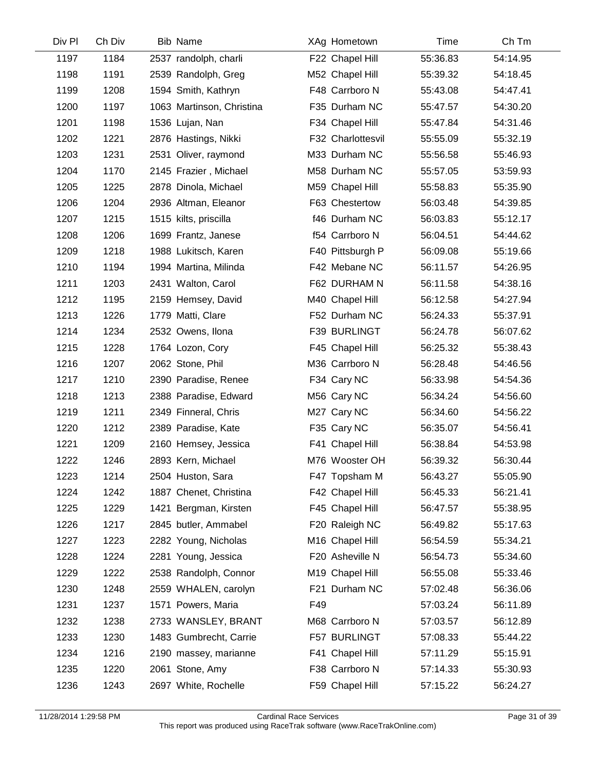| Div Pl | Ch Div | Bib | Name | XAg | Hometown | Time | Ch Tm |
|---|---|---|---|---|---|---|---|
| 1197 | 1184 | 2537 | randolph, charli | F22 | Chapel Hill | 55:36.83 | 54:14.95 |
| 1198 | 1191 | 2539 | Randolph, Greg | M52 | Chapel Hill | 55:39.32 | 54:18.45 |
| 1199 | 1208 | 1594 | Smith, Kathryn | F48 | Carrboro N | 55:43.08 | 54:47.41 |
| 1200 | 1197 | 1063 | Martinson, Christina | F35 | Durham NC | 55:47.57 | 54:30.20 |
| 1201 | 1198 | 1536 | Lujan, Nan | F34 | Chapel Hill | 55:47.84 | 54:31.46 |
| 1202 | 1221 | 2876 | Hastings, Nikki | F32 | Charlottesvil | 55:55.09 | 55:32.19 |
| 1203 | 1231 | 2531 | Oliver, raymond | M33 | Durham NC | 55:56.58 | 55:46.93 |
| 1204 | 1170 | 2145 | Frazier , Michael | M58 | Durham NC | 55:57.05 | 53:59.93 |
| 1205 | 1225 | 2878 | Dinola, Michael | M59 | Chapel Hill | 55:58.83 | 55:35.90 |
| 1206 | 1204 | 2936 | Altman, Eleanor | F63 | Chestertow | 56:03.48 | 54:39.85 |
| 1207 | 1215 | 1515 | kilts, priscilla | f46 | Durham NC | 56:03.83 | 55:12.17 |
| 1208 | 1206 | 1699 | Frantz, Janese | f54 | Carrboro N | 56:04.51 | 54:44.62 |
| 1209 | 1218 | 1988 | Lukitsch, Karen | F40 | Pittsburgh P | 56:09.08 | 55:19.66 |
| 1210 | 1194 | 1994 | Martina, Milinda | F42 | Mebane NC | 56:11.57 | 54:26.95 |
| 1211 | 1203 | 2431 | Walton, Carol | F62 | DURHAM N | 56:11.58 | 54:38.16 |
| 1212 | 1195 | 2159 | Hemsey, David | M40 | Chapel Hill | 56:12.58 | 54:27.94 |
| 1213 | 1226 | 1779 | Matti, Clare | F52 | Durham NC | 56:24.33 | 55:37.91 |
| 1214 | 1234 | 2532 | Owens, Ilona | F39 | BURLINGT | 56:24.78 | 56:07.62 |
| 1215 | 1228 | 1764 | Lozon, Cory | F45 | Chapel Hill | 56:25.32 | 55:38.43 |
| 1216 | 1207 | 2062 | Stone, Phil | M36 | Carrboro N | 56:28.48 | 54:46.56 |
| 1217 | 1210 | 2390 | Paradise, Renee | F34 | Cary NC | 56:33.98 | 54:54.36 |
| 1218 | 1213 | 2388 | Paradise, Edward | M56 | Cary NC | 56:34.24 | 54:56.60 |
| 1219 | 1211 | 2349 | Finneral, Chris | M27 | Cary NC | 56:34.60 | 54:56.22 |
| 1220 | 1212 | 2389 | Paradise, Kate | F35 | Cary NC | 56:35.07 | 54:56.41 |
| 1221 | 1209 | 2160 | Hemsey, Jessica | F41 | Chapel Hill | 56:38.84 | 54:53.98 |
| 1222 | 1246 | 2893 | Kern, Michael | M76 | Wooster OH | 56:39.32 | 56:30.44 |
| 1223 | 1214 | 2504 | Huston, Sara | F47 | Topsham M | 56:43.27 | 55:05.90 |
| 1224 | 1242 | 1887 | Chenet, Christina | F42 | Chapel Hill | 56:45.33 | 56:21.41 |
| 1225 | 1229 | 1421 | Bergman, Kirsten | F45 | Chapel Hill | 56:47.57 | 55:38.95 |
| 1226 | 1217 | 2845 | butler, Ammabel | F20 | Raleigh NC | 56:49.82 | 55:17.63 |
| 1227 | 1223 | 2282 | Young, Nicholas | M16 | Chapel Hill | 56:54.59 | 55:34.21 |
| 1228 | 1224 | 2281 | Young, Jessica | F20 | Asheville N | 56:54.73 | 55:34.60 |
| 1229 | 1222 | 2538 | Randolph, Connor | M19 | Chapel Hill | 56:55.08 | 55:33.46 |
| 1230 | 1248 | 2559 | WHALEN, carolyn | F21 | Durham NC | 57:02.48 | 56:36.06 |
| 1231 | 1237 | 1571 | Powers, Maria | F49 | | 57:03.24 | 56:11.89 |
| 1232 | 1238 | 2733 | WANSLEY, BRANT | M68 | Carrboro N | 57:03.57 | 56:12.89 |
| 1233 | 1230 | 1483 | Gumbrecht, Carrie | F57 | BURLINGT | 57:08.33 | 55:44.22 |
| 1234 | 1216 | 2190 | massey, marianne | F41 | Chapel Hill | 57:11.29 | 55:15.91 |
| 1235 | 1220 | 2061 | Stone, Amy | F38 | Carrboro N | 57:14.33 | 55:30.93 |
| 1236 | 1243 | 2697 | White, Rochelle | F59 | Chapel Hill | 57:15.22 | 56:24.27 |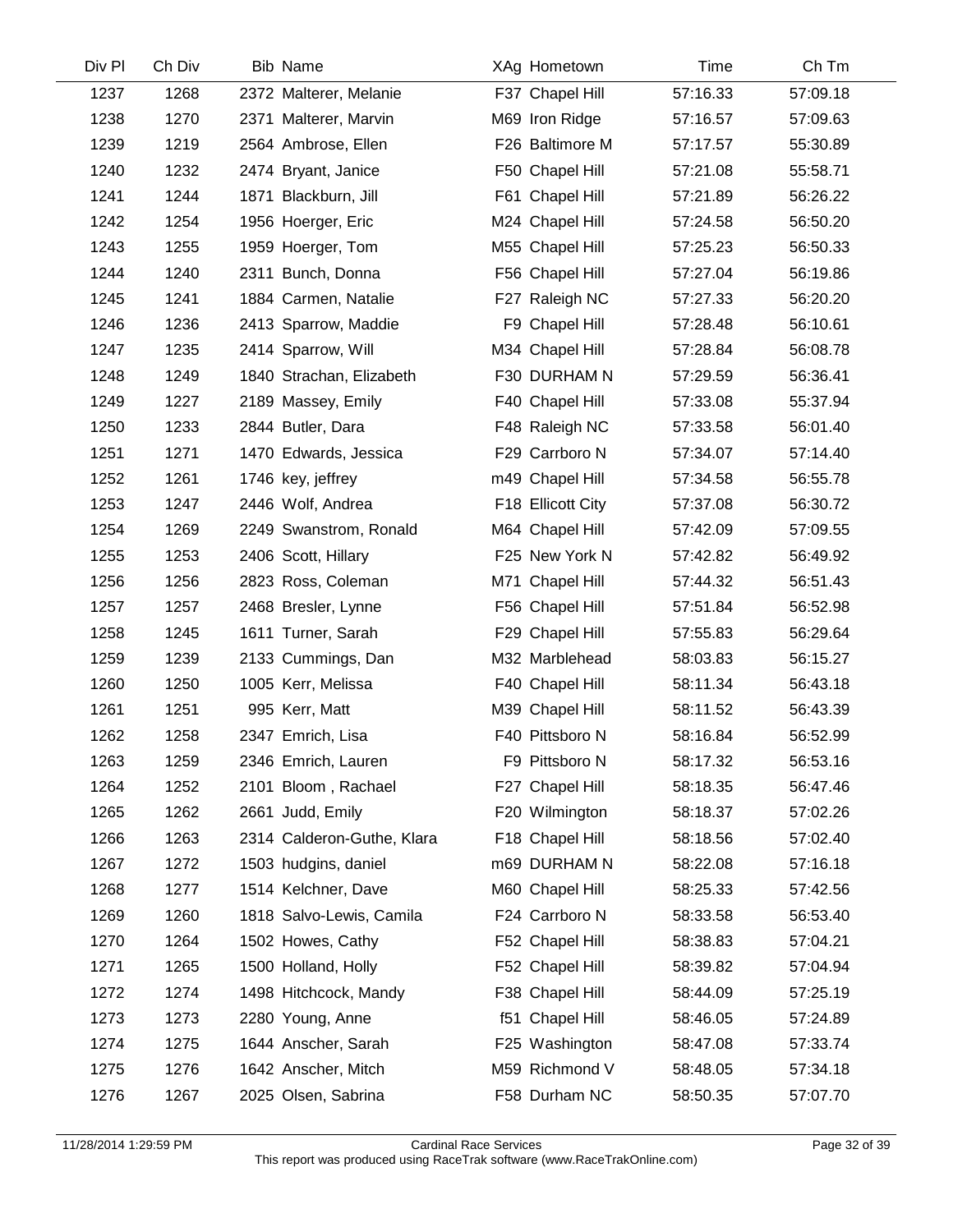| Div Pl | Ch Div | Bib | Name | XAg | Hometown | Time | Ch Tm |
|---|---|---|---|---|---|---|---|
| 1237 | 1268 | 2372 | Malterer, Melanie | F37 | Chapel Hill | 57:16.33 | 57:09.18 |
| 1238 | 1270 | 2371 | Malterer, Marvin | M69 | Iron Ridge | 57:16.57 | 57:09.63 |
| 1239 | 1219 | 2564 | Ambrose, Ellen | F26 | Baltimore M | 57:17.57 | 55:30.89 |
| 1240 | 1232 | 2474 | Bryant, Janice | F50 | Chapel Hill | 57:21.08 | 55:58.71 |
| 1241 | 1244 | 1871 | Blackburn, Jill | F61 | Chapel Hill | 57:21.89 | 56:26.22 |
| 1242 | 1254 | 1956 | Hoerger, Eric | M24 | Chapel Hill | 57:24.58 | 56:50.20 |
| 1243 | 1255 | 1959 | Hoerger, Tom | M55 | Chapel Hill | 57:25.23 | 56:50.33 |
| 1244 | 1240 | 2311 | Bunch, Donna | F56 | Chapel Hill | 57:27.04 | 56:19.86 |
| 1245 | 1241 | 1884 | Carmen, Natalie | F27 | Raleigh NC | 57:27.33 | 56:20.20 |
| 1246 | 1236 | 2413 | Sparrow, Maddie | F9 | Chapel Hill | 57:28.48 | 56:10.61 |
| 1247 | 1235 | 2414 | Sparrow, Will | M34 | Chapel Hill | 57:28.84 | 56:08.78 |
| 1248 | 1249 | 1840 | Strachan, Elizabeth | F30 | DURHAM N | 57:29.59 | 56:36.41 |
| 1249 | 1227 | 2189 | Massey, Emily | F40 | Chapel Hill | 57:33.08 | 55:37.94 |
| 1250 | 1233 | 2844 | Butler, Dara | F48 | Raleigh NC | 57:33.58 | 56:01.40 |
| 1251 | 1271 | 1470 | Edwards, Jessica | F29 | Carrboro N | 57:34.07 | 57:14.40 |
| 1252 | 1261 | 1746 | key, jeffrey | m49 | Chapel Hill | 57:34.58 | 56:55.78 |
| 1253 | 1247 | 2446 | Wolf, Andrea | F18 | Ellicott City | 57:37.08 | 56:30.72 |
| 1254 | 1269 | 2249 | Swanstrom, Ronald | M64 | Chapel Hill | 57:42.09 | 57:09.55 |
| 1255 | 1253 | 2406 | Scott, Hillary | F25 | New York N | 57:42.82 | 56:49.92 |
| 1256 | 1256 | 2823 | Ross, Coleman | M71 | Chapel Hill | 57:44.32 | 56:51.43 |
| 1257 | 1257 | 2468 | Bresler, Lynne | F56 | Chapel Hill | 57:51.84 | 56:52.98 |
| 1258 | 1245 | 1611 | Turner, Sarah | F29 | Chapel Hill | 57:55.83 | 56:29.64 |
| 1259 | 1239 | 2133 | Cummings, Dan | M32 | Marblehead | 58:03.83 | 56:15.27 |
| 1260 | 1250 | 1005 | Kerr, Melissa | F40 | Chapel Hill | 58:11.34 | 56:43.18 |
| 1261 | 1251 | 995 | Kerr, Matt | M39 | Chapel Hill | 58:11.52 | 56:43.39 |
| 1262 | 1258 | 2347 | Emrich, Lisa | F40 | Pittsboro N | 58:16.84 | 56:52.99 |
| 1263 | 1259 | 2346 | Emrich, Lauren | F9 | Pittsboro N | 58:17.32 | 56:53.16 |
| 1264 | 1252 | 2101 | Bloom , Rachael | F27 | Chapel Hill | 58:18.35 | 56:47.46 |
| 1265 | 1262 | 2661 | Judd, Emily | F20 | Wilmington | 58:18.37 | 57:02.26 |
| 1266 | 1263 | 2314 | Calderon-Guthe, Klara | F18 | Chapel Hill | 58:18.56 | 57:02.40 |
| 1267 | 1272 | 1503 | hudgins, daniel | m69 | DURHAM N | 58:22.08 | 57:16.18 |
| 1268 | 1277 | 1514 | Kelchner, Dave | M60 | Chapel Hill | 58:25.33 | 57:42.56 |
| 1269 | 1260 | 1818 | Salvo-Lewis, Camila | F24 | Carrboro N | 58:33.58 | 56:53.40 |
| 1270 | 1264 | 1502 | Howes, Cathy | F52 | Chapel Hill | 58:38.83 | 57:04.21 |
| 1271 | 1265 | 1500 | Holland, Holly | F52 | Chapel Hill | 58:39.82 | 57:04.94 |
| 1272 | 1274 | 1498 | Hitchcock, Mandy | F38 | Chapel Hill | 58:44.09 | 57:25.19 |
| 1273 | 1273 | 2280 | Young, Anne | f51 | Chapel Hill | 58:46.05 | 57:24.89 |
| 1274 | 1275 | 1644 | Anscher, Sarah | F25 | Washington | 58:47.08 | 57:33.74 |
| 1275 | 1276 | 1642 | Anscher, Mitch | M59 | Richmond V | 58:48.05 | 57:34.18 |
| 1276 | 1267 | 2025 | Olsen, Sabrina | F58 | Durham NC | 58:50.35 | 57:07.70 |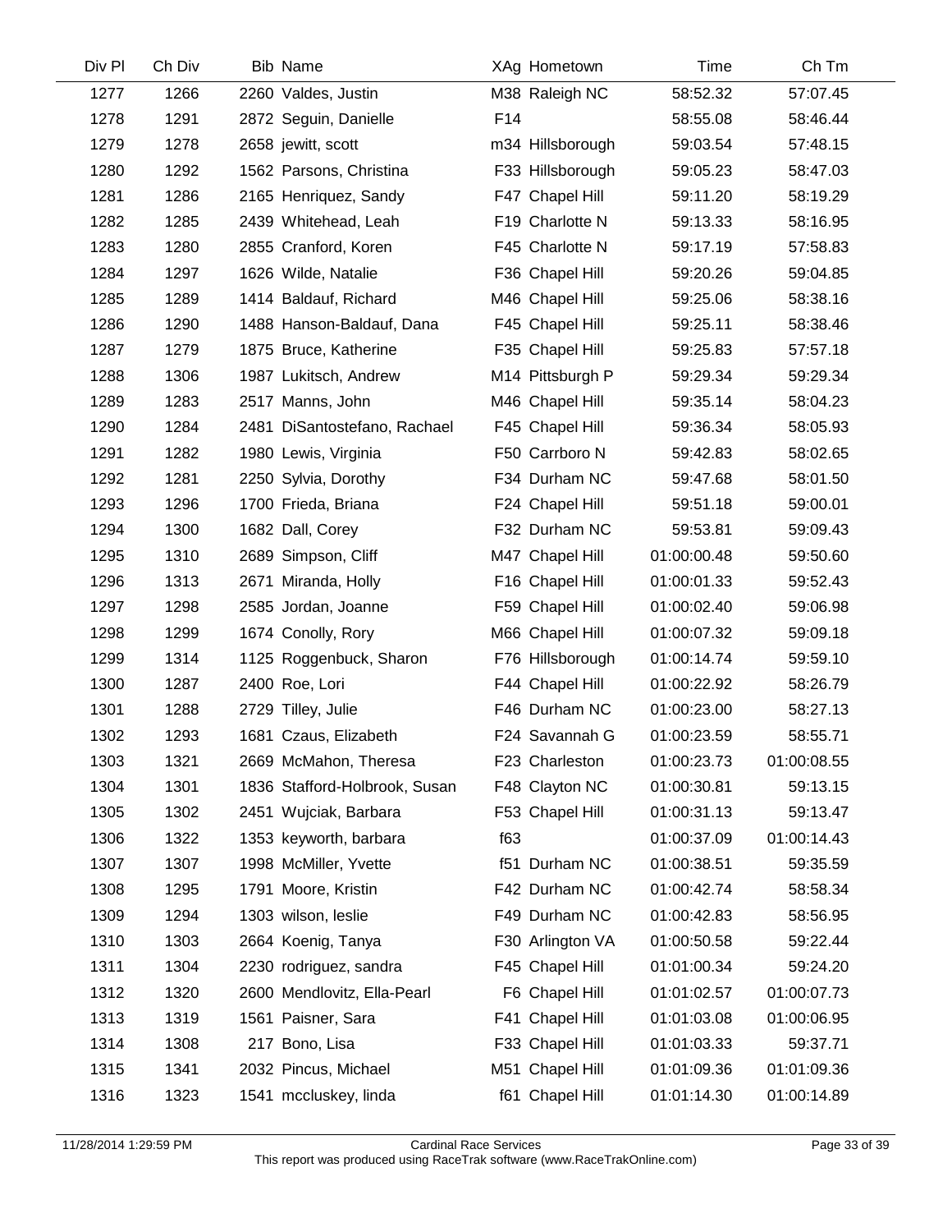| Div Pl | Ch Div | Bib | Name | XAg | Hometown | Time | Ch Tm |
|---|---|---|---|---|---|---|---|
| 1277 | 1266 | 2260 | Valdes, Justin | M38 | Raleigh NC | 58:52.32 | 57:07.45 |
| 1278 | 1291 | 2872 | Seguin, Danielle | F14 | | 58:55.08 | 58:46.44 |
| 1279 | 1278 | 2658 | jewitt, scott | m34 | Hillsborough | 59:03.54 | 57:48.15 |
| 1280 | 1292 | 1562 | Parsons, Christina | F33 | Hillsborough | 59:05.23 | 58:47.03 |
| 1281 | 1286 | 2165 | Henriquez, Sandy | F47 | Chapel Hill | 59:11.20 | 58:19.29 |
| 1282 | 1285 | 2439 | Whitehead, Leah | F19 | Charlotte N | 59:13.33 | 58:16.95 |
| 1283 | 1280 | 2855 | Cranford, Koren | F45 | Charlotte N | 59:17.19 | 57:58.83 |
| 1284 | 1297 | 1626 | Wilde, Natalie | F36 | Chapel Hill | 59:20.26 | 59:04.85 |
| 1285 | 1289 | 1414 | Baldauf, Richard | M46 | Chapel Hill | 59:25.06 | 58:38.16 |
| 1286 | 1290 | 1488 | Hanson-Baldauf, Dana | F45 | Chapel Hill | 59:25.11 | 58:38.46 |
| 1287 | 1279 | 1875 | Bruce, Katherine | F35 | Chapel Hill | 59:25.83 | 57:57.18 |
| 1288 | 1306 | 1987 | Lukitsch, Andrew | M14 | Pittsburgh P | 59:29.34 | 59:29.34 |
| 1289 | 1283 | 2517 | Manns, John | M46 | Chapel Hill | 59:35.14 | 58:04.23 |
| 1290 | 1284 | 2481 | DiSantostefano, Rachael | F45 | Chapel Hill | 59:36.34 | 58:05.93 |
| 1291 | 1282 | 1980 | Lewis, Virginia | F50 | Carrboro N | 59:42.83 | 58:02.65 |
| 1292 | 1281 | 2250 | Sylvia, Dorothy | F34 | Durham NC | 59:47.68 | 58:01.50 |
| 1293 | 1296 | 1700 | Frieda, Briana | F24 | Chapel Hill | 59:51.18 | 59:00.01 |
| 1294 | 1300 | 1682 | Dall, Corey | F32 | Durham NC | 59:53.81 | 59:09.43 |
| 1295 | 1310 | 2689 | Simpson, Cliff | M47 | Chapel Hill | 01:00:00.48 | 59:50.60 |
| 1296 | 1313 | 2671 | Miranda, Holly | F16 | Chapel Hill | 01:00:01.33 | 59:52.43 |
| 1297 | 1298 | 2585 | Jordan, Joanne | F59 | Chapel Hill | 01:00:02.40 | 59:06.98 |
| 1298 | 1299 | 1674 | Conolly, Rory | M66 | Chapel Hill | 01:00:07.32 | 59:09.18 |
| 1299 | 1314 | 1125 | Roggenbuck, Sharon | F76 | Hillsborough | 01:00:14.74 | 59:59.10 |
| 1300 | 1287 | 2400 | Roe, Lori | F44 | Chapel Hill | 01:00:22.92 | 58:26.79 |
| 1301 | 1288 | 2729 | Tilley, Julie | F46 | Durham NC | 01:00:23.00 | 58:27.13 |
| 1302 | 1293 | 1681 | Czaus, Elizabeth | F24 | Savannah G | 01:00:23.59 | 58:55.71 |
| 1303 | 1321 | 2669 | McMahon, Theresa | F23 | Charleston | 01:00:23.73 | 01:00:08.55 |
| 1304 | 1301 | 1836 | Stafford-Holbrook, Susan | F48 | Clayton NC | 01:00:30.81 | 59:13.15 |
| 1305 | 1302 | 2451 | Wujciak, Barbara | F53 | Chapel Hill | 01:00:31.13 | 59:13.47 |
| 1306 | 1322 | 1353 | keyworth, barbara | f63 | | 01:00:37.09 | 01:00:14.43 |
| 1307 | 1307 | 1998 | McMiller, Yvette | f51 | Durham NC | 01:00:38.51 | 59:35.59 |
| 1308 | 1295 | 1791 | Moore, Kristin | F42 | Durham NC | 01:00:42.74 | 58:58.34 |
| 1309 | 1294 | 1303 | wilson, leslie | F49 | Durham NC | 01:00:42.83 | 58:56.95 |
| 1310 | 1303 | 2664 | Koenig, Tanya | F30 | Arlington VA | 01:00:50.58 | 59:22.44 |
| 1311 | 1304 | 2230 | rodriguez, sandra | F45 | Chapel Hill | 01:01:00.34 | 59:24.20 |
| 1312 | 1320 | 2600 | Mendlovitz, Ella-Pearl | F6 | Chapel Hill | 01:01:02.57 | 01:00:07.73 |
| 1313 | 1319 | 1561 | Paisner, Sara | F41 | Chapel Hill | 01:01:03.08 | 01:00:06.95 |
| 1314 | 1308 | 217 | Bono, Lisa | F33 | Chapel Hill | 01:01:03.33 | 59:37.71 |
| 1315 | 1341 | 2032 | Pincus, Michael | M51 | Chapel Hill | 01:01:09.36 | 01:01:09.36 |
| 1316 | 1323 | 1541 | mccluskey, linda | f61 | Chapel Hill | 01:01:14.30 | 01:00:14.89 |

11/28/2014 1:29:59 PM — Cardinal Race Services — This report was produced using RaceTrak software (www.RaceTrakOnline.com)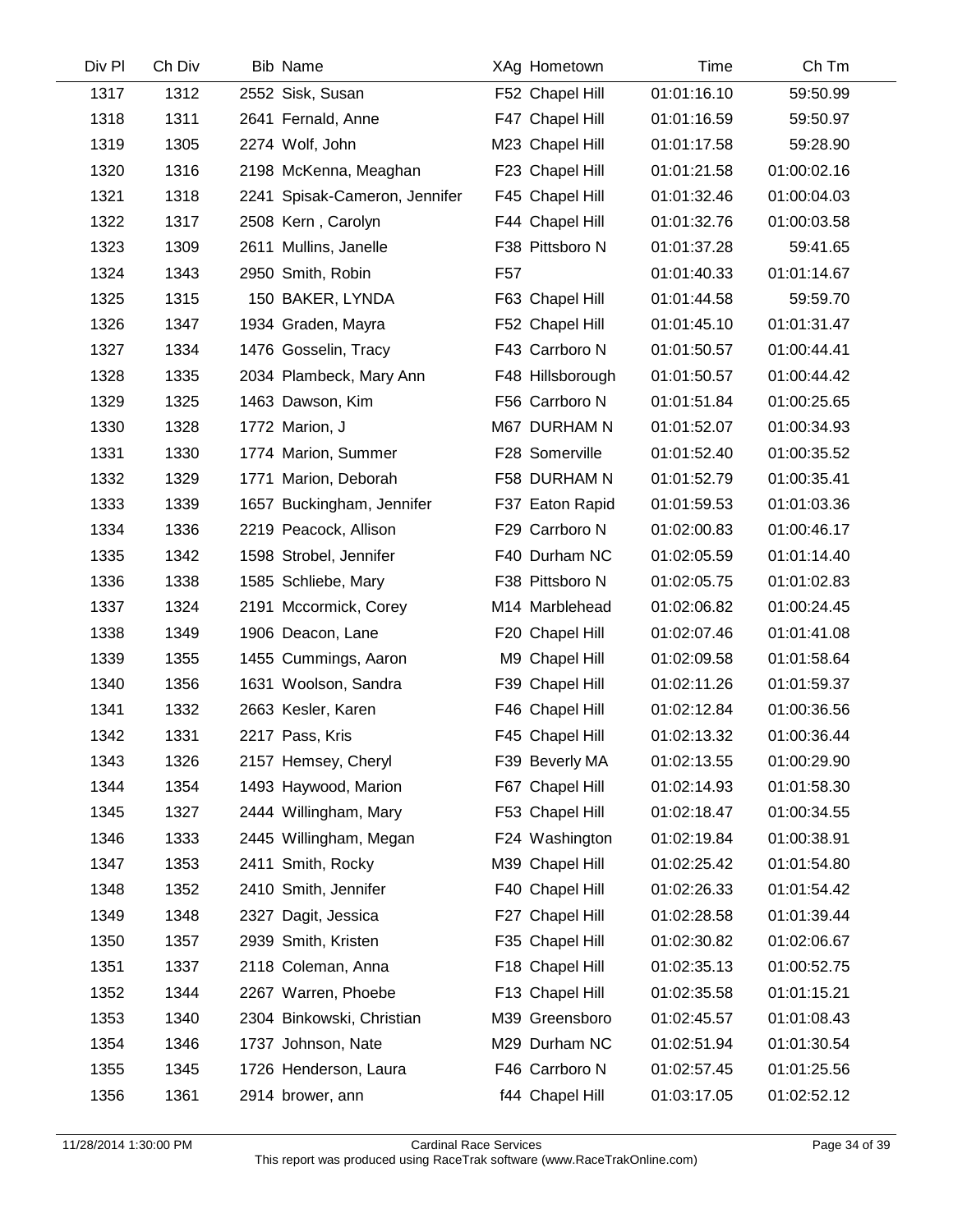| Div Pl | Ch Div | Bib | Name | XAg | Hometown | Time | Ch Tm |
|---|---|---|---|---|---|---|---|
| 1317 | 1312 | 2552 | Sisk, Susan | F52 | Chapel Hill | 01:01:16.10 | 59:50.99 |
| 1318 | 1311 | 2641 | Fernald, Anne | F47 | Chapel Hill | 01:01:16.59 | 59:50.97 |
| 1319 | 1305 | 2274 | Wolf, John | M23 | Chapel Hill | 01:01:17.58 | 59:28.90 |
| 1320 | 1316 | 2198 | McKenna, Meaghan | F23 | Chapel Hill | 01:01:21.58 | 01:00:02.16 |
| 1321 | 1318 | 2241 | Spisak-Cameron, Jennifer | F45 | Chapel Hill | 01:01:32.46 | 01:00:04.03 |
| 1322 | 1317 | 2508 | Kern , Carolyn | F44 | Chapel Hill | 01:01:32.76 | 01:00:03.58 |
| 1323 | 1309 | 2611 | Mullins, Janelle | F38 | Pittsboro N | 01:01:37.28 | 59:41.65 |
| 1324 | 1343 | 2950 | Smith, Robin | F57 | | 01:01:40.33 | 01:01:14.67 |
| 1325 | 1315 | 150 | BAKER, LYNDA | F63 | Chapel Hill | 01:01:44.58 | 59:59.70 |
| 1326 | 1347 | 1934 | Graden, Mayra | F52 | Chapel Hill | 01:01:45.10 | 01:01:31.47 |
| 1327 | 1334 | 1476 | Gosselin, Tracy | F43 | Carrboro N | 01:01:50.57 | 01:00:44.41 |
| 1328 | 1335 | 2034 | Plambeck, Mary Ann | F48 | Hillsborough | 01:01:50.57 | 01:00:44.42 |
| 1329 | 1325 | 1463 | Dawson, Kim | F56 | Carrboro N | 01:01:51.84 | 01:00:25.65 |
| 1330 | 1328 | 1772 | Marion, J | M67 | DURHAM N | 01:01:52.07 | 01:00:34.93 |
| 1331 | 1330 | 1774 | Marion, Summer | F28 | Somerville | 01:01:52.40 | 01:00:35.52 |
| 1332 | 1329 | 1771 | Marion, Deborah | F58 | DURHAM N | 01:01:52.79 | 01:00:35.41 |
| 1333 | 1339 | 1657 | Buckingham, Jennifer | F37 | Eaton Rapid | 01:01:59.53 | 01:01:03.36 |
| 1334 | 1336 | 2219 | Peacock, Allison | F29 | Carrboro N | 01:02:00.83 | 01:00:46.17 |
| 1335 | 1342 | 1598 | Strobel, Jennifer | F40 | Durham NC | 01:02:05.59 | 01:01:14.40 |
| 1336 | 1338 | 1585 | Schliebe, Mary | F38 | Pittsboro N | 01:02:05.75 | 01:01:02.83 |
| 1337 | 1324 | 2191 | Mccormick, Corey | M14 | Marblehead | 01:02:06.82 | 01:00:24.45 |
| 1338 | 1349 | 1906 | Deacon, Lane | F20 | Chapel Hill | 01:02:07.46 | 01:01:41.08 |
| 1339 | 1355 | 1455 | Cummings, Aaron | M9 | Chapel Hill | 01:02:09.58 | 01:01:58.64 |
| 1340 | 1356 | 1631 | Woolson, Sandra | F39 | Chapel Hill | 01:02:11.26 | 01:01:59.37 |
| 1341 | 1332 | 2663 | Kesler, Karen | F46 | Chapel Hill | 01:02:12.84 | 01:00:36.56 |
| 1342 | 1331 | 2217 | Pass, Kris | F45 | Chapel Hill | 01:02:13.32 | 01:00:36.44 |
| 1343 | 1326 | 2157 | Hemsey, Cheryl | F39 | Beverly MA | 01:02:13.55 | 01:00:29.90 |
| 1344 | 1354 | 1493 | Haywood, Marion | F67 | Chapel Hill | 01:02:14.93 | 01:01:58.30 |
| 1345 | 1327 | 2444 | Willingham, Mary | F53 | Chapel Hill | 01:02:18.47 | 01:00:34.55 |
| 1346 | 1333 | 2445 | Willingham, Megan | F24 | Washington | 01:02:19.84 | 01:00:38.91 |
| 1347 | 1353 | 2411 | Smith, Rocky | M39 | Chapel Hill | 01:02:25.42 | 01:01:54.80 |
| 1348 | 1352 | 2410 | Smith, Jennifer | F40 | Chapel Hill | 01:02:26.33 | 01:01:54.42 |
| 1349 | 1348 | 2327 | Dagit, Jessica | F27 | Chapel Hill | 01:02:28.58 | 01:01:39.44 |
| 1350 | 1357 | 2939 | Smith, Kristen | F35 | Chapel Hill | 01:02:30.82 | 01:02:06.67 |
| 1351 | 1337 | 2118 | Coleman, Anna | F18 | Chapel Hill | 01:02:35.13 | 01:00:52.75 |
| 1352 | 1344 | 2267 | Warren, Phoebe | F13 | Chapel Hill | 01:02:35.58 | 01:01:15.21 |
| 1353 | 1340 | 2304 | Binkowski, Christian | M39 | Greensboro | 01:02:45.57 | 01:01:08.43 |
| 1354 | 1346 | 1737 | Johnson, Nate | M29 | Durham NC | 01:02:51.94 | 01:01:30.54 |
| 1355 | 1345 | 1726 | Henderson, Laura | F46 | Carrboro N | 01:02:57.45 | 01:01:25.56 |
| 1356 | 1361 | 2914 | brower, ann | f44 | Chapel Hill | 01:03:17.05 | 01:02:52.12 |

11/28/2014 1:30:00 PM    Cardinal Race Services
This report was produced using RaceTrak software (www.RaceTrakOnline.com)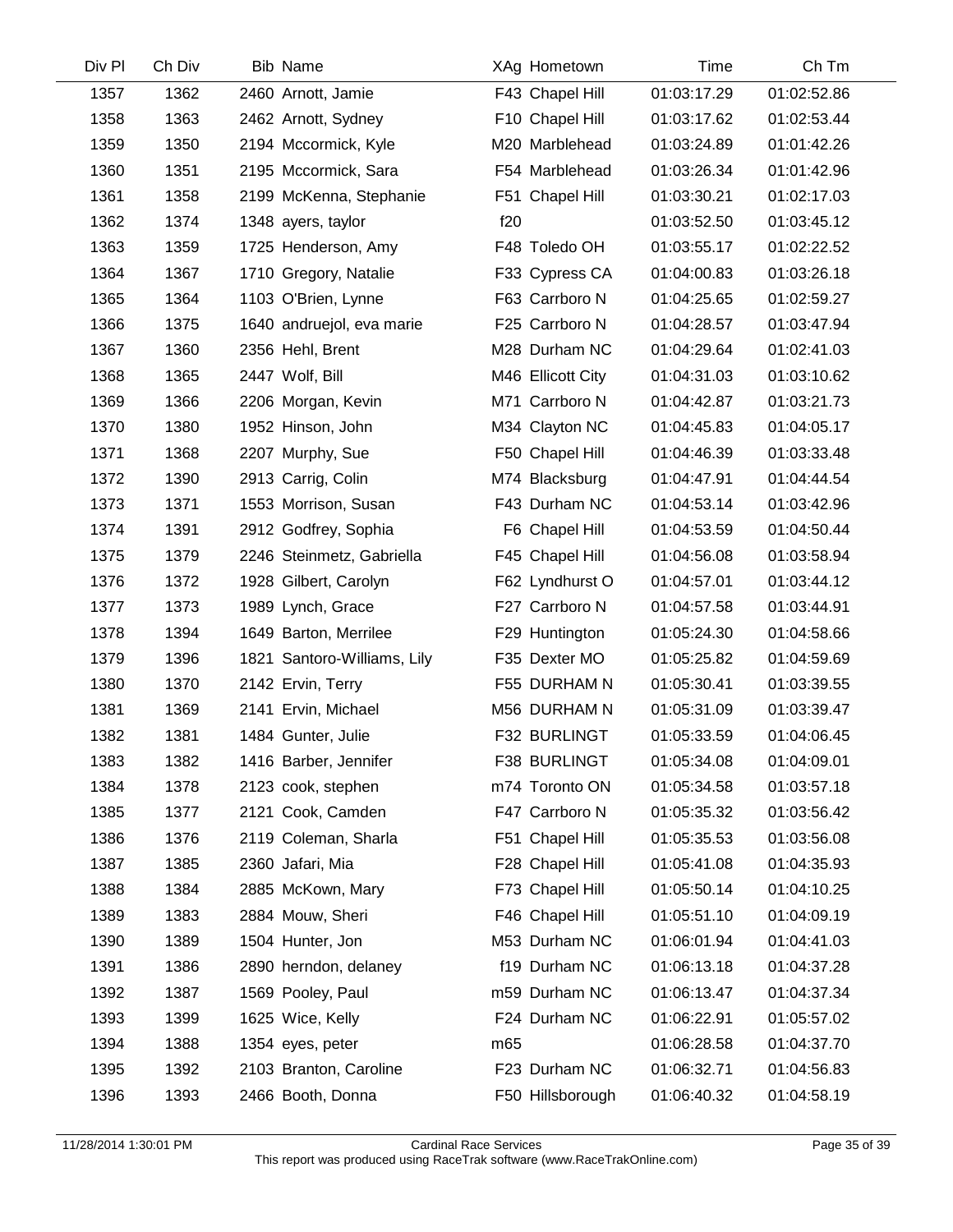| Div Pl | Ch Div | Bib | Name | XAg | Hometown | Time | Ch Tm |
|---|---|---|---|---|---|---|---|
| 1357 | 1362 | 2460 | Arnott, Jamie | F43 | Chapel Hill | 01:03:17.29 | 01:02:52.86 |
| 1358 | 1363 | 2462 | Arnott, Sydney | F10 | Chapel Hill | 01:03:17.62 | 01:02:53.44 |
| 1359 | 1350 | 2194 | Mccormick, Kyle | M20 | Marblehead | 01:03:24.89 | 01:01:42.26 |
| 1360 | 1351 | 2195 | Mccormick, Sara | F54 | Marblehead | 01:03:26.34 | 01:01:42.96 |
| 1361 | 1358 | 2199 | McKenna, Stephanie | F51 | Chapel Hill | 01:03:30.21 | 01:02:17.03 |
| 1362 | 1374 | 1348 | ayers, taylor | f20 | | 01:03:52.50 | 01:03:45.12 |
| 1363 | 1359 | 1725 | Henderson, Amy | F48 | Toledo OH | 01:03:55.17 | 01:02:22.52 |
| 1364 | 1367 | 1710 | Gregory, Natalie | F33 | Cypress CA | 01:04:00.83 | 01:03:26.18 |
| 1365 | 1364 | 1103 | O'Brien, Lynne | F63 | Carrboro N | 01:04:25.65 | 01:02:59.27 |
| 1366 | 1375 | 1640 | andruejol, eva marie | F25 | Carrboro N | 01:04:28.57 | 01:03:47.94 |
| 1367 | 1360 | 2356 | Hehl, Brent | M28 | Durham NC | 01:04:29.64 | 01:02:41.03 |
| 1368 | 1365 | 2447 | Wolf, Bill | M46 | Ellicott City | 01:04:31.03 | 01:03:10.62 |
| 1369 | 1366 | 2206 | Morgan, Kevin | M71 | Carrboro N | 01:04:42.87 | 01:03:21.73 |
| 1370 | 1380 | 1952 | Hinson, John | M34 | Clayton NC | 01:04:45.83 | 01:04:05.17 |
| 1371 | 1368 | 2207 | Murphy, Sue | F50 | Chapel Hill | 01:04:46.39 | 01:03:33.48 |
| 1372 | 1390 | 2913 | Carrig, Colin | M74 | Blacksburg | 01:04:47.91 | 01:04:44.54 |
| 1373 | 1371 | 1553 | Morrison, Susan | F43 | Durham NC | 01:04:53.14 | 01:03:42.96 |
| 1374 | 1391 | 2912 | Godfrey, Sophia | F6 | Chapel Hill | 01:04:53.59 | 01:04:50.44 |
| 1375 | 1379 | 2246 | Steinmetz, Gabriella | F45 | Chapel Hill | 01:04:56.08 | 01:03:58.94 |
| 1376 | 1372 | 1928 | Gilbert, Carolyn | F62 | Lyndhurst O | 01:04:57.01 | 01:03:44.12 |
| 1377 | 1373 | 1989 | Lynch, Grace | F27 | Carrboro N | 01:04:57.58 | 01:03:44.91 |
| 1378 | 1394 | 1649 | Barton, Merrilee | F29 | Huntington | 01:05:24.30 | 01:04:58.66 |
| 1379 | 1396 | 1821 | Santoro-Williams, Lily | F35 | Dexter MO | 01:05:25.82 | 01:04:59.69 |
| 1380 | 1370 | 2142 | Ervin, Terry | F55 | DURHAM N | 01:05:30.41 | 01:03:39.55 |
| 1381 | 1369 | 2141 | Ervin, Michael | M56 | DURHAM N | 01:05:31.09 | 01:03:39.47 |
| 1382 | 1381 | 1484 | Gunter, Julie | F32 | BURLINGT | 01:05:33.59 | 01:04:06.45 |
| 1383 | 1382 | 1416 | Barber, Jennifer | F38 | BURLINGT | 01:05:34.08 | 01:04:09.01 |
| 1384 | 1378 | 2123 | cook, stephen | m74 | Toronto ON | 01:05:34.58 | 01:03:57.18 |
| 1385 | 1377 | 2121 | Cook, Camden | F47 | Carrboro N | 01:05:35.32 | 01:03:56.42 |
| 1386 | 1376 | 2119 | Coleman, Sharla | F51 | Chapel Hill | 01:05:35.53 | 01:03:56.08 |
| 1387 | 1385 | 2360 | Jafari, Mia | F28 | Chapel Hill | 01:05:41.08 | 01:04:35.93 |
| 1388 | 1384 | 2885 | McKown, Mary | F73 | Chapel Hill | 01:05:50.14 | 01:04:10.25 |
| 1389 | 1383 | 2884 | Mouw, Sheri | F46 | Chapel Hill | 01:05:51.10 | 01:04:09.19 |
| 1390 | 1389 | 1504 | Hunter, Jon | M53 | Durham NC | 01:06:01.94 | 01:04:41.03 |
| 1391 | 1386 | 2890 | herndon, delaney | f19 | Durham NC | 01:06:13.18 | 01:04:37.28 |
| 1392 | 1387 | 1569 | Pooley, Paul | m59 | Durham NC | 01:06:13.47 | 01:04:37.34 |
| 1393 | 1399 | 1625 | Wice, Kelly | F24 | Durham NC | 01:06:22.91 | 01:05:57.02 |
| 1394 | 1388 | 1354 | eyes, peter | m65 | | 01:06:28.58 | 01:04:37.70 |
| 1395 | 1392 | 2103 | Branton, Caroline | F23 | Durham NC | 01:06:32.71 | 01:04:56.83 |
| 1396 | 1393 | 2466 | Booth, Donna | F50 | Hillsborough | 01:06:40.32 | 01:04:58.19 |

11/28/2014 1:30:01 PM Cardinal Race Services
This report was produced using RaceTrak software (www.RaceTrakOnline.com)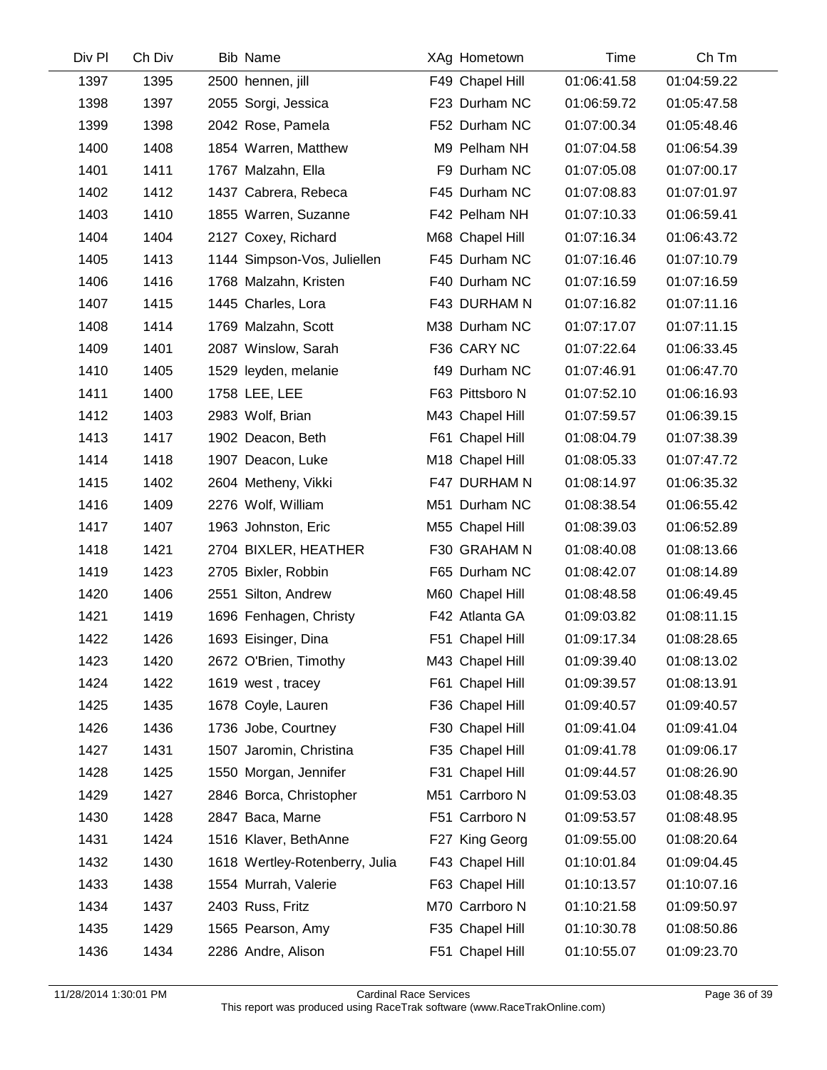| Div Pl | Ch Div | Bib | Name | XAg | Hometown | Time | Ch Tm |
|---|---|---|---|---|---|---|---|
| 1397 | 1395 | 2500 | hennen, jill | F49 | Chapel Hill | 01:06:41.58 | 01:04:59.22 |
| 1398 | 1397 | 2055 | Sorgi, Jessica | F23 | Durham NC | 01:06:59.72 | 01:05:47.58 |
| 1399 | 1398 | 2042 | Rose, Pamela | F52 | Durham NC | 01:07:00.34 | 01:05:48.46 |
| 1400 | 1408 | 1854 | Warren, Matthew | M9 | Pelham NH | 01:07:04.58 | 01:06:54.39 |
| 1401 | 1411 | 1767 | Malzahn, Ella | F9 | Durham NC | 01:07:05.08 | 01:07:00.17 |
| 1402 | 1412 | 1437 | Cabrera, Rebeca | F45 | Durham NC | 01:07:08.83 | 01:07:01.97 |
| 1403 | 1410 | 1855 | Warren, Suzanne | F42 | Pelham NH | 01:07:10.33 | 01:06:59.41 |
| 1404 | 1404 | 2127 | Coxey, Richard | M68 | Chapel Hill | 01:07:16.34 | 01:06:43.72 |
| 1405 | 1413 | 1144 | Simpson-Vos, Juliellen | F45 | Durham NC | 01:07:16.46 | 01:07:10.79 |
| 1406 | 1416 | 1768 | Malzahn, Kristen | F40 | Durham NC | 01:07:16.59 | 01:07:16.59 |
| 1407 | 1415 | 1445 | Charles, Lora | F43 | DURHAM N | 01:07:16.82 | 01:07:11.16 |
| 1408 | 1414 | 1769 | Malzahn, Scott | M38 | Durham NC | 01:07:17.07 | 01:07:11.15 |
| 1409 | 1401 | 2087 | Winslow, Sarah | F36 | CARY NC | 01:07:22.64 | 01:06:33.45 |
| 1410 | 1405 | 1529 | leyden, melanie | f49 | Durham NC | 01:07:46.91 | 01:06:47.70 |
| 1411 | 1400 | 1758 | LEE, LEE | F63 | Pittsboro N | 01:07:52.10 | 01:06:16.93 |
| 1412 | 1403 | 2983 | Wolf, Brian | M43 | Chapel Hill | 01:07:59.57 | 01:06:39.15 |
| 1413 | 1417 | 1902 | Deacon, Beth | F61 | Chapel Hill | 01:08:04.79 | 01:07:38.39 |
| 1414 | 1418 | 1907 | Deacon, Luke | M18 | Chapel Hill | 01:08:05.33 | 01:07:47.72 |
| 1415 | 1402 | 2604 | Metheny, Vikki | F47 | DURHAM N | 01:08:14.97 | 01:06:35.32 |
| 1416 | 1409 | 2276 | Wolf, William | M51 | Durham NC | 01:08:38.54 | 01:06:55.42 |
| 1417 | 1407 | 1963 | Johnston, Eric | M55 | Chapel Hill | 01:08:39.03 | 01:06:52.89 |
| 1418 | 1421 | 2704 | BIXLER, HEATHER | F30 | GRAHAM N | 01:08:40.08 | 01:08:13.66 |
| 1419 | 1423 | 2705 | Bixler, Robbin | F65 | Durham NC | 01:08:42.07 | 01:08:14.89 |
| 1420 | 1406 | 2551 | Silton, Andrew | M60 | Chapel Hill | 01:08:48.58 | 01:06:49.45 |
| 1421 | 1419 | 1696 | Fenhagen, Christy | F42 | Atlanta GA | 01:09:03.82 | 01:08:11.15 |
| 1422 | 1426 | 1693 | Eisinger, Dina | F51 | Chapel Hill | 01:09:17.34 | 01:08:28.65 |
| 1423 | 1420 | 2672 | O'Brien, Timothy | M43 | Chapel Hill | 01:09:39.40 | 01:08:13.02 |
| 1424 | 1422 | 1619 | west , tracey | F61 | Chapel Hill | 01:09:39.57 | 01:08:13.91 |
| 1425 | 1435 | 1678 | Coyle, Lauren | F36 | Chapel Hill | 01:09:40.57 | 01:09:40.57 |
| 1426 | 1436 | 1736 | Jobe, Courtney | F30 | Chapel Hill | 01:09:41.04 | 01:09:41.04 |
| 1427 | 1431 | 1507 | Jaromin, Christina | F35 | Chapel Hill | 01:09:41.78 | 01:09:06.17 |
| 1428 | 1425 | 1550 | Morgan, Jennifer | F31 | Chapel Hill | 01:09:44.57 | 01:08:26.90 |
| 1429 | 1427 | 2846 | Borca, Christopher | M51 | Carrboro N | 01:09:53.03 | 01:08:48.35 |
| 1430 | 1428 | 2847 | Baca, Marne | F51 | Carrboro N | 01:09:53.57 | 01:08:48.95 |
| 1431 | 1424 | 1516 | Klaver, BethAnne | F27 | King Georg | 01:09:55.00 | 01:08:20.64 |
| 1432 | 1430 | 1618 | Wertley-Rotenberry, Julia | F43 | Chapel Hill | 01:10:01.84 | 01:09:04.45 |
| 1433 | 1438 | 1554 | Murrah, Valerie | F63 | Chapel Hill | 01:10:13.57 | 01:10:07.16 |
| 1434 | 1437 | 2403 | Russ, Fritz | M70 | Carrboro N | 01:10:21.58 | 01:09:50.97 |
| 1435 | 1429 | 1565 | Pearson, Amy | F35 | Chapel Hill | 01:10:30.78 | 01:08:50.86 |
| 1436 | 1434 | 2286 | Andre, Alison | F51 | Chapel Hill | 01:10:55.07 | 01:09:23.70 |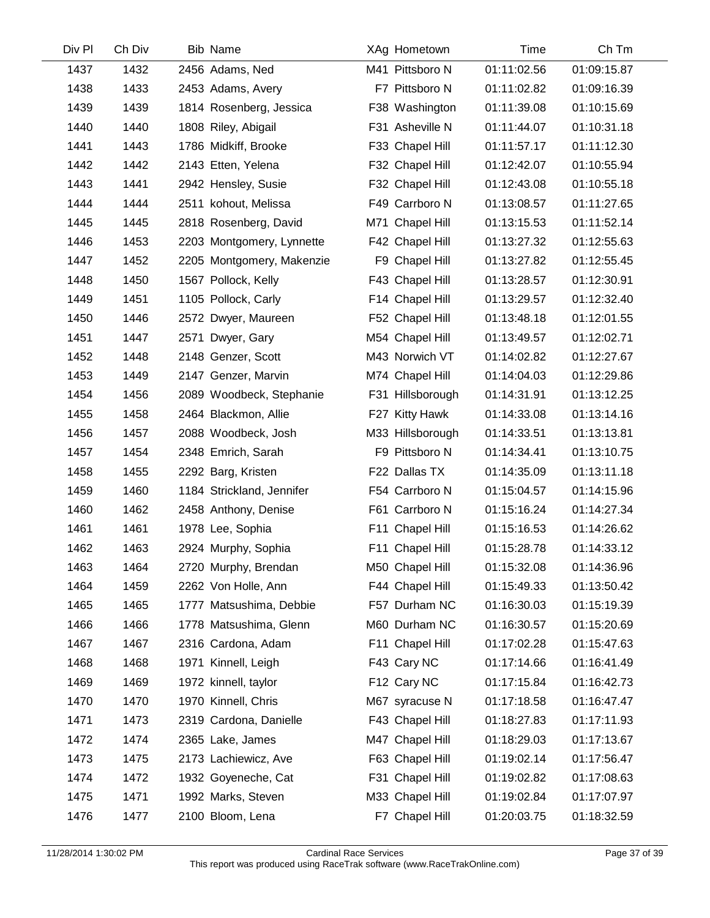| Div Pl | Ch Div | Bib | Name | XAg | Hometown | Time | Ch Tm |
|---|---|---|---|---|---|---|---|
| 1437 | 1432 | 2456 | Adams, Ned | M41 | Pittsboro N | 01:11:02.56 | 01:09:15.87 |
| 1438 | 1433 | 2453 | Adams, Avery | F7 | Pittsboro N | 01:11:02.82 | 01:09:16.39 |
| 1439 | 1439 | 1814 | Rosenberg, Jessica | F38 | Washington | 01:11:39.08 | 01:10:15.69 |
| 1440 | 1440 | 1808 | Riley, Abigail | F31 | Asheville N | 01:11:44.07 | 01:10:31.18 |
| 1441 | 1443 | 1786 | Midkiff, Brooke | F33 | Chapel Hill | 01:11:57.17 | 01:11:12.30 |
| 1442 | 1442 | 2143 | Etten, Yelena | F32 | Chapel Hill | 01:12:42.07 | 01:10:55.94 |
| 1443 | 1441 | 2942 | Hensley, Susie | F32 | Chapel Hill | 01:12:43.08 | 01:10:55.18 |
| 1444 | 1444 | 2511 | kohout, Melissa | F49 | Carrboro N | 01:13:08.57 | 01:11:27.65 |
| 1445 | 1445 | 2818 | Rosenberg, David | M71 | Chapel Hill | 01:13:15.53 | 01:11:52.14 |
| 1446 | 1453 | 2203 | Montgomery, Lynnette | F42 | Chapel Hill | 01:13:27.32 | 01:12:55.63 |
| 1447 | 1452 | 2205 | Montgomery, Makenzie | F9 | Chapel Hill | 01:13:27.82 | 01:12:55.45 |
| 1448 | 1450 | 1567 | Pollock, Kelly | F43 | Chapel Hill | 01:13:28.57 | 01:12:30.91 |
| 1449 | 1451 | 1105 | Pollock, Carly | F14 | Chapel Hill | 01:13:29.57 | 01:12:32.40 |
| 1450 | 1446 | 2572 | Dwyer, Maureen | F52 | Chapel Hill | 01:13:48.18 | 01:12:01.55 |
| 1451 | 1447 | 2571 | Dwyer, Gary | M54 | Chapel Hill | 01:13:49.57 | 01:12:02.71 |
| 1452 | 1448 | 2148 | Genzer, Scott | M43 | Norwich VT | 01:14:02.82 | 01:12:27.67 |
| 1453 | 1449 | 2147 | Genzer, Marvin | M74 | Chapel Hill | 01:14:04.03 | 01:12:29.86 |
| 1454 | 1456 | 2089 | Woodbeck, Stephanie | F31 | Hillsborough | 01:14:31.91 | 01:13:12.25 |
| 1455 | 1458 | 2464 | Blackmon, Allie | F27 | Kitty Hawk | 01:14:33.08 | 01:13:14.16 |
| 1456 | 1457 | 2088 | Woodbeck, Josh | M33 | Hillsborough | 01:14:33.51 | 01:13:13.81 |
| 1457 | 1454 | 2348 | Emrich, Sarah | F9 | Pittsboro N | 01:14:34.41 | 01:13:10.75 |
| 1458 | 1455 | 2292 | Barg, Kristen | F22 | Dallas TX | 01:14:35.09 | 01:13:11.18 |
| 1459 | 1460 | 1184 | Strickland, Jennifer | F54 | Carrboro N | 01:15:04.57 | 01:14:15.96 |
| 1460 | 1462 | 2458 | Anthony, Denise | F61 | Carrboro N | 01:15:16.24 | 01:14:27.34 |
| 1461 | 1461 | 1978 | Lee, Sophia | F11 | Chapel Hill | 01:15:16.53 | 01:14:26.62 |
| 1462 | 1463 | 2924 | Murphy, Sophia | F11 | Chapel Hill | 01:15:28.78 | 01:14:33.12 |
| 1463 | 1464 | 2720 | Murphy, Brendan | M50 | Chapel Hill | 01:15:32.08 | 01:14:36.96 |
| 1464 | 1459 | 2262 | Von Holle, Ann | F44 | Chapel Hill | 01:15:49.33 | 01:13:50.42 |
| 1465 | 1465 | 1777 | Matsushima, Debbie | F57 | Durham NC | 01:16:30.03 | 01:15:19.39 |
| 1466 | 1466 | 1778 | Matsushima, Glenn | M60 | Durham NC | 01:16:30.57 | 01:15:20.69 |
| 1467 | 1467 | 2316 | Cardona, Adam | F11 | Chapel Hill | 01:17:02.28 | 01:15:47.63 |
| 1468 | 1468 | 1971 | Kinnell, Leigh | F43 | Cary NC | 01:17:14.66 | 01:16:41.49 |
| 1469 | 1469 | 1972 | kinnell, taylor | F12 | Cary NC | 01:17:15.84 | 01:16:42.73 |
| 1470 | 1470 | 1970 | Kinnell, Chris | M67 | syracuse N | 01:17:18.58 | 01:16:47.47 |
| 1471 | 1473 | 2319 | Cardona, Danielle | F43 | Chapel Hill | 01:18:27.83 | 01:17:11.93 |
| 1472 | 1474 | 2365 | Lake, James | M47 | Chapel Hill | 01:18:29.03 | 01:17:13.67 |
| 1473 | 1475 | 2173 | Lachiewicz, Ave | F63 | Chapel Hill | 01:19:02.14 | 01:17:56.47 |
| 1474 | 1472 | 1932 | Goyeneche, Cat | F31 | Chapel Hill | 01:19:02.82 | 01:17:08.63 |
| 1475 | 1471 | 1992 | Marks, Steven | M33 | Chapel Hill | 01:19:02.84 | 01:17:07.97 |
| 1476 | 1477 | 2100 | Bloom, Lena | F7 | Chapel Hill | 01:20:03.75 | 01:18:32.59 |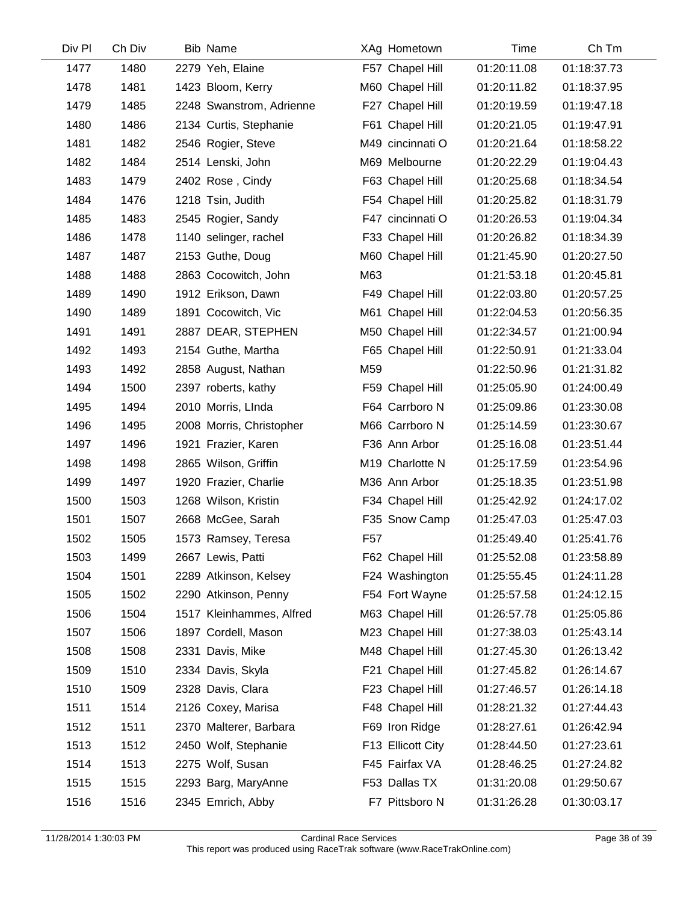| Div Pl | Ch Div | Bib | Name | XAg | Hometown | Time | Ch Tm |
|---|---|---|---|---|---|---|---|
| 1477 | 1480 | 2279 | Yeh, Elaine | F57 | Chapel Hill | 01:20:11.08 | 01:18:37.73 |
| 1478 | 1481 | 1423 | Bloom, Kerry | M60 | Chapel Hill | 01:20:11.82 | 01:18:37.95 |
| 1479 | 1485 | 2248 | Swanstrom, Adrienne | F27 | Chapel Hill | 01:20:19.59 | 01:19:47.18 |
| 1480 | 1486 | 2134 | Curtis, Stephanie | F61 | Chapel Hill | 01:20:21.05 | 01:19:47.91 |
| 1481 | 1482 | 2546 | Rogier, Steve | M49 | cincinnati O | 01:20:21.64 | 01:18:58.22 |
| 1482 | 1484 | 2514 | Lenski, John | M69 | Melbourne | 01:20:22.29 | 01:19:04.43 |
| 1483 | 1479 | 2402 | Rose , Cindy | F63 | Chapel Hill | 01:20:25.68 | 01:18:34.54 |
| 1484 | 1476 | 1218 | Tsin, Judith | F54 | Chapel Hill | 01:20:25.82 | 01:18:31.79 |
| 1485 | 1483 | 2545 | Rogier, Sandy | F47 | cincinnati O | 01:20:26.53 | 01:19:04.34 |
| 1486 | 1478 | 1140 | selinger, rachel | F33 | Chapel Hill | 01:20:26.82 | 01:18:34.39 |
| 1487 | 1487 | 2153 | Guthe, Doug | M60 | Chapel Hill | 01:21:45.90 | 01:20:27.50 |
| 1488 | 1488 | 2863 | Cocowitch, John | M63 | | 01:21:53.18 | 01:20:45.81 |
| 1489 | 1490 | 1912 | Erikson, Dawn | F49 | Chapel Hill | 01:22:03.80 | 01:20:57.25 |
| 1490 | 1489 | 1891 | Cocowitch, Vic | M61 | Chapel Hill | 01:22:04.53 | 01:20:56.35 |
| 1491 | 1491 | 2887 | DEAR, STEPHEN | M50 | Chapel Hill | 01:22:34.57 | 01:21:00.94 |
| 1492 | 1493 | 2154 | Guthe, Martha | F65 | Chapel Hill | 01:22:50.91 | 01:21:33.04 |
| 1493 | 1492 | 2858 | August, Nathan | M59 | | 01:22:50.96 | 01:21:31.82 |
| 1494 | 1500 | 2397 | roberts, kathy | F59 | Chapel Hill | 01:25:05.90 | 01:24:00.49 |
| 1495 | 1494 | 2010 | Morris, LInda | F64 | Carrboro N | 01:25:09.86 | 01:23:30.08 |
| 1496 | 1495 | 2008 | Morris, Christopher | M66 | Carrboro N | 01:25:14.59 | 01:23:30.67 |
| 1497 | 1496 | 1921 | Frazier, Karen | F36 | Ann Arbor | 01:25:16.08 | 01:23:51.44 |
| 1498 | 1498 | 2865 | Wilson, Griffin | M19 | Charlotte N | 01:25:17.59 | 01:23:54.96 |
| 1499 | 1497 | 1920 | Frazier, Charlie | M36 | Ann Arbor | 01:25:18.35 | 01:23:51.98 |
| 1500 | 1503 | 1268 | Wilson, Kristin | F34 | Chapel Hill | 01:25:42.92 | 01:24:17.02 |
| 1501 | 1507 | 2668 | McGee, Sarah | F35 | Snow Camp | 01:25:47.03 | 01:25:47.03 |
| 1502 | 1505 | 1573 | Ramsey, Teresa | F57 | | 01:25:49.40 | 01:25:41.76 |
| 1503 | 1499 | 2667 | Lewis, Patti | F62 | Chapel Hill | 01:25:52.08 | 01:23:58.89 |
| 1504 | 1501 | 2289 | Atkinson, Kelsey | F24 | Washington | 01:25:55.45 | 01:24:11.28 |
| 1505 | 1502 | 2290 | Atkinson, Penny | F54 | Fort Wayne | 01:25:57.58 | 01:24:12.15 |
| 1506 | 1504 | 1517 | Kleinhammes, Alfred | M63 | Chapel Hill | 01:26:57.78 | 01:25:05.86 |
| 1507 | 1506 | 1897 | Cordell, Mason | M23 | Chapel Hill | 01:27:38.03 | 01:25:43.14 |
| 1508 | 1508 | 2331 | Davis, Mike | M48 | Chapel Hill | 01:27:45.30 | 01:26:13.42 |
| 1509 | 1510 | 2334 | Davis, Skyla | F21 | Chapel Hill | 01:27:45.82 | 01:26:14.67 |
| 1510 | 1509 | 2328 | Davis, Clara | F23 | Chapel Hill | 01:27:46.57 | 01:26:14.18 |
| 1511 | 1514 | 2126 | Coxey, Marisa | F48 | Chapel Hill | 01:28:21.32 | 01:27:44.43 |
| 1512 | 1511 | 2370 | Malterer, Barbara | F69 | Iron Ridge | 01:28:27.61 | 01:26:42.94 |
| 1513 | 1512 | 2450 | Wolf, Stephanie | F13 | Ellicott City | 01:28:44.50 | 01:27:23.61 |
| 1514 | 1513 | 2275 | Wolf, Susan | F45 | Fairfax VA | 01:28:46.25 | 01:27:24.82 |
| 1515 | 1515 | 2293 | Barg, MaryAnne | F53 | Dallas TX | 01:31:20.08 | 01:29:50.67 |
| 1516 | 1516 | 2345 | Emrich, Abby | F7 | Pittsboro N | 01:31:26.28 | 01:30:03.17 |

11/28/2014 1:30:03 PM Cardinal Race Services
This report was produced using RaceTrak software (www.RaceTrakOnline.com)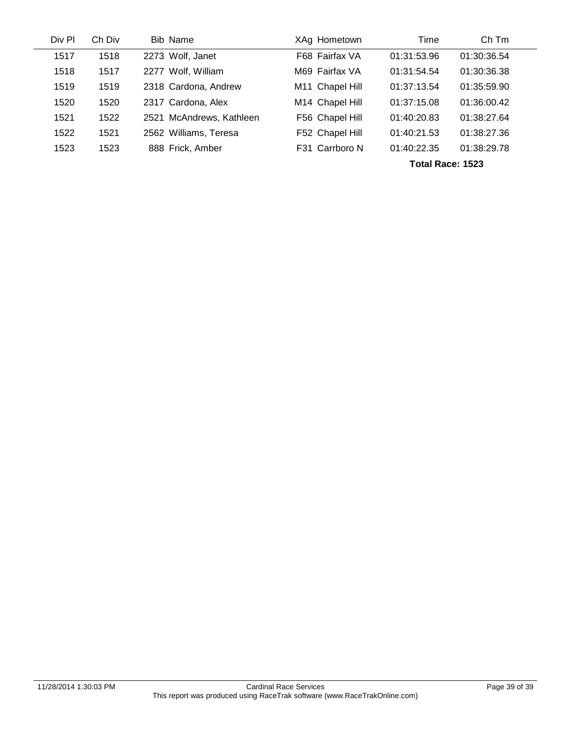| Div Pl | Ch Div | Bib | Name | XAg | Hometown | Time | Ch Tm |
|---|---|---|---|---|---|---|---|
| 1517 | 1518 | 2273 | Wolf, Janet | F68 | Fairfax VA | 01:31:53.96 | 01:30:36.54 |
| 1518 | 1517 | 2277 | Wolf, William | M69 | Fairfax VA | 01:31:54.54 | 01:30:36.38 |
| 1519 | 1519 | 2318 | Cardona, Andrew | M11 | Chapel Hill | 01:37:13.54 | 01:35:59.90 |
| 1520 | 1520 | 2317 | Cardona, Alex | M14 | Chapel Hill | 01:37:15.08 | 01:36:00.42 |
| 1521 | 1522 | 2521 | McAndrews, Kathleen | F56 | Chapel Hill | 01:40:20.83 | 01:38:27.64 |
| 1522 | 1521 | 2562 | Williams, Teresa | F52 | Chapel Hill | 01:40:21.53 | 01:38:27.36 |
| 1523 | 1523 | 888 | Frick, Amber | F31 | Carrboro N | 01:40:22.35 | 01:38:29.78 |

**Total Race: 1523**

11/28/2014 1:30:03 PM

Cardinal Race Services

This report was produced using RaceTrak software (www.RaceTrakOnline.com)